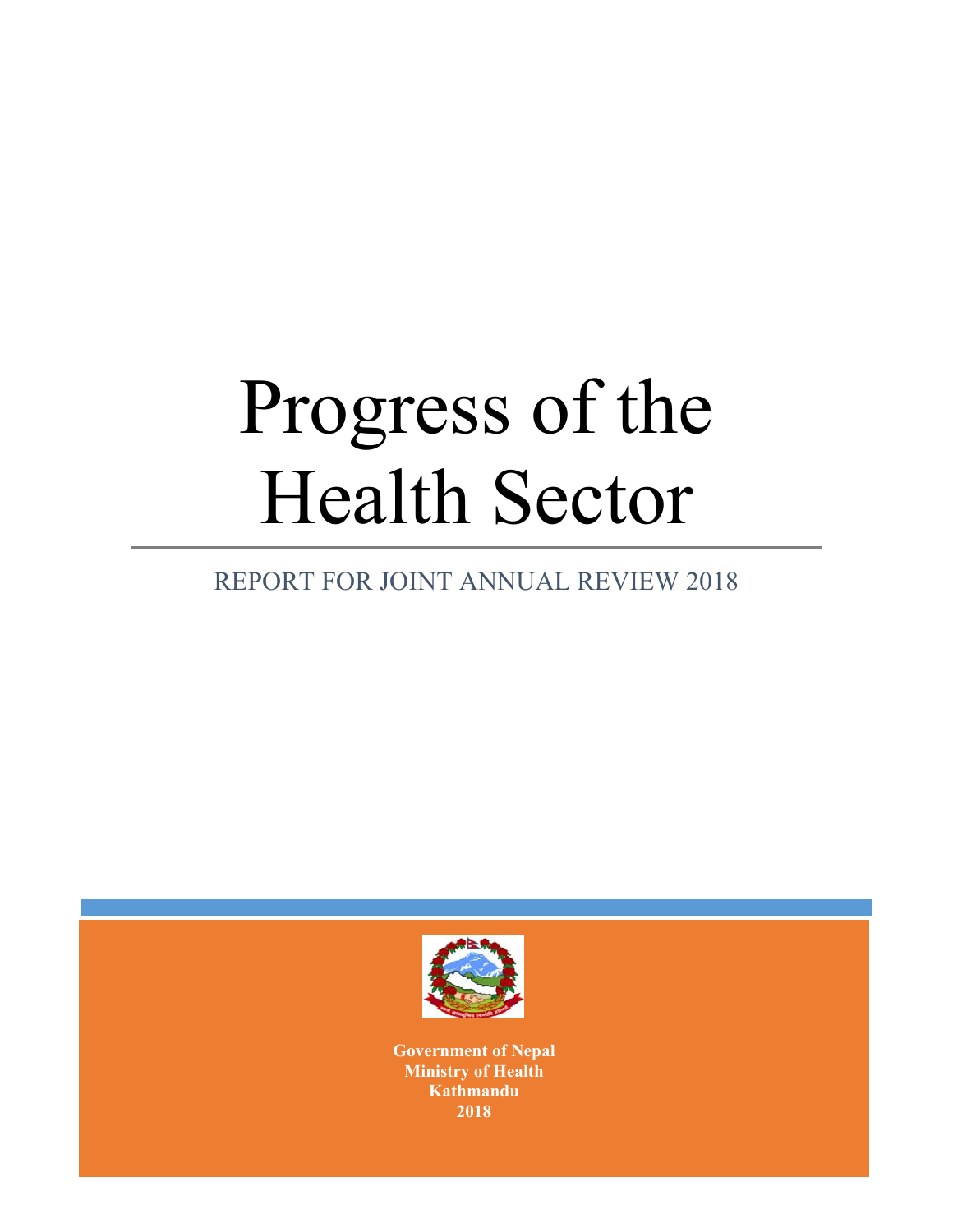# Progress of the Health Sector

REPORT FOR JOINT ANNUAL REVIEW 2018

**Government of Nepal**
**Ministry of Health**
**Kathmandu**
**2018**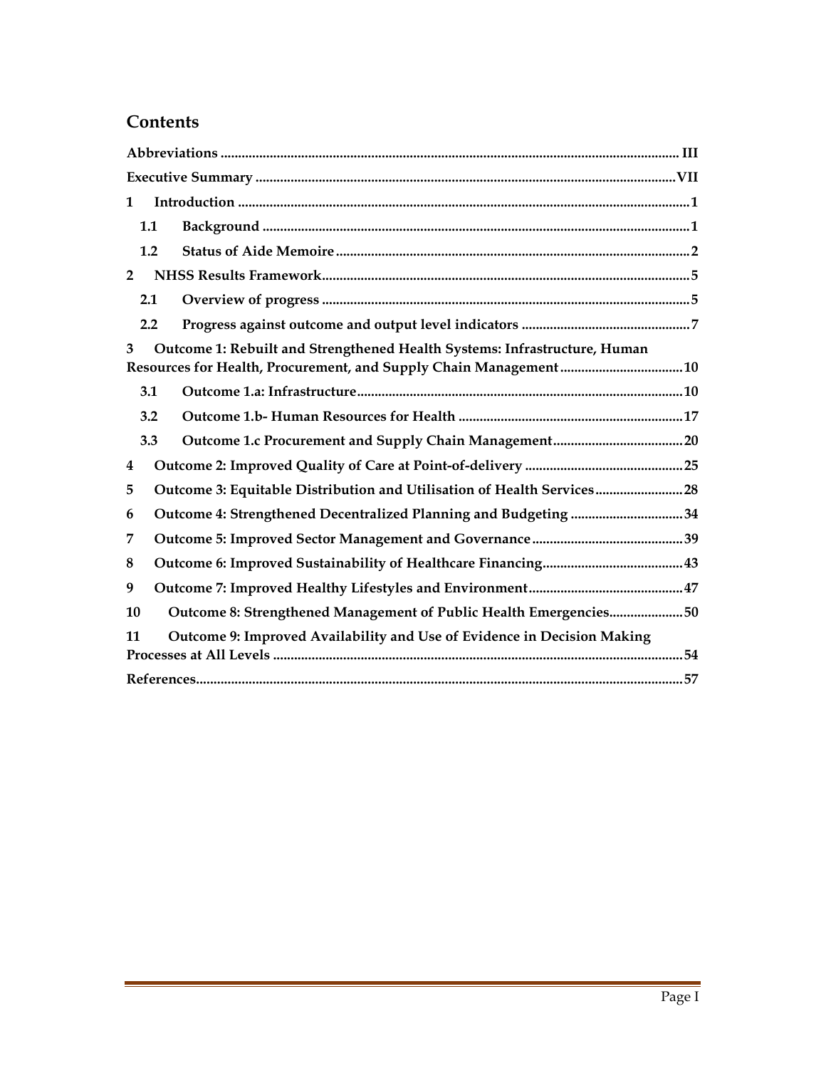# Contents

Abbreviations ..... III

Executive Summary ..... VII

1 Introduction ..... 1

1.1 Background ..... 1

1.2 Status of Aide Memoire ..... 2

2 NHSS Results Framework ..... 5

2.1 Overview of progress ..... 5

2.2 Progress against outcome and output level indicators ..... 7

3 Outcome 1: Rebuilt and Strengthened Health Systems: Infrastructure, Human Resources for Health, Procurement, and Supply Chain Management ..... 10

3.1 Outcome 1.a: Infrastructure ..... 10

3.2 Outcome 1.b- Human Resources for Health ..... 17

3.3 Outcome 1.c Procurement and Supply Chain Management ..... 20

4 Outcome 2: Improved Quality of Care at Point-of-delivery ..... 25

5 Outcome 3: Equitable Distribution and Utilisation of Health Services ..... 28

6 Outcome 4: Strengthened Decentralized Planning and Budgeting ..... 34

7 Outcome 5: Improved Sector Management and Governance ..... 39

8 Outcome 6: Improved Sustainability of Healthcare Financing ..... 43

9 Outcome 7: Improved Healthy Lifestyles and Environment ..... 47

10 Outcome 8: Strengthened Management of Public Health Emergencies ..... 50

11 Outcome 9: Improved Availability and Use of Evidence in Decision Making Processes at All Levels ..... 54

References ..... 57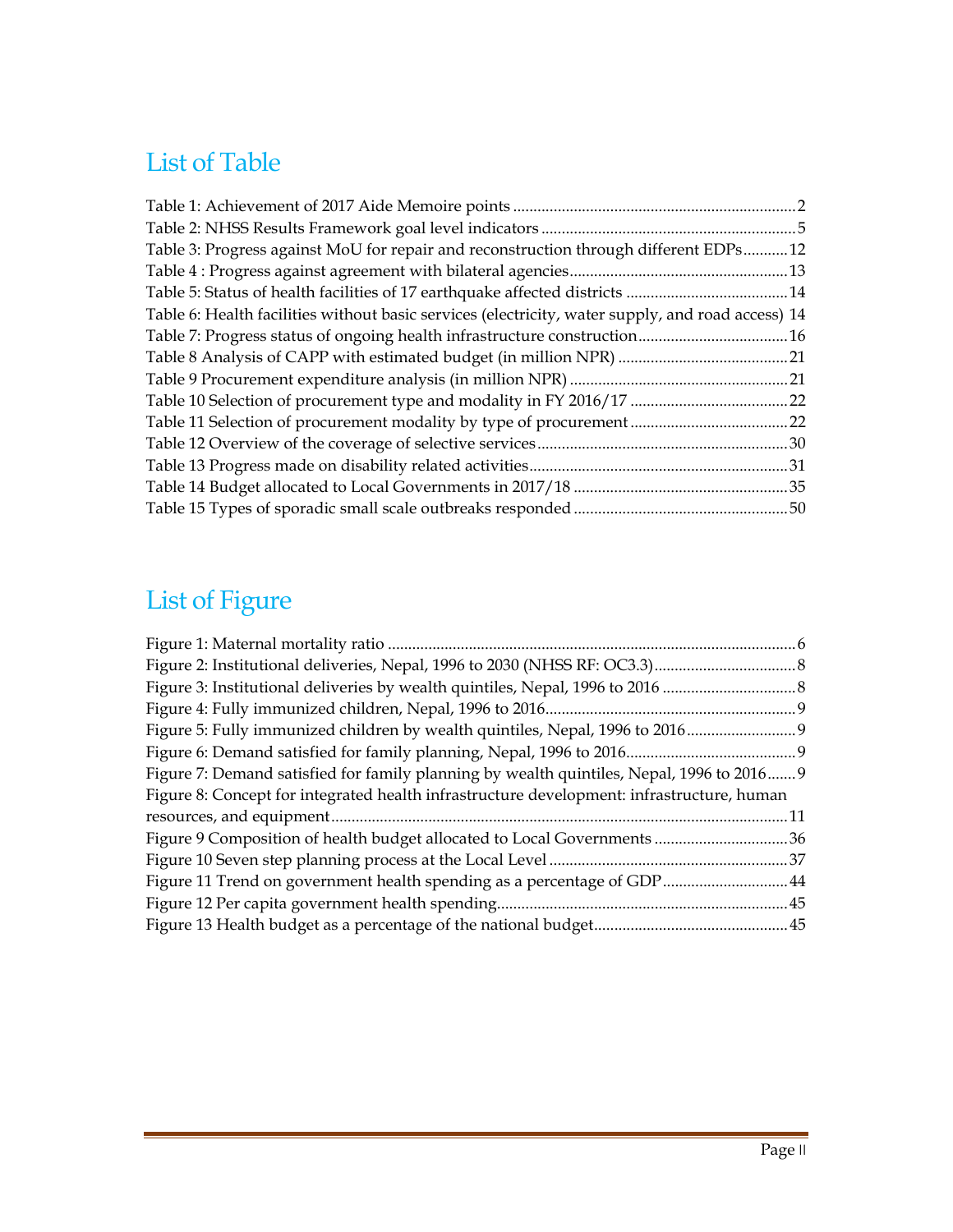# List of Table

Table 1: Achievement of 2017 Aide Memoire points ..... 2
Table 2: NHSS Results Framework goal level indicators ..... 5
Table 3: Progress against MoU for repair and reconstruction through different EDPs ..... 12
Table 4 : Progress against agreement with bilateral agencies ..... 13
Table 5: Status of health facilities of 17 earthquake affected districts ..... 14
Table 6: Health facilities without basic services (electricity, water supply, and road access) 14
Table 7: Progress status of ongoing health infrastructure construction ..... 16
Table 8 Analysis of CAPP with estimated budget (in million NPR) ..... 21
Table 9 Procurement expenditure analysis (in million NPR) ..... 21
Table 10 Selection of procurement type and modality in FY 2016/17 ..... 22
Table 11 Selection of procurement modality by type of procurement ..... 22
Table 12 Overview of the coverage of selective services ..... 30
Table 13 Progress made on disability related activities ..... 31
Table 14 Budget allocated to Local Governments in 2017/18 ..... 35
Table 15 Types of sporadic small scale outbreaks responded ..... 50

# List of Figure

Figure 1: Maternal mortality ratio ..... 6
Figure 2: Institutional deliveries, Nepal, 1996 to 2030 (NHSS RF: OC3.3) ..... 8
Figure 3: Institutional deliveries by wealth quintiles, Nepal, 1996 to 2016 ..... 8
Figure 4: Fully immunized children, Nepal, 1996 to 2016 ..... 9
Figure 5: Fully immunized children by wealth quintiles, Nepal, 1996 to 2016 ..... 9
Figure 6: Demand satisfied for family planning, Nepal, 1996 to 2016 ..... 9
Figure 7: Demand satisfied for family planning by wealth quintiles, Nepal, 1996 to 2016 ..... 9
Figure 8: Concept for integrated health infrastructure development: infrastructure, human resources, and equipment ..... 11
Figure 9 Composition of health budget allocated to Local Governments ..... 36
Figure 10 Seven step planning process at the Local Level ..... 37
Figure 11 Trend on government health spending as a percentage of GDP ..... 44
Figure 12 Per capita government health spending ..... 45
Figure 13 Health budget as a percentage of the national budget ..... 45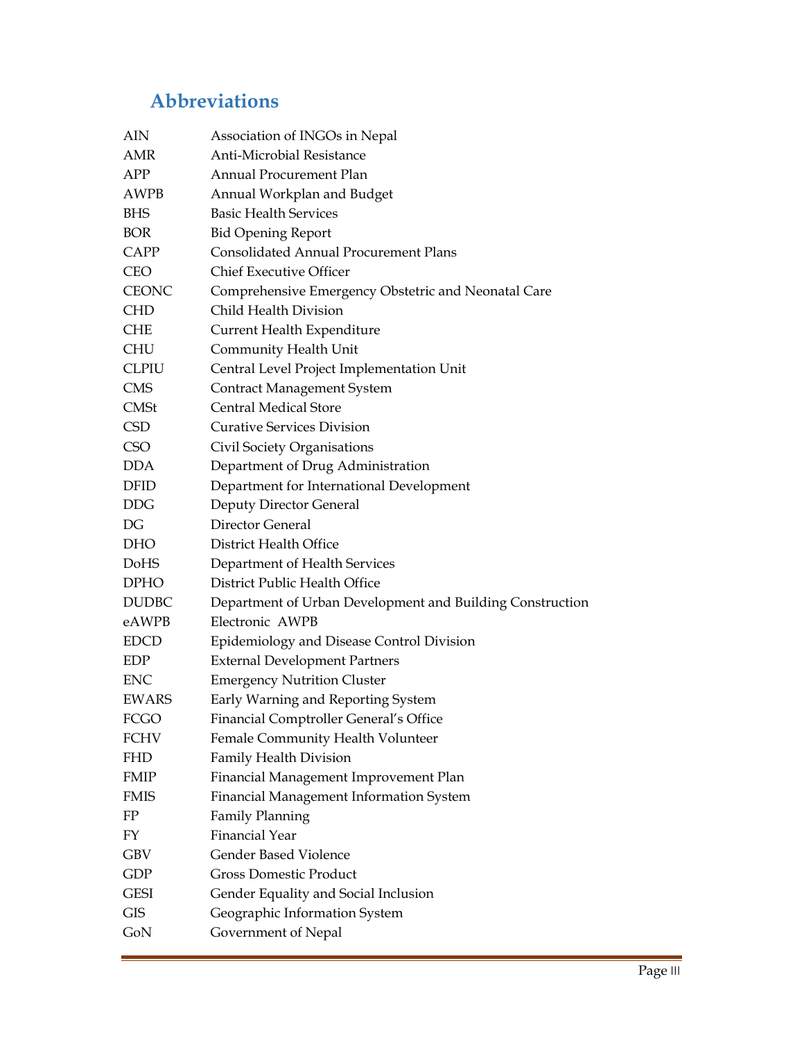## Abbreviations

| | |
|---|---|
| AIN | Association of INGOs in Nepal |
| AMR | Anti-Microbial Resistance |
| APP | Annual Procurement Plan |
| AWPB | Annual Workplan and Budget |
| BHS | Basic Health Services |
| BOR | Bid Opening Report |
| CAPP | Consolidated Annual Procurement Plans |
| CEO | Chief Executive Officer |
| CEONC | Comprehensive Emergency Obstetric and Neonatal Care |
| CHD | Child Health Division |
| CHE | Current Health Expenditure |
| CHU | Community Health Unit |
| CLPIU | Central Level Project Implementation Unit |
| CMS | Contract Management System |
| CMSt | Central Medical Store |
| CSD | Curative Services Division |
| CSO | Civil Society Organisations |
| DDA | Department of Drug Administration |
| DFID | Department for International Development |
| DDG | Deputy Director General |
| DG | Director General |
| DHO | District Health Office |
| DoHS | Department of Health Services |
| DPHO | District Public Health Office |
| DUDBC | Department of Urban Development and Building Construction |
| eAWPB | Electronic AWPB |
| EDCD | Epidemiology and Disease Control Division |
| EDP | External Development Partners |
| ENC | Emergency Nutrition Cluster |
| EWARS | Early Warning and Reporting System |
| FCGO | Financial Comptroller General's Office |
| FCHV | Female Community Health Volunteer |
| FHD | Family Health Division |
| FMIP | Financial Management Improvement Plan |
| FMIS | Financial Management Information System |
| FP | Family Planning |
| FY | Financial Year |
| GBV | Gender Based Violence |
| GDP | Gross Domestic Product |
| GESI | Gender Equality and Social Inclusion |
| GIS | Geographic Information System |
| GoN | Government of Nepal |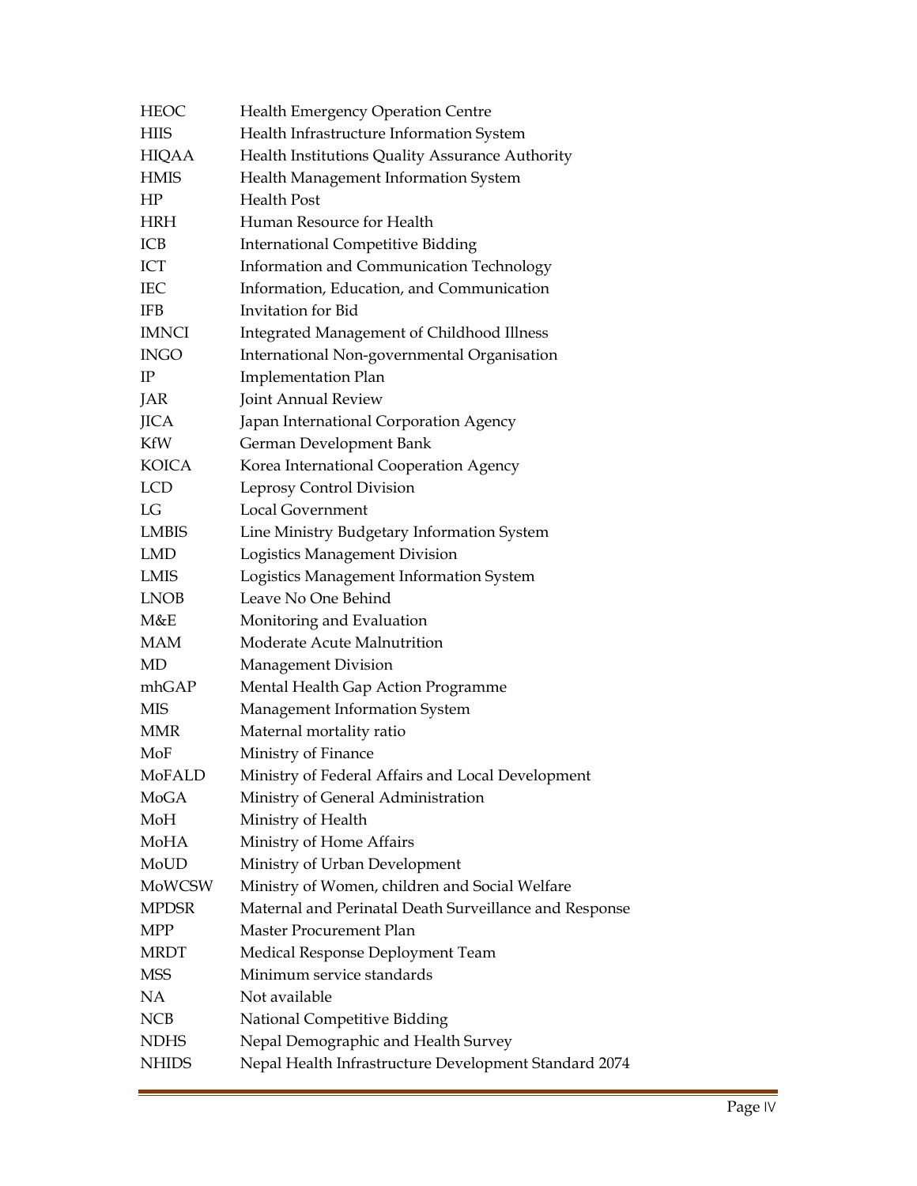| | |
|---|---|
| HEOC | Health Emergency Operation Centre |
| HIIS | Health Infrastructure Information System |
| HIQAA | Health Institutions Quality Assurance Authority |
| HMIS | Health Management Information System |
| HP | Health Post |
| HRH | Human Resource for Health |
| ICB | International Competitive Bidding |
| ICT | Information and Communication Technology |
| IEC | Information, Education, and Communication |
| IFB | Invitation for Bid |
| IMNCI | Integrated Management of Childhood Illness |
| INGO | International Non-governmental Organisation |
| IP | Implementation Plan |
| JAR | Joint Annual Review |
| JICA | Japan International Corporation Agency |
| KfW | German Development Bank |
| KOICA | Korea International Cooperation Agency |
| LCD | Leprosy Control Division |
| LG | Local Government |
| LMBIS | Line Ministry Budgetary Information System |
| LMD | Logistics Management Division |
| LMIS | Logistics Management Information System |
| LNOB | Leave No One Behind |
| M&E | Monitoring and Evaluation |
| MAM | Moderate Acute Malnutrition |
| MD | Management Division |
| mhGAP | Mental Health Gap Action Programme |
| MIS | Management Information System |
| MMR | Maternal mortality ratio |
| MoF | Ministry of Finance |
| MoFALD | Ministry of Federal Affairs and Local Development |
| MoGA | Ministry of General Administration |
| MoH | Ministry of Health |
| MoHA | Ministry of Home Affairs |
| MoUD | Ministry of Urban Development |
| MoWCSW | Ministry of Women, children and Social Welfare |
| MPDSR | Maternal and Perinatal Death Surveillance and Response |
| MPP | Master Procurement Plan |
| MRDT | Medical Response Deployment Team |
| MSS | Minimum service standards |
| NA | Not available |
| NCB | National Competitive Bidding |
| NDHS | Nepal Demographic and Health Survey |
| NHIDS | Nepal Health Infrastructure Development Standard 2074 |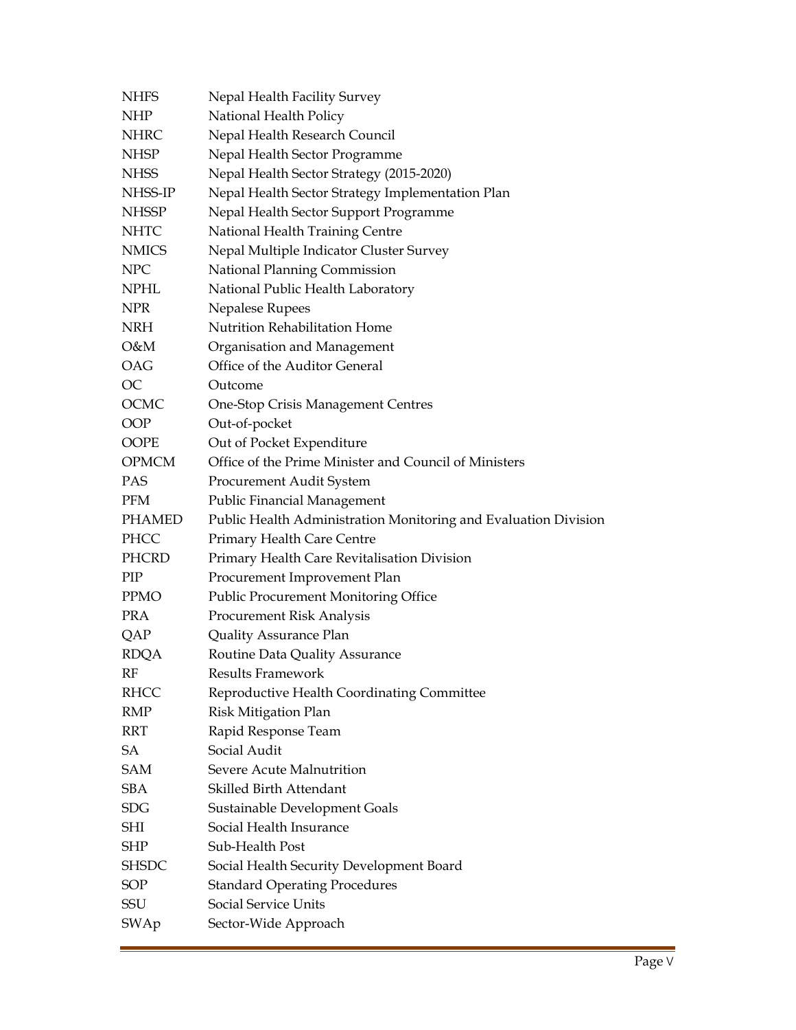| | |
|---|---|
| NHFS | Nepal Health Facility Survey |
| NHP | National Health Policy |
| NHRC | Nepal Health Research Council |
| NHSP | Nepal Health Sector Programme |
| NHSS | Nepal Health Sector Strategy (2015-2020) |
| NHSS-IP | Nepal Health Sector Strategy Implementation Plan |
| NHSSP | Nepal Health Sector Support Programme |
| NHTC | National Health Training Centre |
| NMICS | Nepal Multiple Indicator Cluster Survey |
| NPC | National Planning Commission |
| NPHL | National Public Health Laboratory |
| NPR | Nepalese Rupees |
| NRH | Nutrition Rehabilitation Home |
| O&M | Organisation and Management |
| OAG | Office of the Auditor General |
| OC | Outcome |
| OCMC | One-Stop Crisis Management Centres |
| OOP | Out-of-pocket |
| OOPE | Out of Pocket Expenditure |
| OPMCM | Office of the Prime Minister and Council of Ministers |
| PAS | Procurement Audit System |
| PFM | Public Financial Management |
| PHAMED | Public Health Administration Monitoring and Evaluation Division |
| PHCC | Primary Health Care Centre |
| PHCRD | Primary Health Care Revitalisation Division |
| PIP | Procurement Improvement Plan |
| PPMO | Public Procurement Monitoring Office |
| PRA | Procurement Risk Analysis |
| QAP | Quality Assurance Plan |
| RDQA | Routine Data Quality Assurance |
| RF | Results Framework |
| RHCC | Reproductive Health Coordinating Committee |
| RMP | Risk Mitigation Plan |
| RRT | Rapid Response Team |
| SA | Social Audit |
| SAM | Severe Acute Malnutrition |
| SBA | Skilled Birth Attendant |
| SDG | Sustainable Development Goals |
| SHI | Social Health Insurance |
| SHP | Sub-Health Post |
| SHSDC | Social Health Security Development Board |
| SOP | Standard Operating Procedures |
| SSU | Social Service Units |
| SWAp | Sector-Wide Approach |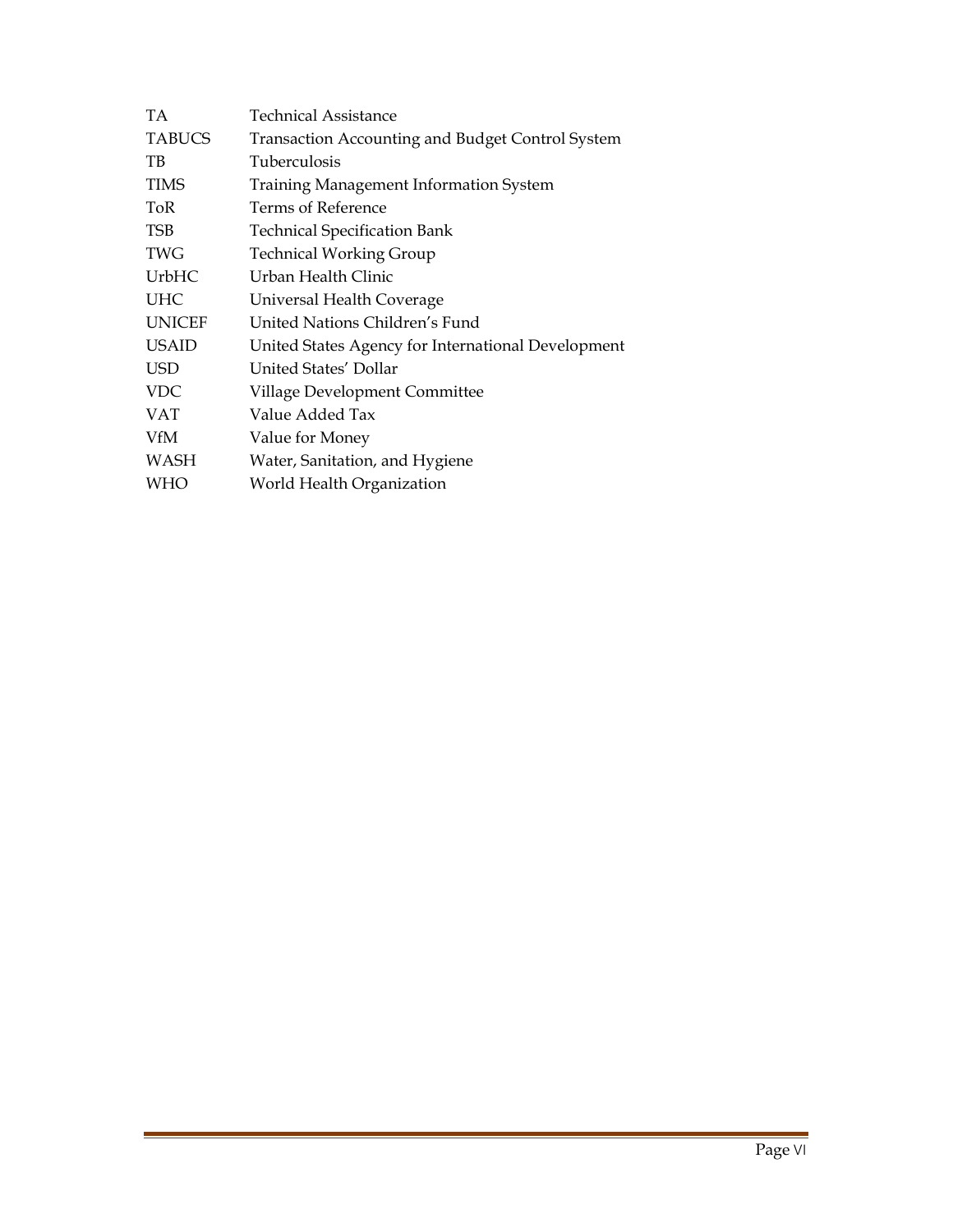| | |
|---|---|
| TA | Technical Assistance |
| TABUCS | Transaction Accounting and Budget Control System |
| TB | Tuberculosis |
| TIMS | Training Management Information System |
| ToR | Terms of Reference |
| TSB | Technical Specification Bank |
| TWG | Technical Working Group |
| UrbHC | Urban Health Clinic |
| UHC | Universal Health Coverage |
| UNICEF | United Nations Children's Fund |
| USAID | United States Agency for International Development |
| USD | United States' Dollar |
| VDC | Village Development Committee |
| VAT | Value Added Tax |
| VfM | Value for Money |
| WASH | Water, Sanitation, and Hygiene |
| WHO | World Health Organization |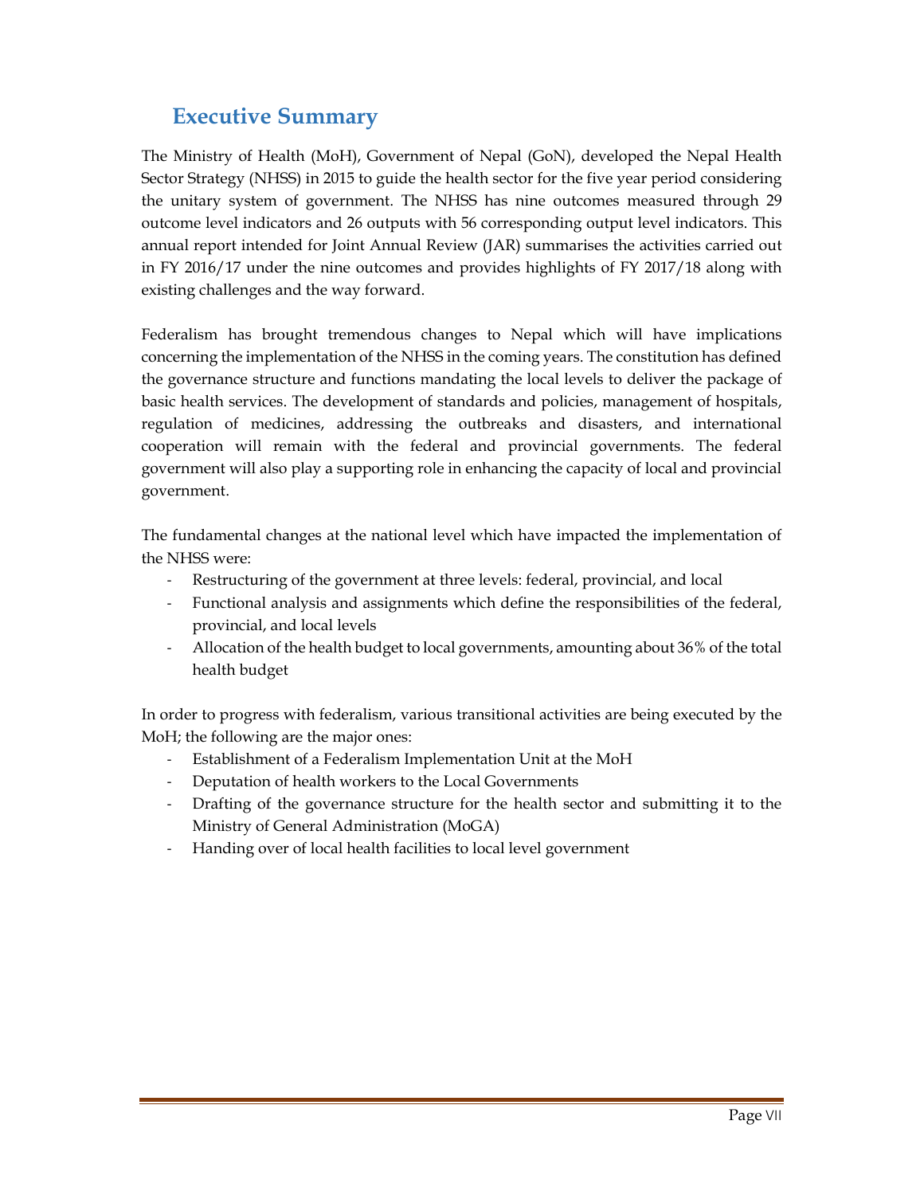# Executive Summary

The Ministry of Health (MoH), Government of Nepal (GoN), developed the Nepal Health Sector Strategy (NHSS) in 2015 to guide the health sector for the five year period considering the unitary system of government. The NHSS has nine outcomes measured through 29 outcome level indicators and 26 outputs with 56 corresponding output level indicators. This annual report intended for Joint Annual Review (JAR) summarises the activities carried out in FY 2016/17 under the nine outcomes and provides highlights of FY 2017/18 along with existing challenges and the way forward.

Federalism has brought tremendous changes to Nepal which will have implications concerning the implementation of the NHSS in the coming years. The constitution has defined the governance structure and functions mandating the local levels to deliver the package of basic health services. The development of standards and policies, management of hospitals, regulation of medicines, addressing the outbreaks and disasters, and international cooperation will remain with the federal and provincial governments. The federal government will also play a supporting role in enhancing the capacity of local and provincial government.

The fundamental changes at the national level which have impacted the implementation of the NHSS were:

- Restructuring of the government at three levels: federal, provincial, and local
- Functional analysis and assignments which define the responsibilities of the federal, provincial, and local levels
- Allocation of the health budget to local governments, amounting about 36% of the total health budget

In order to progress with federalism, various transitional activities are being executed by the MoH; the following are the major ones:

- Establishment of a Federalism Implementation Unit at the MoH
- Deputation of health workers to the Local Governments
- Drafting of the governance structure for the health sector and submitting it to the Ministry of General Administration (MoGA)
- Handing over of local health facilities to local level government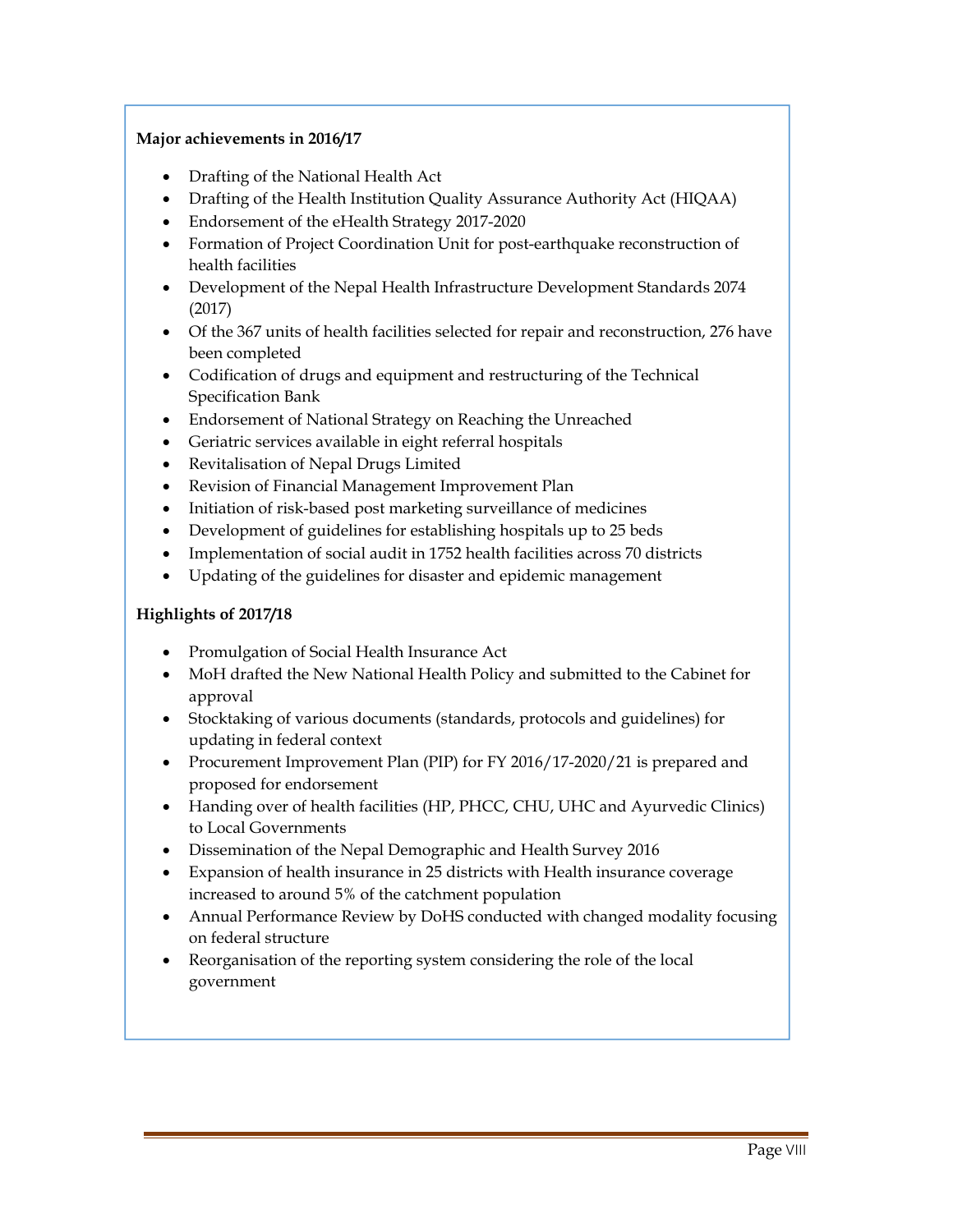**Major achievements in 2016/17**

- Drafting of the National Health Act
- Drafting of the Health Institution Quality Assurance Authority Act (HIQAA)
- Endorsement of the eHealth Strategy 2017-2020
- Formation of Project Coordination Unit for post-earthquake reconstruction of health facilities
- Development of the Nepal Health Infrastructure Development Standards 2074 (2017)
- Of the 367 units of health facilities selected for repair and reconstruction, 276 have been completed
- Codification of drugs and equipment and restructuring of the Technical Specification Bank
- Endorsement of National Strategy on Reaching the Unreached
- Geriatric services available in eight referral hospitals
- Revitalisation of Nepal Drugs Limited
- Revision of Financial Management Improvement Plan
- Initiation of risk-based post marketing surveillance of medicines
- Development of guidelines for establishing hospitals up to 25 beds
- Implementation of social audit in 1752 health facilities across 70 districts
- Updating of the guidelines for disaster and epidemic management

**Highlights of 2017/18**

- Promulgation of Social Health Insurance Act
- MoH drafted the New National Health Policy and submitted to the Cabinet for approval
- Stocktaking of various documents (standards, protocols and guidelines) for updating in federal context
- Procurement Improvement Plan (PIP) for FY 2016/17-2020/21 is prepared and proposed for endorsement
- Handing over of health facilities (HP, PHCC, CHU, UHC and Ayurvedic Clinics) to Local Governments
- Dissemination of the Nepal Demographic and Health Survey 2016
- Expansion of health insurance in 25 districts with Health insurance coverage increased to around 5% of the catchment population
- Annual Performance Review by DoHS conducted with changed modality focusing on federal structure
- Reorganisation of the reporting system considering the role of the local government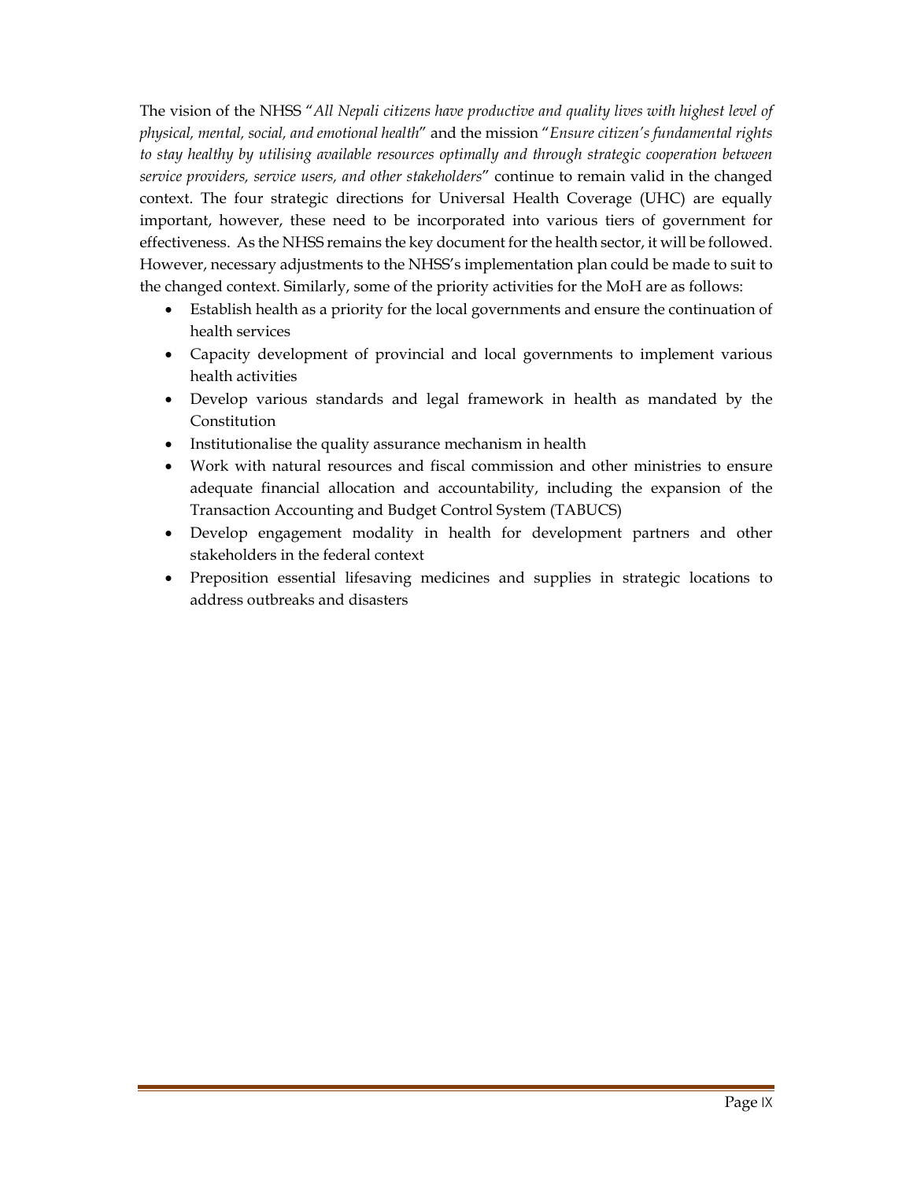The vision of the NHSS "*All Nepali citizens have productive and quality lives with highest level of physical, mental, social, and emotional health*" and the mission "*Ensure citizen's fundamental rights to stay healthy by utilising available resources optimally and through strategic cooperation between service providers, service users, and other stakeholders*" continue to remain valid in the changed context. The four strategic directions for Universal Health Coverage (UHC) are equally important, however, these need to be incorporated into various tiers of government for effectiveness. As the NHSS remains the key document for the health sector, it will be followed. However, necessary adjustments to the NHSS's implementation plan could be made to suit to the changed context. Similarly, some of the priority activities for the MoH are as follows:

- Establish health as a priority for the local governments and ensure the continuation of health services
- Capacity development of provincial and local governments to implement various health activities
- Develop various standards and legal framework in health as mandated by the Constitution
- Institutionalise the quality assurance mechanism in health
- Work with natural resources and fiscal commission and other ministries to ensure adequate financial allocation and accountability, including the expansion of the Transaction Accounting and Budget Control System (TABUCS)
- Develop engagement modality in health for development partners and other stakeholders in the federal context
- Preposition essential lifesaving medicines and supplies in strategic locations to address outbreaks and disasters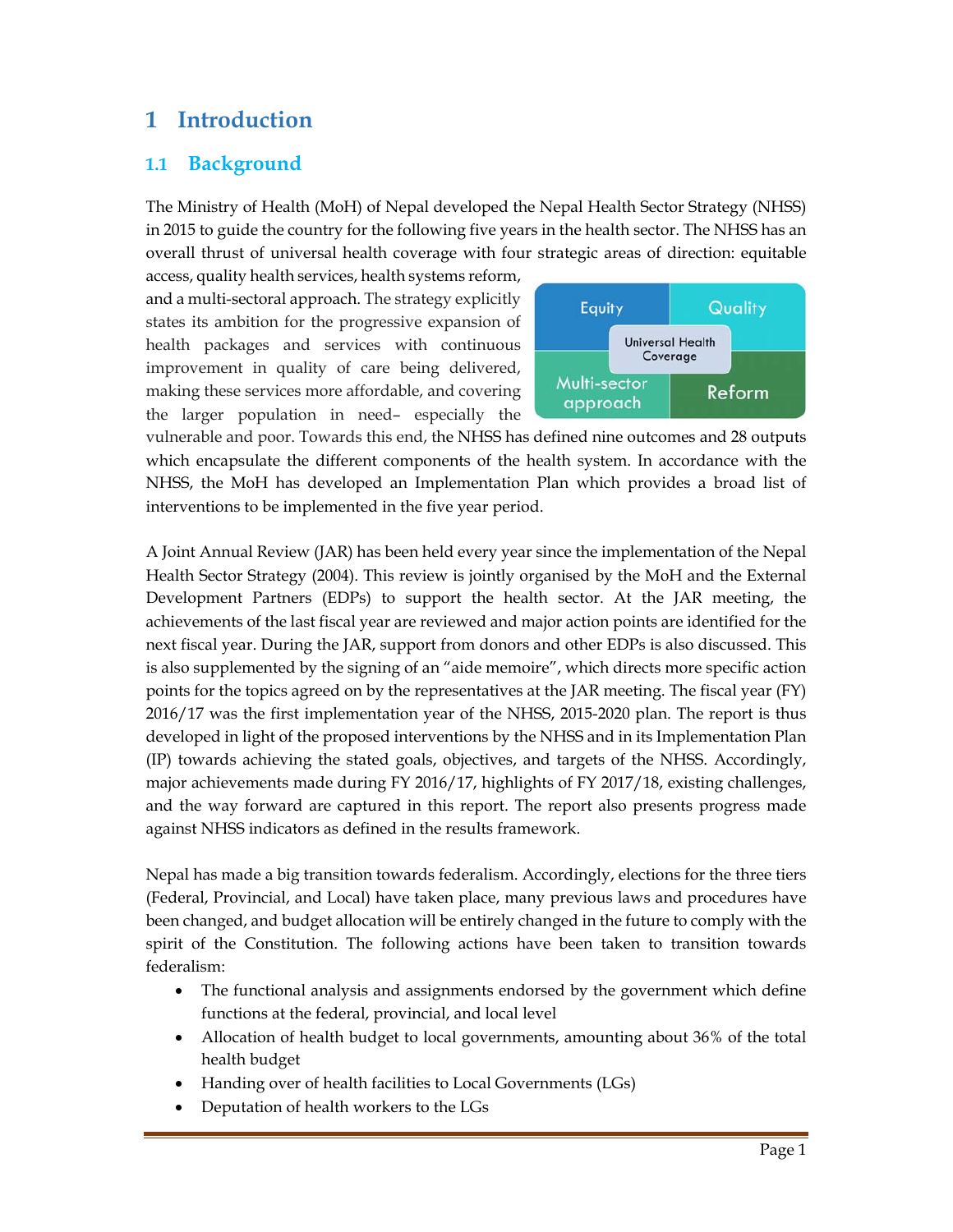# 1 Introduction

## 1.1 Background

The Ministry of Health (MoH) of Nepal developed the Nepal Health Sector Strategy (NHSS) in 2015 to guide the country for the following five years in the health sector. The NHSS has an overall thrust of universal health coverage with four strategic areas of direction: equitable access, quality health services, health systems reform, and a multi-sectoral approach. The strategy explicitly states its ambition for the progressive expansion of health packages and services with continuous improvement in quality of care being delivered, making these services more affordable, and covering the larger population in need– especially the vulnerable and poor. Towards this end, the NHSS has defined nine outcomes and 28 outputs which encapsulate the different components of the health system. In accordance with the NHSS, the MoH has developed an Implementation Plan which provides a broad list of interventions to be implemented in the five year period.

A Joint Annual Review (JAR) has been held every year since the implementation of the Nepal Health Sector Strategy (2004). This review is jointly organised by the MoH and the External Development Partners (EDPs) to support the health sector. At the JAR meeting, the achievements of the last fiscal year are reviewed and major action points are identified for the next fiscal year. During the JAR, support from donors and other EDPs is also discussed. This is also supplemented by the signing of an "aide memoire", which directs more specific action points for the topics agreed on by the representatives at the JAR meeting. The fiscal year (FY) 2016/17 was the first implementation year of the NHSS, 2015-2020 plan. The report is thus developed in light of the proposed interventions by the NHSS and in its Implementation Plan (IP) towards achieving the stated goals, objectives, and targets of the NHSS. Accordingly, major achievements made during FY 2016/17, highlights of FY 2017/18, existing challenges, and the way forward are captured in this report. The report also presents progress made against NHSS indicators as defined in the results framework.

Nepal has made a big transition towards federalism. Accordingly, elections for the three tiers (Federal, Provincial, and Local) have taken place, many previous laws and procedures have been changed, and budget allocation will be entirely changed in the future to comply with the spirit of the Constitution. The following actions have been taken to transition towards federalism:

- The functional analysis and assignments endorsed by the government which define functions at the federal, provincial, and local level
- Allocation of health budget to local governments, amounting about 36% of the total health budget
- Handing over of health facilities to Local Governments (LGs)
- Deputation of health workers to the LGs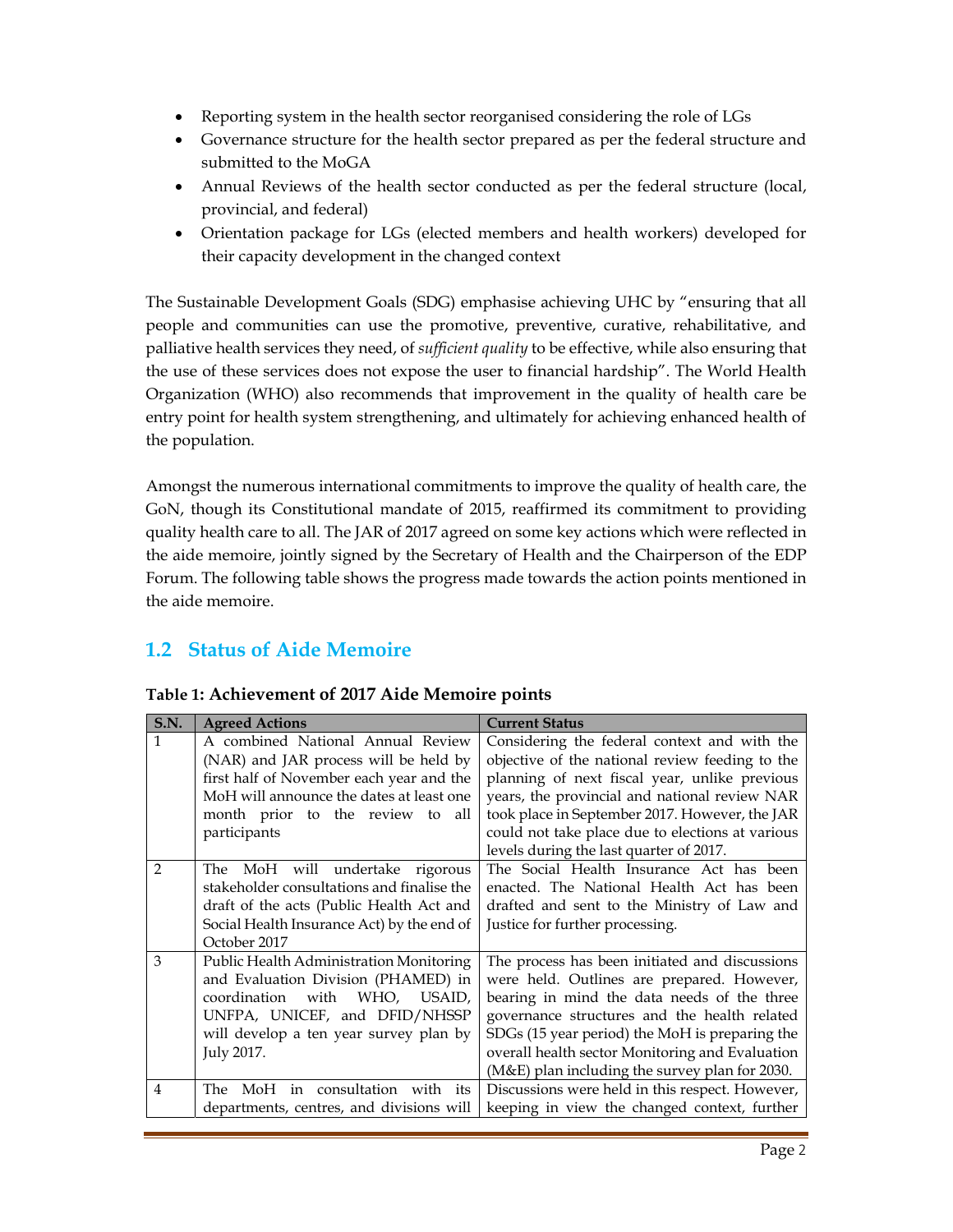- Reporting system in the health sector reorganised considering the role of LGs
- Governance structure for the health sector prepared as per the federal structure and submitted to the MoGA
- Annual Reviews of the health sector conducted as per the federal structure (local, provincial, and federal)
- Orientation package for LGs (elected members and health workers) developed for their capacity development in the changed context

The Sustainable Development Goals (SDG) emphasise achieving UHC by "ensuring that all people and communities can use the promotive, preventive, curative, rehabilitative, and palliative health services they need, of *sufficient quality* to be effective, while also ensuring that the use of these services does not expose the user to financial hardship". The World Health Organization (WHO) also recommends that improvement in the quality of health care be entry point for health system strengthening, and ultimately for achieving enhanced health of the population.

Amongst the numerous international commitments to improve the quality of health care, the GoN, though its Constitutional mandate of 2015, reaffirmed its commitment to providing quality health care to all. The JAR of 2017 agreed on some key actions which were reflected in the aide memoire, jointly signed by the Secretary of Health and the Chairperson of the EDP Forum. The following table shows the progress made towards the action points mentioned in the aide memoire.

## 1.2 Status of Aide Memoire

**Table 1: Achievement of 2017 Aide Memoire points**

| S.N. | Agreed Actions | Current Status |
|---|---|---|
| 1 | A combined National Annual Review (NAR) and JAR process will be held by first half of November each year and the MoH will announce the dates at least one month prior to the review to all participants | Considering the federal context and with the objective of the national review feeding to the planning of next fiscal year, unlike previous years, the provincial and national review NAR took place in September 2017. However, the JAR could not take place due to elections at various levels during the last quarter of 2017. |
| 2 | The MoH will undertake rigorous stakeholder consultations and finalise the draft of the acts (Public Health Act and Social Health Insurance Act) by the end of October 2017 | The Social Health Insurance Act has been enacted. The National Health Act has been drafted and sent to the Ministry of Law and Justice for further processing. |
| 3 | Public Health Administration Monitoring and Evaluation Division (PHAMED) in coordination with WHO, USAID, UNFPA, UNICEF, and DFID/NHSSP will develop a ten year survey plan by July 2017. | The process has been initiated and discussions were held. Outlines are prepared. However, bearing in mind the data needs of the three governance structures and the health related SDGs (15 year period) the MoH is preparing the overall health sector Monitoring and Evaluation (M&E) plan including the survey plan for 2030. |
| 4 | The MoH in consultation with its departments, centres, and divisions will | Discussions were held in this respect. However, keeping in view the changed context, further |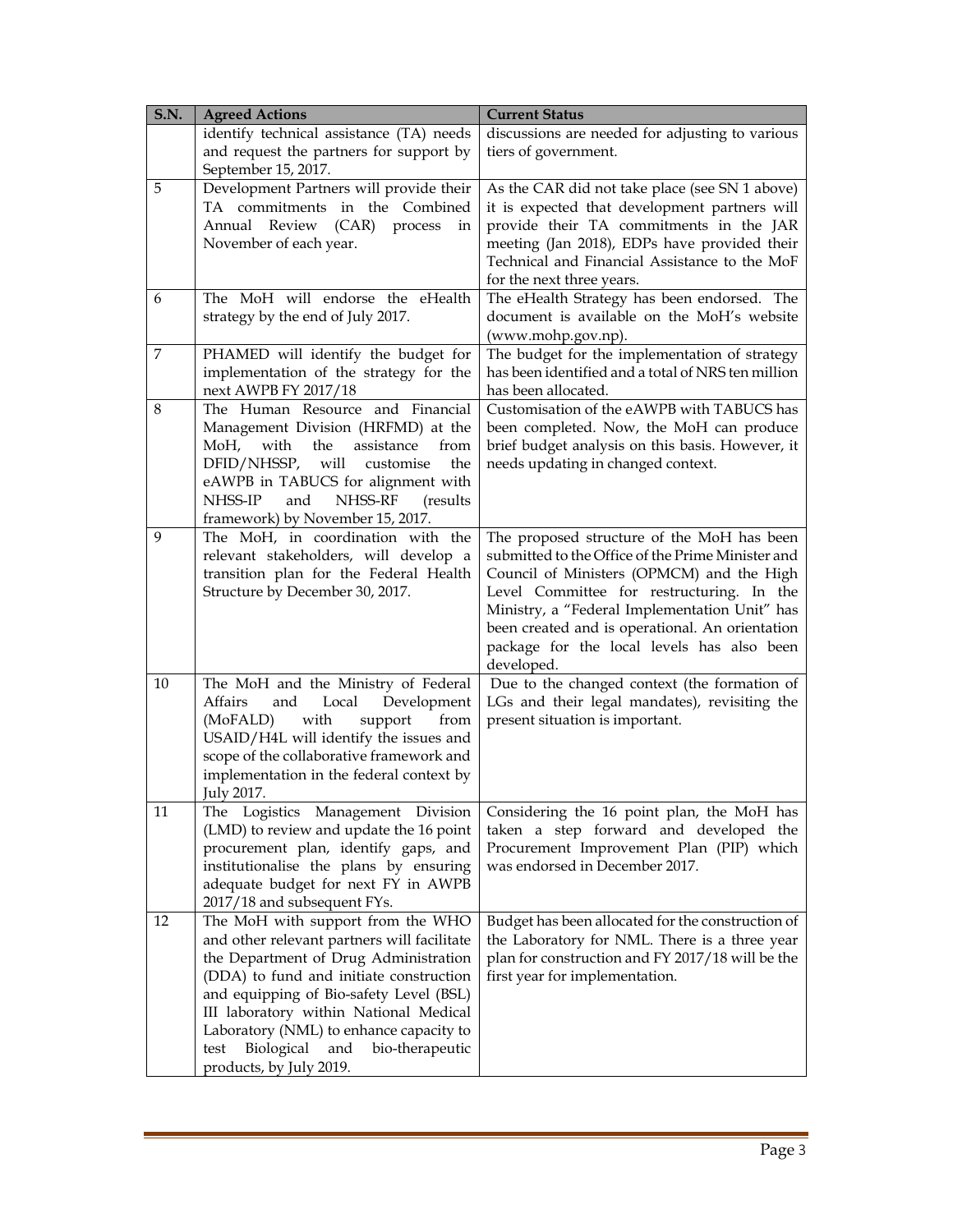| S.N. | Agreed Actions | Current Status |
|---|---|---|
| | identify technical assistance (TA) needs and request the partners for support by September 15, 2017. | discussions are needed for adjusting to various tiers of government. |
| 5 | Development Partners will provide their TA commitments in the Combined Annual Review (CAR) process in November of each year. | As the CAR did not take place (see SN 1 above) it is expected that development partners will provide their TA commitments in the JAR meeting (Jan 2018), EDPs have provided their Technical and Financial Assistance to the MoF for the next three years. |
| 6 | The MoH will endorse the eHealth strategy by the end of July 2017. | The eHealth Strategy has been endorsed. The document is available on the MoH's website (www.mohp.gov.np). |
| 7 | PHAMED will identify the budget for implementation of the strategy for the next AWPB FY 2017/18 | The budget for the implementation of strategy has been identified and a total of NRS ten million has been allocated. |
| 8 | The Human Resource and Financial Management Division (HRFMD) at the MoH, with the assistance from DFID/NHSSP, will customise the eAWPB in TABUCS for alignment with NHSS-IP and NHSS-RF (results framework) by November 15, 2017. | Customisation of the eAWPB with TABUCS has been completed. Now, the MoH can produce brief budget analysis on this basis. However, it needs updating in changed context. |
| 9 | The MoH, in coordination with the relevant stakeholders, will develop a transition plan for the Federal Health Structure by December 30, 2017. | The proposed structure of the MoH has been submitted to the Office of the Prime Minister and Council of Ministers (OPMCM) and the High Level Committee for restructuring. In the Ministry, a "Federal Implementation Unit" has been created and is operational. An orientation package for the local levels has also been developed. |
| 10 | The MoH and the Ministry of Federal Affairs and Local Development (MoFALD) with support from USAID/H4L will identify the issues and scope of the collaborative framework and implementation in the federal context by July 2017. | Due to the changed context (the formation of LGs and their legal mandates), revisiting the present situation is important. |
| 11 | The Logistics Management Division (LMD) to review and update the 16 point procurement plan, identify gaps, and institutionalise the plans by ensuring adequate budget for next FY in AWPB 2017/18 and subsequent FYs. | Considering the 16 point plan, the MoH has taken a step forward and developed the Procurement Improvement Plan (PIP) which was endorsed in December 2017. |
| 12 | The MoH with support from the WHO and other relevant partners will facilitate the Department of Drug Administration (DDA) to fund and initiate construction and equipping of Bio-safety Level (BSL) III laboratory within National Medical Laboratory (NML) to enhance capacity to test Biological and bio-therapeutic products, by July 2019. | Budget has been allocated for the construction of the Laboratory for NML. There is a three year plan for construction and FY 2017/18 will be the first year for implementation. |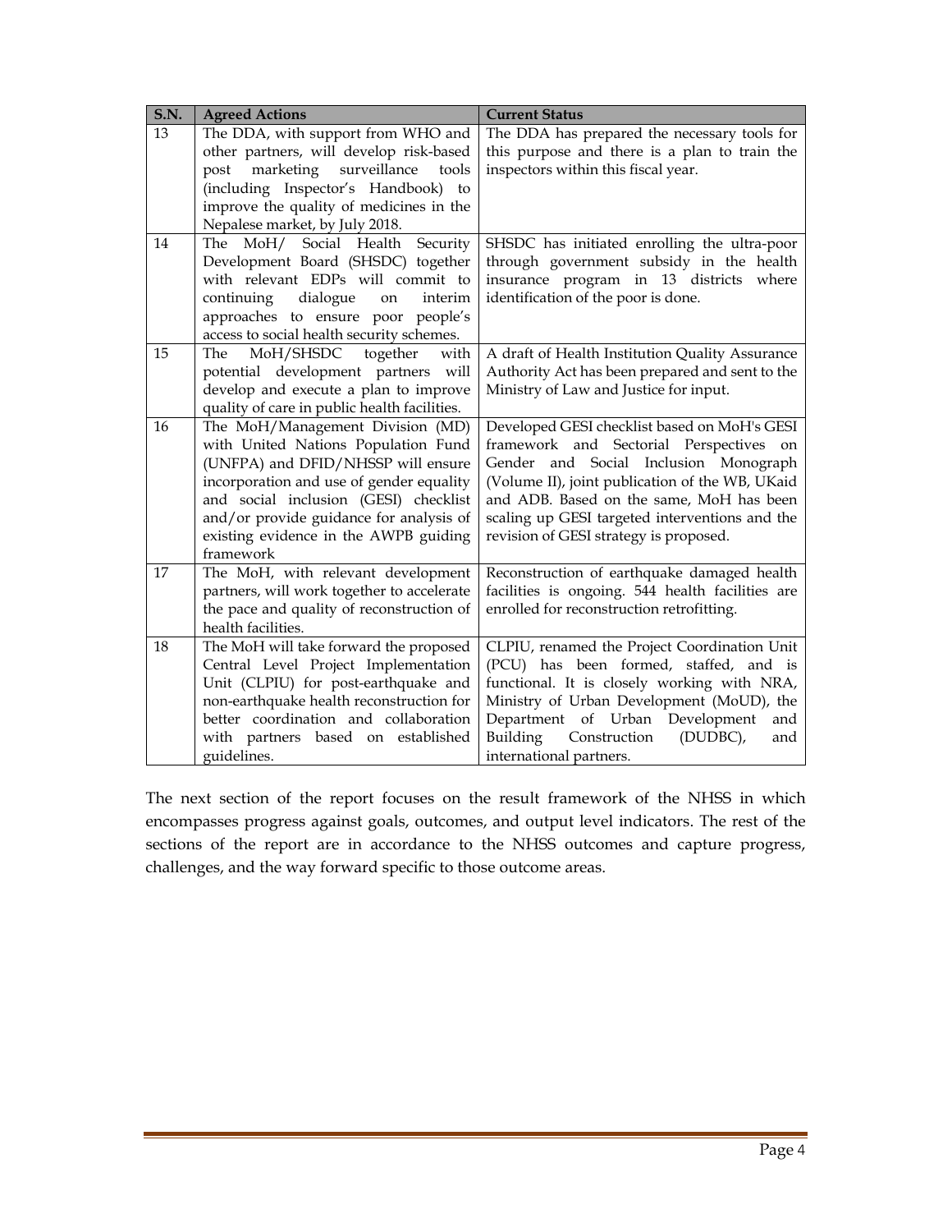| S.N. | Agreed Actions | Current Status |
|---|---|---|
| 13 | The DDA, with support from WHO and other partners, will develop risk-based post marketing surveillance tools (including Inspector's Handbook) to improve the quality of medicines in the Nepalese market, by July 2018. | The DDA has prepared the necessary tools for this purpose and there is a plan to train the inspectors within this fiscal year. |
| 14 | The MoH/ Social Health Security Development Board (SHSDC) together with relevant EDPs will commit to continuing dialogue on interim approaches to ensure poor people's access to social health security schemes. | SHSDC has initiated enrolling the ultra-poor through government subsidy in the health insurance program in 13 districts where identification of the poor is done. |
| 15 | The MoH/SHSDC together with potential development partners will develop and execute a plan to improve quality of care in public health facilities. | A draft of Health Institution Quality Assurance Authority Act has been prepared and sent to the Ministry of Law and Justice for input. |
| 16 | The MoH/Management Division (MD) with United Nations Population Fund (UNFPA) and DFID/NHSSP will ensure incorporation and use of gender equality and social inclusion (GESI) checklist and/or provide guidance for analysis of existing evidence in the AWPB guiding framework | Developed GESI checklist based on MoH's GESI framework and Sectorial Perspectives on Gender and Social Inclusion Monograph (Volume II), joint publication of the WB, UKaid and ADB. Based on the same, MoH has been scaling up GESI targeted interventions and the revision of GESI strategy is proposed. |
| 17 | The MoH, with relevant development partners, will work together to accelerate the pace and quality of reconstruction of health facilities. | Reconstruction of earthquake damaged health facilities is ongoing. 544 health facilities are enrolled for reconstruction retrofitting. |
| 18 | The MoH will take forward the proposed Central Level Project Implementation Unit (CLPIU) for post-earthquake and non-earthquake health reconstruction for better coordination and collaboration with partners based on established guidelines. | CLPIU, renamed the Project Coordination Unit (PCU) has been formed, staffed, and is functional. It is closely working with NRA, Ministry of Urban Development (MoUD), the Department of Urban Development and Building Construction (DUDBC), and international partners. |

The next section of the report focuses on the result framework of the NHSS in which encompasses progress against goals, outcomes, and output level indicators. The rest of the sections of the report are in accordance to the NHSS outcomes and capture progress, challenges, and the way forward specific to those outcome areas.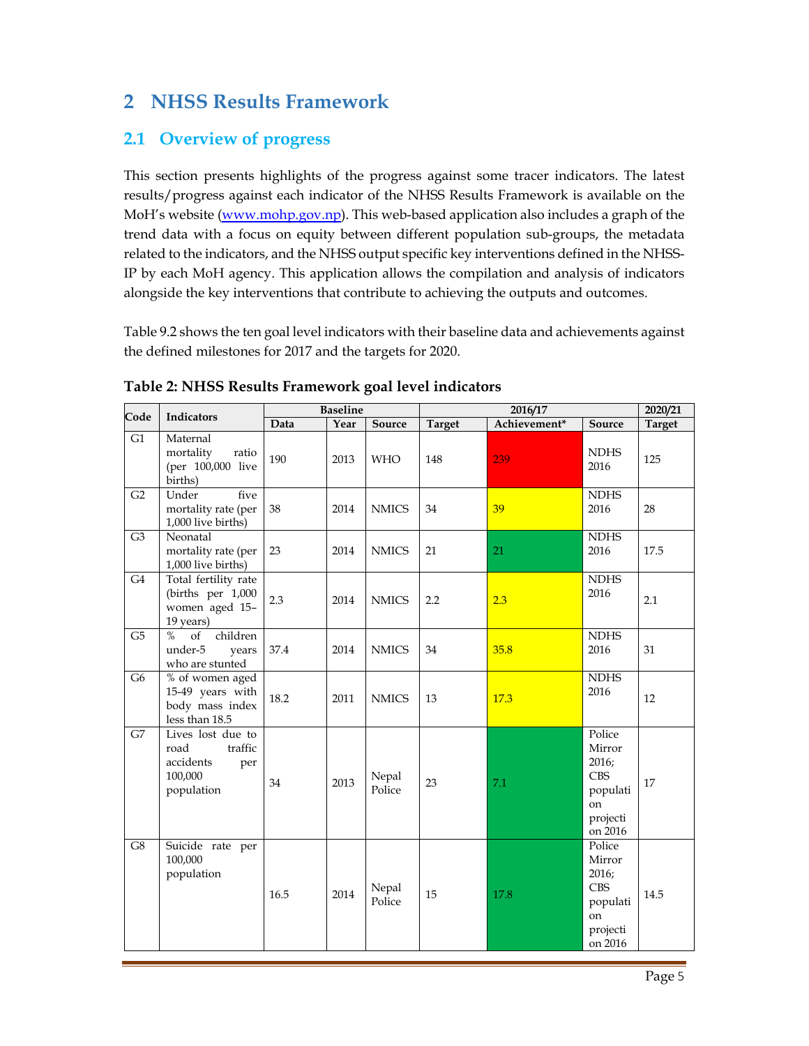# 2 NHSS Results Framework

## 2.1 Overview of progress

This section presents highlights of the progress against some tracer indicators. The latest results/progress against each indicator of the NHSS Results Framework is available on the MoH's website (www.mohp.gov.np). This web-based application also includes a graph of the trend data with a focus on equity between different population sub-groups, the metadata related to the indicators, and the NHSS output specific key interventions defined in the NHSS-IP by each MoH agency. This application allows the compilation and analysis of indicators alongside the key interventions that contribute to achieving the outputs and outcomes.

Table 9.2 shows the ten goal level indicators with their baseline data and achievements against the defined milestones for 2017 and the targets for 2020.

**Table 2: NHSS Results Framework goal level indicators**

| Code | Indicators | Baseline | | | 2016/17 | | | 2020/21 |
|---|---|---|---|---|---|---|---|---|
| | | Data | Year | Source | Target | Achievement* | Source | Target |
| G1 | Maternal mortality ratio (per 100,000 live births) | 190 | 2013 | WHO | 148 | 239 | NDHS 2016 | 125 |
| G2 | Under five mortality rate (per 1,000 live births) | 38 | 2014 | NMICS | 34 | 39 | NDHS 2016 | 28 |
| G3 | Neonatal mortality rate (per 1,000 live births) | 23 | 2014 | NMICS | 21 | 21 | NDHS 2016 | 17.5 |
| G4 | Total fertility rate (births per 1,000 women aged 15–19 years) | 2.3 | 2014 | NMICS | 2.2 | 2.3 | NDHS 2016 | 2.1 |
| G5 | % of children under-5 years who are stunted | 37.4 | 2014 | NMICS | 34 | 35.8 | NDHS 2016 | 31 |
| G6 | % of women aged 15-49 years with body mass index less than 18.5 | 18.2 | 2011 | NMICS | 13 | 17.3 | NDHS 2016 | 12 |
| G7 | Lives lost due to road traffic accidents per 100,000 population | 34 | 2013 | Nepal Police | 23 | 7.1 | Police Mirror 2016; CBS population projection 2016 | 17 |
| G8 | Suicide rate per 100,000 population | 16.5 | 2014 | Nepal Police | 15 | 17.8 | Police Mirror 2016; CBS population projection 2016 | 14.5 |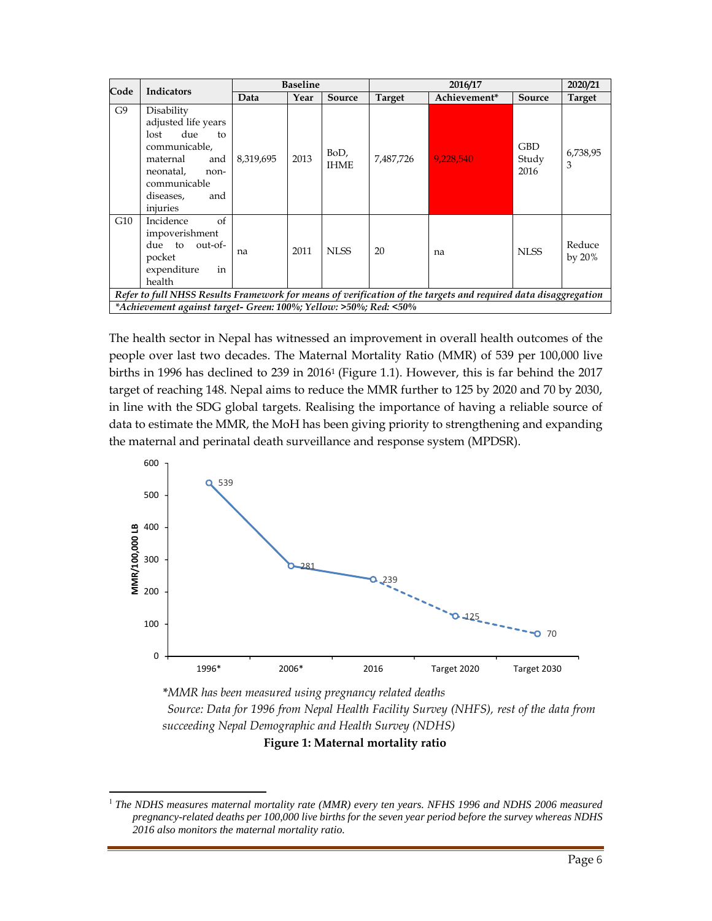| Code | Indicators | Baseline | | | 2016/17 | | | 2020/21 |
|---|---|---|---|---|---|---|---|---|
| | | Data | Year | Source | Target | Achievement* | Source | Target |
| G9 | Disability adjusted life years lost due to communicable, maternal and neonatal, non-communicable diseases, and injuries | 8,319,695 | 2013 | BoD, IHME | 7,487,726 | 9,228,540 | GBD Study 2016 | 6,738,953 |
| G10 | Incidence of impoverishment due to out-of-pocket expenditure in health | na | 2011 | NLSS | 20 | na | NLSS | Reduce by 20% |
| *Refer to full NHSS Results Framework for means of verification of the targets and required data disaggregation* | | | | | | | | |
| *\*Achievement against target- Green: 100%; Yellow: >50%; Red: <50%* | | | | | | | | |

The health sector in Nepal has witnessed an improvement in overall health outcomes of the people over last two decades. The Maternal Mortality Ratio (MMR) of 539 per 100,000 live births in 1996 has declined to 239 in 2016[1] (Figure 1.1). However, this is far behind the 2017 target of reaching 148. Nepal aims to reduce the MMR further to 125 by 2020 and 70 by 2030, in line with the SDG global targets. Realising the importance of having a reliable source of data to estimate the MMR, the MoH has been giving priority to strengthening and expanding the maternal and perinatal death surveillance and response system (MPDSR).

| Year | MMR/100,000 LB |
|---|---|
| 1996* | 539 |
| 2006* | 281 |
| 2016 | 239 |
| Target 2020 | 125 |
| Target 2030 | 70 |

*\*MMR has been measured using pregnancy related deaths*

*Source: Data for 1996 from Nepal Health Facility Survey (NHFS), rest of the data from succeeding Nepal Demographic and Health Survey (NDHS)*

**Figure 1: Maternal mortality ratio**

[1] *The NDHS measures maternal mortality rate (MMR) every ten years. NFHS 1996 and NDHS 2006 measured pregnancy-related deaths per 100,000 live births for the seven year period before the survey whereas NDHS 2016 also monitors the maternal mortality ratio.*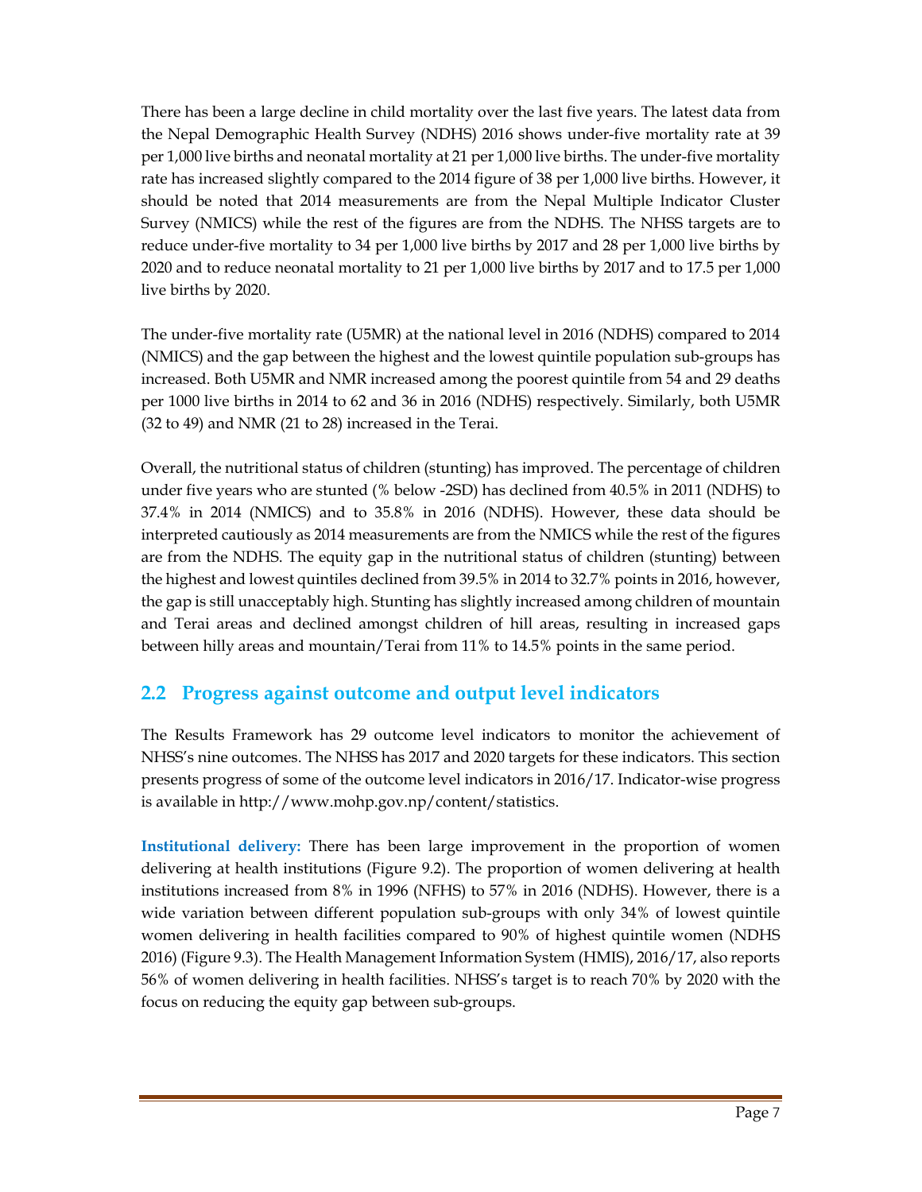There has been a large decline in child mortality over the last five years. The latest data from the Nepal Demographic Health Survey (NDHS) 2016 shows under-five mortality rate at 39 per 1,000 live births and neonatal mortality at 21 per 1,000 live births. The under-five mortality rate has increased slightly compared to the 2014 figure of 38 per 1,000 live births. However, it should be noted that 2014 measurements are from the Nepal Multiple Indicator Cluster Survey (NMICS) while the rest of the figures are from the NDHS. The NHSS targets are to reduce under-five mortality to 34 per 1,000 live births by 2017 and 28 per 1,000 live births by 2020 and to reduce neonatal mortality to 21 per 1,000 live births by 2017 and to 17.5 per 1,000 live births by 2020.

The under-five mortality rate (U5MR) at the national level in 2016 (NDHS) compared to 2014 (NMICS) and the gap between the highest and the lowest quintile population sub-groups has increased. Both U5MR and NMR increased among the poorest quintile from 54 and 29 deaths per 1000 live births in 2014 to 62 and 36 in 2016 (NDHS) respectively. Similarly, both U5MR (32 to 49) and NMR (21 to 28) increased in the Terai.

Overall, the nutritional status of children (stunting) has improved. The percentage of children under five years who are stunted (% below -2SD) has declined from 40.5% in 2011 (NDHS) to 37.4% in 2014 (NMICS) and to 35.8% in 2016 (NDHS). However, these data should be interpreted cautiously as 2014 measurements are from the NMICS while the rest of the figures are from the NDHS. The equity gap in the nutritional status of children (stunting) between the highest and lowest quintiles declined from 39.5% in 2014 to 32.7% points in 2016, however, the gap is still unacceptably high. Stunting has slightly increased among children of mountain and Terai areas and declined amongst children of hill areas, resulting in increased gaps between hilly areas and mountain/Terai from 11% to 14.5% points in the same period.

## 2.2 Progress against outcome and output level indicators

The Results Framework has 29 outcome level indicators to monitor the achievement of NHSS's nine outcomes. The NHSS has 2017 and 2020 targets for these indicators. This section presents progress of some of the outcome level indicators in 2016/17. Indicator-wise progress is available in http://www.mohp.gov.np/content/statistics.

**Institutional delivery:** There has been large improvement in the proportion of women delivering at health institutions (Figure 9.2). The proportion of women delivering at health institutions increased from 8% in 1996 (NFHS) to 57% in 2016 (NDHS). However, there is a wide variation between different population sub-groups with only 34% of lowest quintile women delivering in health facilities compared to 90% of highest quintile women (NDHS 2016) (Figure 9.3). The Health Management Information System (HMIS), 2016/17, also reports 56% of women delivering in health facilities. NHSS's target is to reach 70% by 2020 with the focus on reducing the equity gap between sub-groups.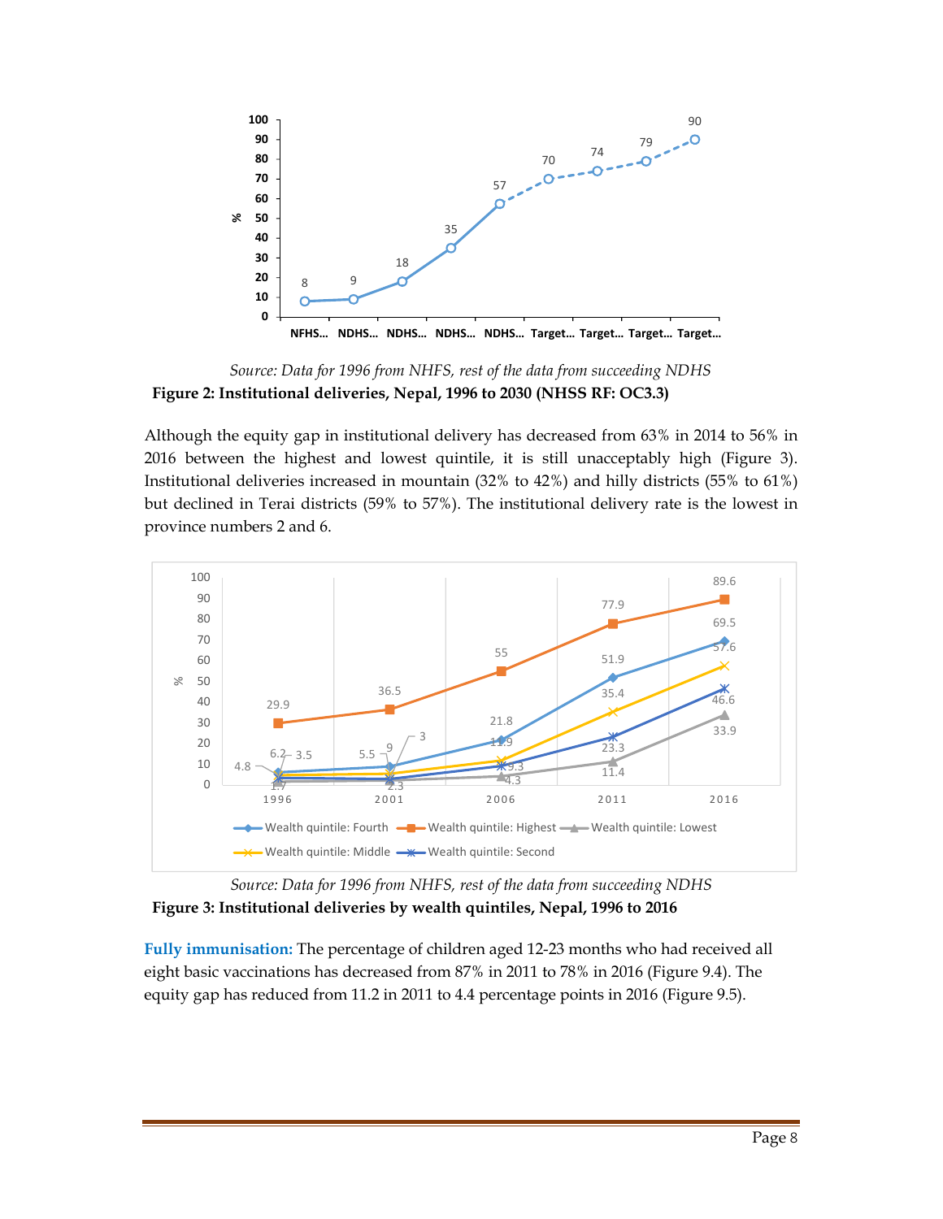*Source: Data for 1996 from NHFS, rest of the data from succeeding NDHS*

**Figure 2: Institutional deliveries, Nepal, 1996 to 2030 (NHSS RF: OC3.3)**

Although the equity gap in institutional delivery has decreased from 63% in 2014 to 56% in 2016 between the highest and lowest quintile, it is still unacceptably high (Figure 3). Institutional deliveries increased in mountain (32% to 42%) and hilly districts (55% to 61%) but declined in Terai districts (59% to 57%). The institutional delivery rate is the lowest in province numbers 2 and 6.

*Source: Data for 1996 from NHFS, rest of the data from succeeding NDHS*

**Figure 3: Institutional deliveries by wealth quintiles, Nepal, 1996 to 2016**

**Fully immunisation:** The percentage of children aged 12-23 months who had received all eight basic vaccinations has decreased from 87% in 2011 to 78% in 2016 (Figure 9.4). The equity gap has reduced from 11.2 in 2011 to 4.4 percentage points in 2016 (Figure 9.5).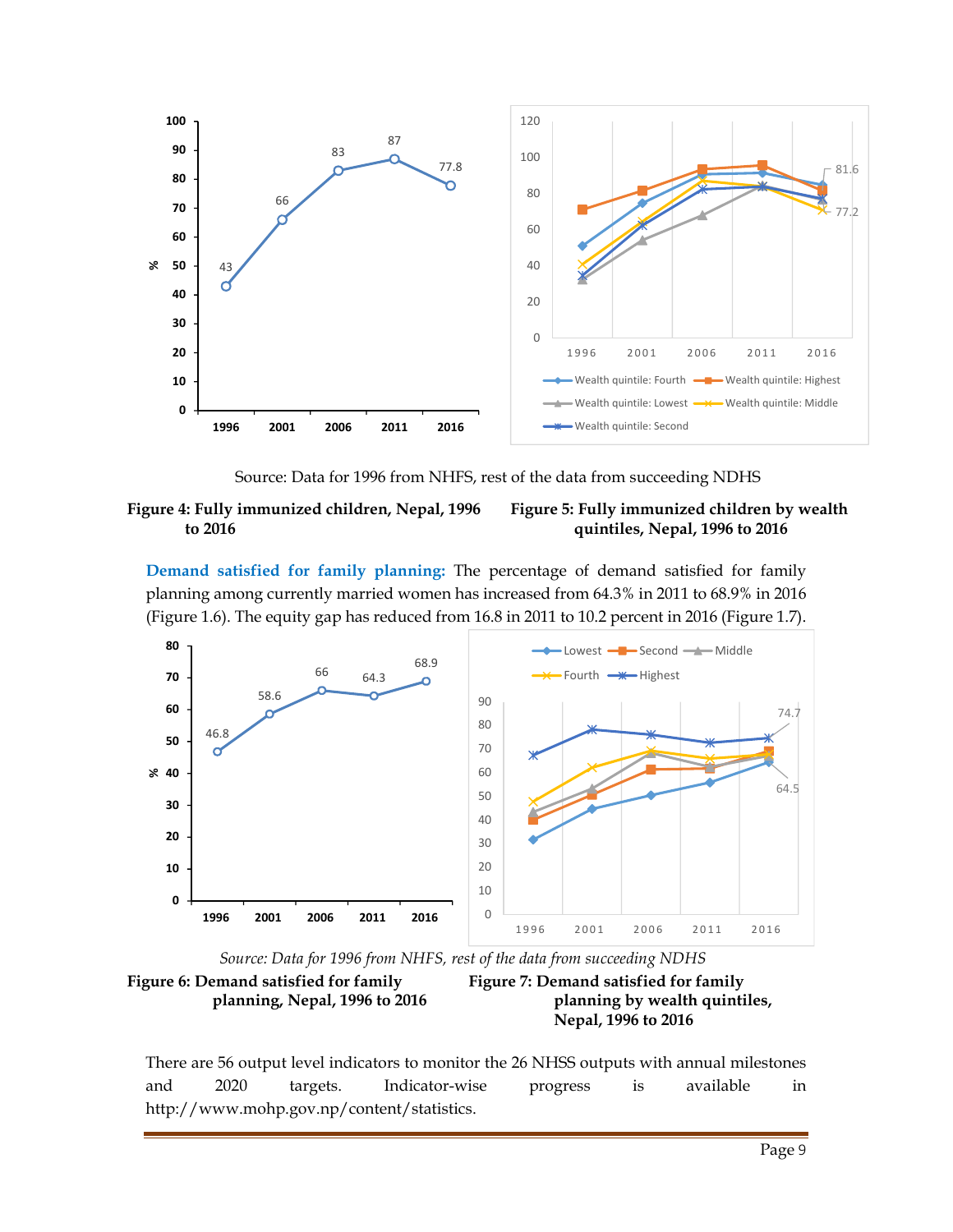Source: Data for 1996 from NHFS, rest of the data from succeeding NDHS

**Figure 4: Fully immunized children, Nepal, 1996 to 2016**

**Figure 5: Fully immunized children by wealth quintiles, Nepal, 1996 to 2016**

**Demand satisfied for family planning:** The percentage of demand satisfied for family planning among currently married women has increased from 64.3% in 2011 to 68.9% in 2016 (Figure 1.6). The equity gap has reduced from 16.8 in 2011 to 10.2 percent in 2016 (Figure 1.7).

*Source: Data for 1996 from NHFS, rest of the data from succeeding NDHS*

**Figure 6: Demand satisfied for family planning, Nepal, 1996 to 2016**

**Figure 7: Demand satisfied for family planning by wealth quintiles, Nepal, 1996 to 2016**

There are 56 output level indicators to monitor the 26 NHSS outputs with annual milestones and 2020 targets. Indicator-wise progress is available in http://www.mohp.gov.np/content/statistics.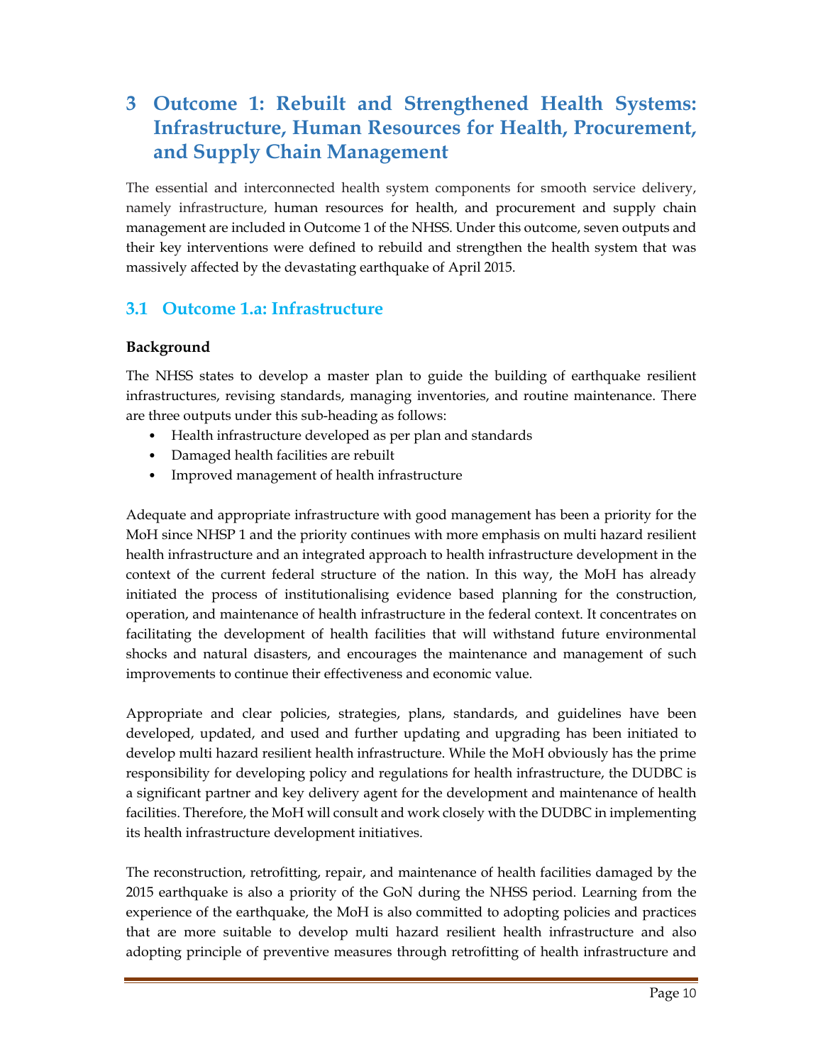# 3 Outcome 1: Rebuilt and Strengthened Health Systems: Infrastructure, Human Resources for Health, Procurement, and Supply Chain Management

The essential and interconnected health system components for smooth service delivery, namely infrastructure, human resources for health, and procurement and supply chain management are included in Outcome 1 of the NHSS. Under this outcome, seven outputs and their key interventions were defined to rebuild and strengthen the health system that was massively affected by the devastating earthquake of April 2015.

## 3.1 Outcome 1.a: Infrastructure

**Background**

The NHSS states to develop a master plan to guide the building of earthquake resilient infrastructures, revising standards, managing inventories, and routine maintenance. There are three outputs under this sub-heading as follows:

- Health infrastructure developed as per plan and standards
- Damaged health facilities are rebuilt
- Improved management of health infrastructure

Adequate and appropriate infrastructure with good management has been a priority for the MoH since NHSP 1 and the priority continues with more emphasis on multi hazard resilient health infrastructure and an integrated approach to health infrastructure development in the context of the current federal structure of the nation. In this way, the MoH has already initiated the process of institutionalising evidence based planning for the construction, operation, and maintenance of health infrastructure in the federal context. It concentrates on facilitating the development of health facilities that will withstand future environmental shocks and natural disasters, and encourages the maintenance and management of such improvements to continue their effectiveness and economic value.

Appropriate and clear policies, strategies, plans, standards, and guidelines have been developed, updated, and used and further updating and upgrading has been initiated to develop multi hazard resilient health infrastructure. While the MoH obviously has the prime responsibility for developing policy and regulations for health infrastructure, the DUDBC is a significant partner and key delivery agent for the development and maintenance of health facilities. Therefore, the MoH will consult and work closely with the DUDBC in implementing its health infrastructure development initiatives.

The reconstruction, retrofitting, repair, and maintenance of health facilities damaged by the 2015 earthquake is also a priority of the GoN during the NHSS period. Learning from the experience of the earthquake, the MoH is also committed to adopting policies and practices that are more suitable to develop multi hazard resilient health infrastructure and also adopting principle of preventive measures through retrofitting of health infrastructure and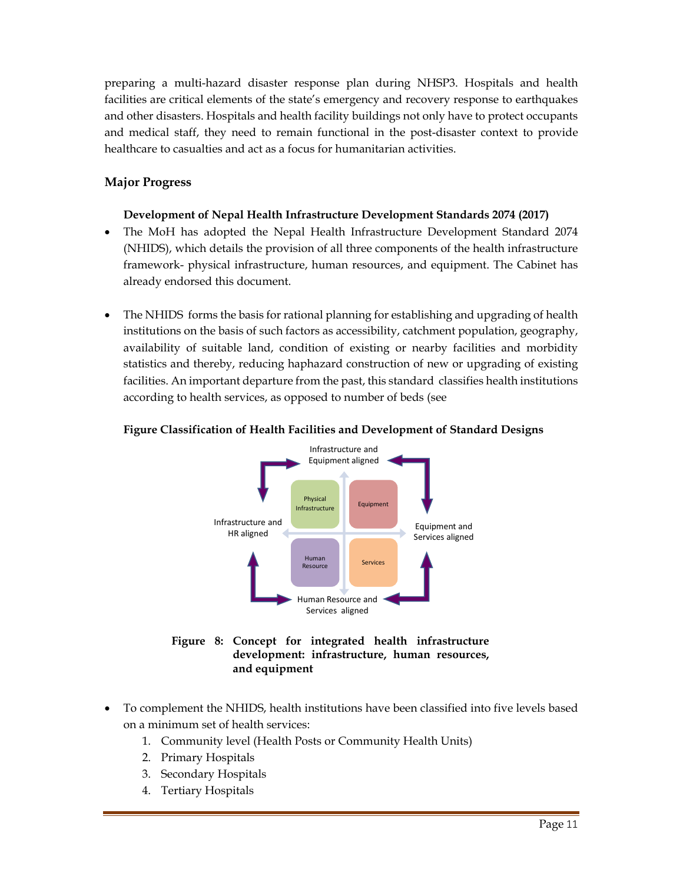preparing a multi-hazard disaster response plan during NHSP3. Hospitals and health facilities are critical elements of the state's emergency and recovery response to earthquakes and other disasters. Hospitals and health facility buildings not only have to protect occupants and medical staff, they need to remain functional in the post-disaster context to provide healthcare to casualties and act as a focus for humanitarian activities.

## Major Progress

**Development of Nepal Health Infrastructure Development Standards 2074 (2017)**

- The MoH has adopted the Nepal Health Infrastructure Development Standard 2074 (NHIDS), which details the provision of all three components of the health infrastructure framework- physical infrastructure, human resources, and equipment. The Cabinet has already endorsed this document.

- The NHIDS forms the basis for rational planning for establishing and upgrading of health institutions on the basis of such factors as accessibility, catchment population, geography, availability of suitable land, condition of existing or nearby facilities and morbidity statistics and thereby, reducing haphazard construction of new or upgrading of existing facilities. An important departure from the past, this standard classifies health institutions according to health services, as opposed to number of beds (see

**Figure Classification of Health Facilities and Development of Standard Designs**

Infrastructure and Equipment aligned

Physical Infrastructure | Equipment | Human Resource | Services

Infrastructure and HR aligned

Equipment and Services aligned

Human Resource and Services aligned

**Figure 8: Concept for integrated health infrastructure development: infrastructure, human resources, and equipment**

- To complement the NHIDS, health institutions have been classified into five levels based on a minimum set of health services:
  1. Community level (Health Posts or Community Health Units)
  2. Primary Hospitals
  3. Secondary Hospitals
  4. Tertiary Hospitals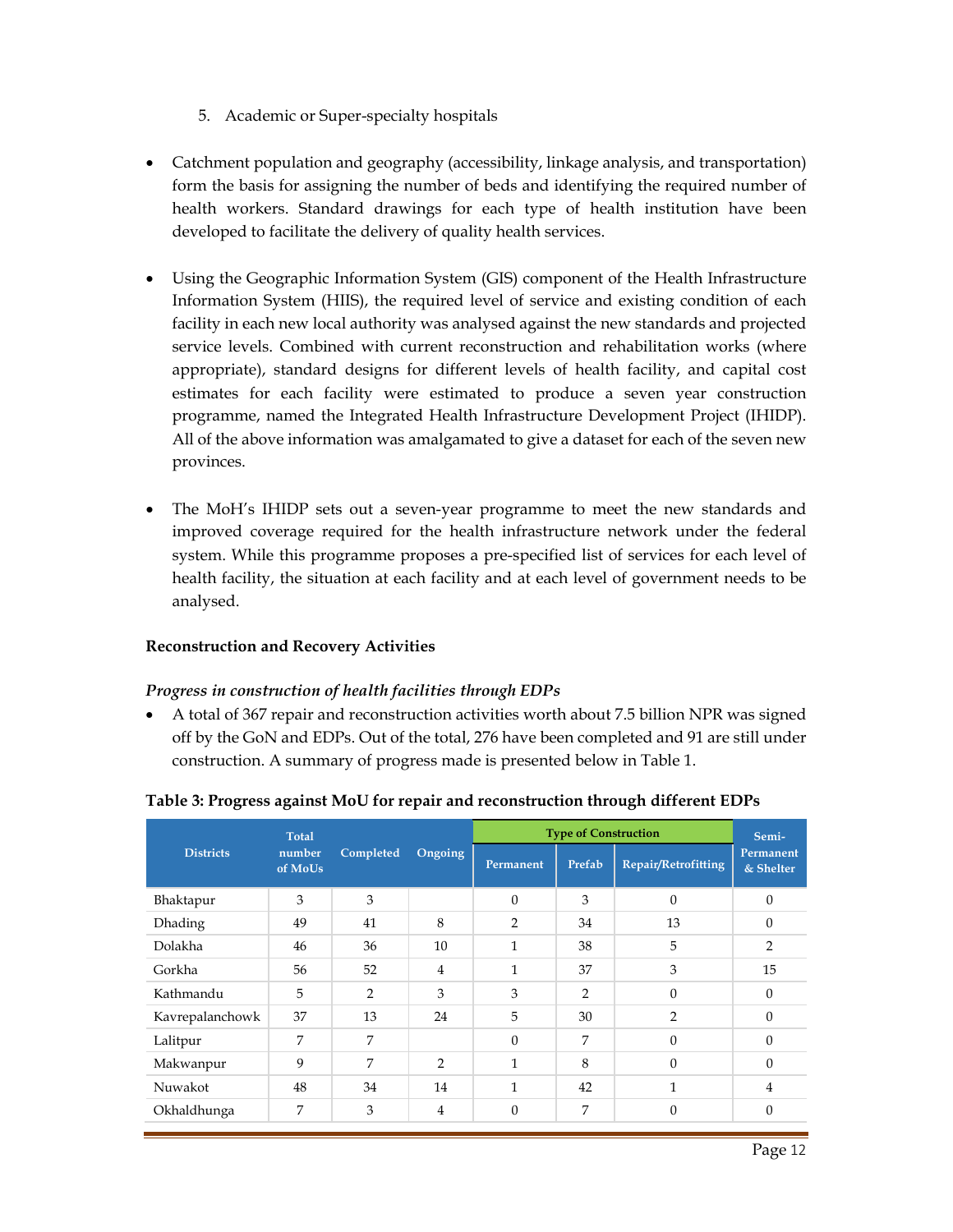5. Academic or Super-specialty hospitals

- Catchment population and geography (accessibility, linkage analysis, and transportation) form the basis for assigning the number of beds and identifying the required number of health workers. Standard drawings for each type of health institution have been developed to facilitate the delivery of quality health services.

- Using the Geographic Information System (GIS) component of the Health Infrastructure Information System (HIIS), the required level of service and existing condition of each facility in each new local authority was analysed against the new standards and projected service levels. Combined with current reconstruction and rehabilitation works (where appropriate), standard designs for different levels of health facility, and capital cost estimates for each facility were estimated to produce a seven year construction programme, named the Integrated Health Infrastructure Development Project (IHIDP). All of the above information was amalgamated to give a dataset for each of the seven new provinces.

- The MoH's IHIDP sets out a seven-year programme to meet the new standards and improved coverage required for the health infrastructure network under the federal system. While this programme proposes a pre-specified list of services for each level of health facility, the situation at each facility and at each level of government needs to be analysed.

**Reconstruction and Recovery Activities**

***Progress in construction of health facilities through EDPs***

- A total of 367 repair and reconstruction activities worth about 7.5 billion NPR was signed off by the GoN and EDPs. Out of the total, 276 have been completed and 91 are still under construction. A summary of progress made is presented below in Table 1.

**Table 3: Progress against MoU for repair and reconstruction through different EDPs**

| Districts | Total number of MoUs | Completed | Ongoing | Type of Construction | | | Semi-Permanent & Shelter |
|---|---|---|---|---|---|---|---|
| | | | | Permanent | Prefab | Repair/Retrofitting | |
| Bhaktapur | 3 | 3 | | 0 | 3 | 0 | 0 |
| Dhading | 49 | 41 | 8 | 2 | 34 | 13 | 0 |
| Dolakha | 46 | 36 | 10 | 1 | 38 | 5 | 2 |
| Gorkha | 56 | 52 | 4 | 1 | 37 | 3 | 15 |
| Kathmandu | 5 | 2 | 3 | 3 | 2 | 0 | 0 |
| Kavrepalanchowk | 37 | 13 | 24 | 5 | 30 | 2 | 0 |
| Lalitpur | 7 | 7 | | 0 | 7 | 0 | 0 |
| Makwanpur | 9 | 7 | 2 | 1 | 8 | 0 | 0 |
| Nuwakot | 48 | 34 | 14 | 1 | 42 | 1 | 4 |
| Okhaldhunga | 7 | 3 | 4 | 0 | 7 | 0 | 0 |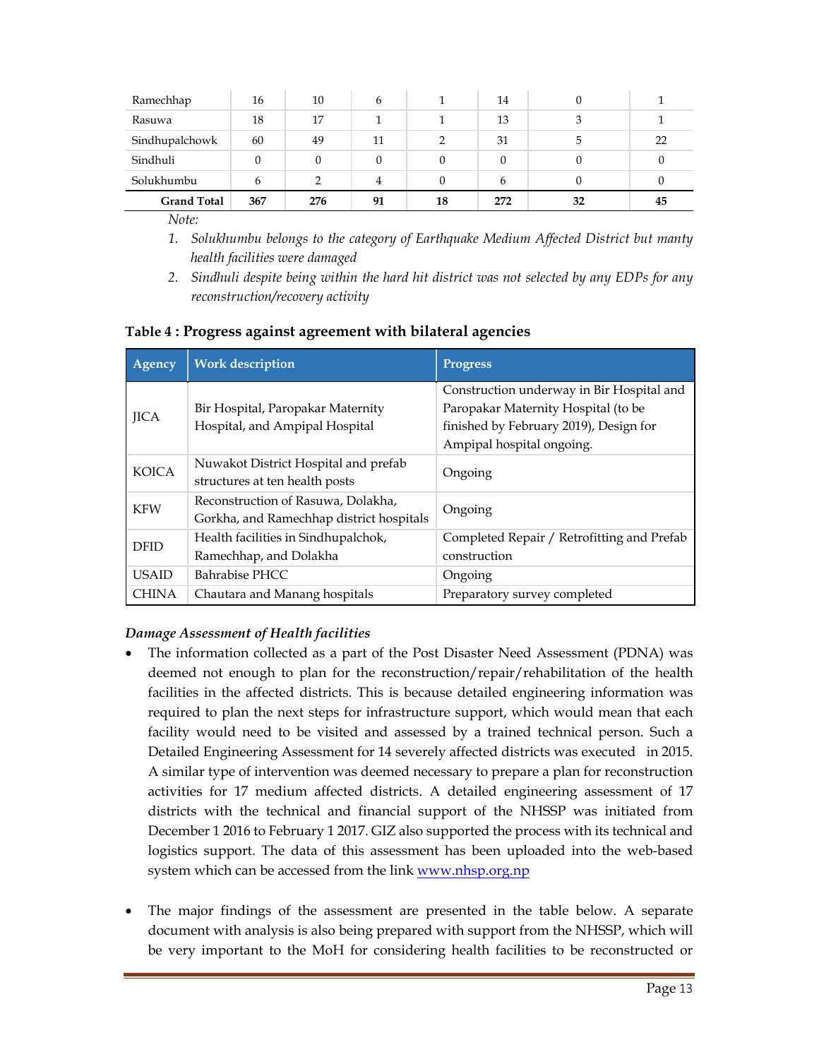| Ramechhap | 16 | 10 | 6 | 1 | 14 | 0 | 1 |
|---|---|---|---|---|---|---|---|
| Rasuwa | 18 | 17 | 1 | 1 | 13 | 3 | 1 |
| Sindhupalchowk | 60 | 49 | 11 | 2 | 31 | 5 | 22 |
| Sindhuli | 0 | 0 | 0 | 0 | 0 | 0 | 0 |
| Solukhumbu | 6 | 2 | 4 | 0 | 6 | 0 | 0 |
| **Grand Total** | **367** | **276** | **91** | **18** | **272** | **32** | **45** |

*Note:*

1. *Solukhumbu belongs to the category of Earthquake Medium Affected District but manty health facilities were damaged*
2. *Sindhuli despite being within the hard hit district was not selected by any EDPs for any reconstruction/recovery activity*

**Table 4 : Progress against agreement with bilateral agencies**

| Agency | Work description | Progress |
|---|---|---|
| JICA | Bir Hospital, Paropakar Maternity Hospital, and Ampipal Hospital | Construction underway in Bir Hospital and Paropakar Maternity Hospital (to be finished by February 2019), Design for Ampipal hospital ongoing. |
| KOICA | Nuwakot District Hospital and prefab structures at ten health posts | Ongoing |
| KFW | Reconstruction of Rasuwa, Dolakha, Gorkha, and Ramechhap district hospitals | Ongoing |
| DFID | Health facilities in Sindhupalchok, Ramechhap, and Dolakha | Completed Repair / Retrofitting and Prefab construction |
| USAID | Bahrabise PHCC | Ongoing |
| CHINA | Chautara and Manang hospitals | Preparatory survey completed |

***Damage Assessment of Health facilities***

- The information collected as a part of the Post Disaster Need Assessment (PDNA) was deemed not enough to plan for the reconstruction/repair/rehabilitation of the health facilities in the affected districts. This is because detailed engineering information was required to plan the next steps for infrastructure support, which would mean that each facility would need to be visited and assessed by a trained technical person. Such a Detailed Engineering Assessment for 14 severely affected districts was executed in 2015. A similar type of intervention was deemed necessary to prepare a plan for reconstruction activities for 17 medium affected districts. A detailed engineering assessment of 17 districts with the technical and financial support of the NHSSP was initiated from December 1 2016 to February 1 2017. GIZ also supported the process with its technical and logistics support. The data of this assessment has been uploaded into the web-based system which can be accessed from the link [www.nhsp.org.np](www.nhsp.org.np)

- The major findings of the assessment are presented in the table below. A separate document with analysis is also being prepared with support from the NHSSP, which will be very important to the MoH for considering health facilities to be reconstructed or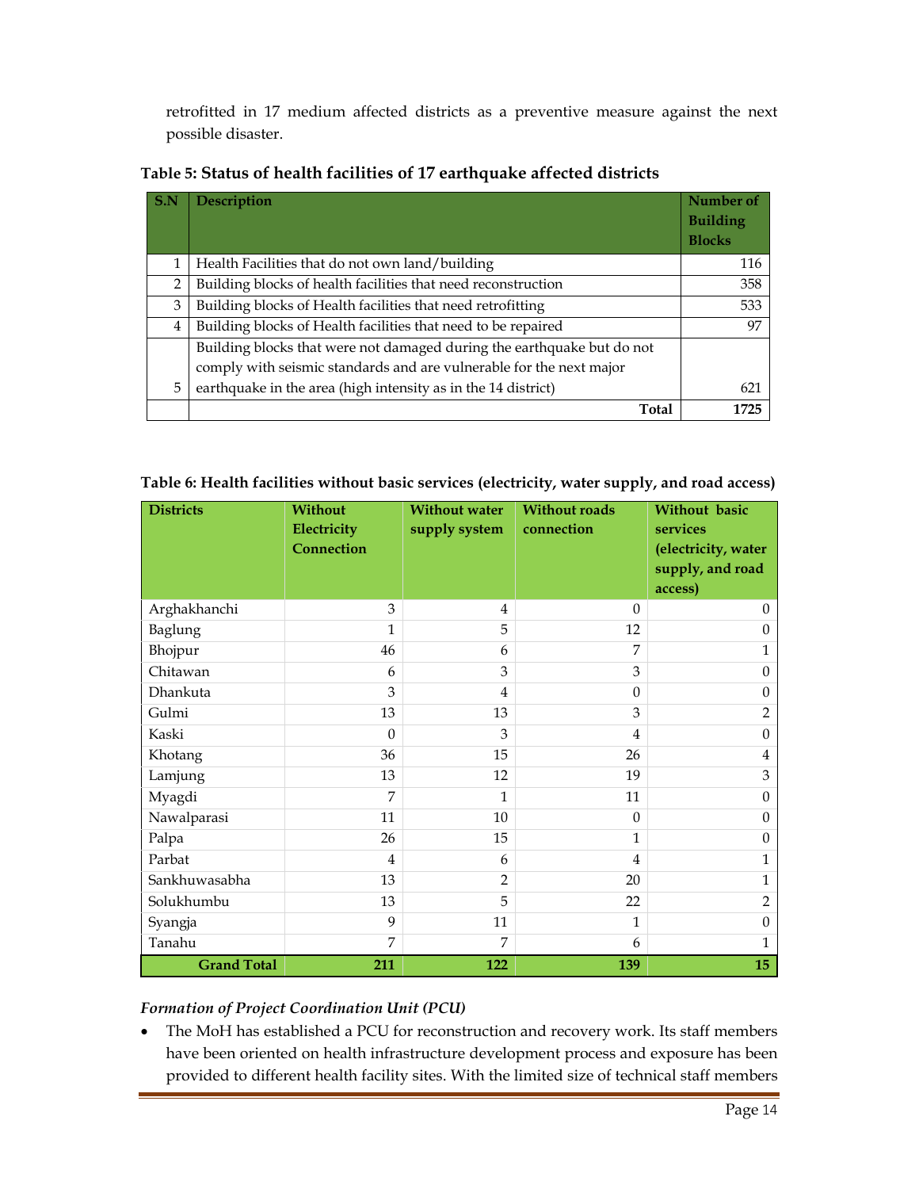retrofitted in 17 medium affected districts as a preventive measure against the next possible disaster.

**Table 5: Status of health facilities of 17 earthquake affected districts**

| S.N | Description | Number of Building Blocks |
|---|---|---|
| 1 | Health Facilities that do not own land/building | 116 |
| 2 | Building blocks of health facilities that need reconstruction | 358 |
| 3 | Building blocks of Health facilities that need retrofitting | 533 |
| 4 | Building blocks of Health facilities that need to be repaired | 97 |
| 5 | Building blocks that were not damaged during the earthquake but do not comply with seismic standards and are vulnerable for the next major earthquake in the area (high intensity as in the 14 district) | 621 |
| | **Total** | **1725** |

**Table 6: Health facilities without basic services (electricity, water supply, and road access)**

| Districts | Without Electricity Connection | Without water supply system | Without roads connection | Without basic services (electricity, water supply, and road access) |
|---|---|---|---|---|
| Arghakhanchi | 3 | 4 | 0 | 0 |
| Baglung | 1 | 5 | 12 | 0 |
| Bhojpur | 46 | 6 | 7 | 1 |
| Chitawan | 6 | 3 | 3 | 0 |
| Dhankuta | 3 | 4 | 0 | 0 |
| Gulmi | 13 | 13 | 3 | 2 |
| Kaski | 0 | 3 | 4 | 0 |
| Khotang | 36 | 15 | 26 | 4 |
| Lamjung | 13 | 12 | 19 | 3 |
| Myagdi | 7 | 1 | 11 | 0 |
| Nawalparasi | 11 | 10 | 0 | 0 |
| Palpa | 26 | 15 | 1 | 0 |
| Parbat | 4 | 6 | 4 | 1 |
| Sankhuwasabha | 13 | 2 | 20 | 1 |
| Solukhumbu | 13 | 5 | 22 | 2 |
| Syangja | 9 | 11 | 1 | 0 |
| Tanahu | 7 | 7 | 6 | 1 |
| **Grand Total** | **211** | **122** | **139** | **15** |

***Formation of Project Coordination Unit (PCU)***

- The MoH has established a PCU for reconstruction and recovery work. Its staff members have been oriented on health infrastructure development process and exposure has been provided to different health facility sites. With the limited size of technical staff members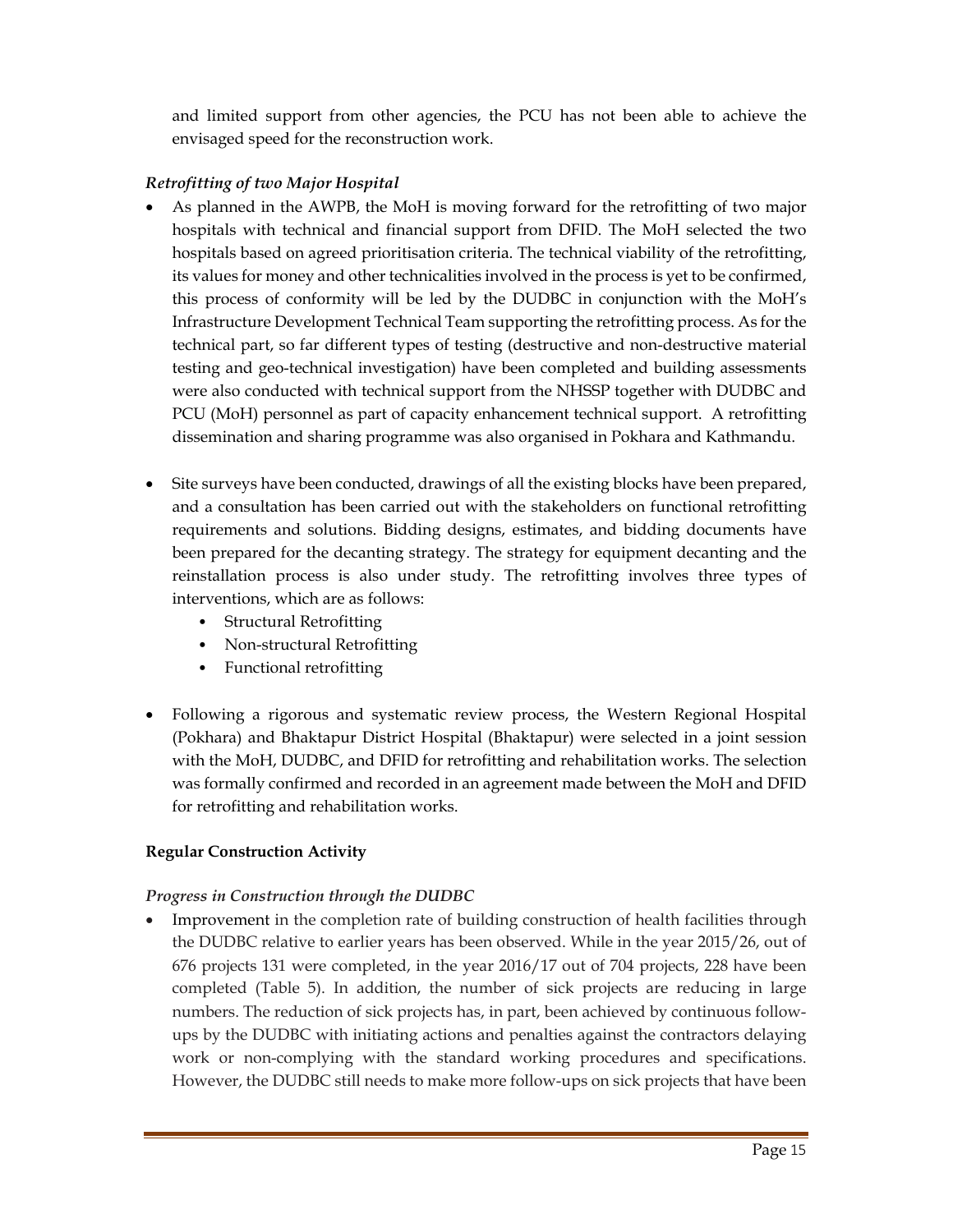and limited support from other agencies, the PCU has not been able to achieve the envisaged speed for the reconstruction work.

*Retrofitting of two Major Hospital*

- As planned in the AWPB, the MoH is moving forward for the retrofitting of two major hospitals with technical and financial support from DFID. The MoH selected the two hospitals based on agreed prioritisation criteria. The technical viability of the retrofitting, its values for money and other technicalities involved in the process is yet to be confirmed, this process of conformity will be led by the DUDBC in conjunction with the MoH's Infrastructure Development Technical Team supporting the retrofitting process. As for the technical part, so far different types of testing (destructive and non-destructive material testing and geo-technical investigation) have been completed and building assessments were also conducted with technical support from the NHSSP together with DUDBC and PCU (MoH) personnel as part of capacity enhancement technical support. A retrofitting dissemination and sharing programme was also organised in Pokhara and Kathmandu.

- Site surveys have been conducted, drawings of all the existing blocks have been prepared, and a consultation has been carried out with the stakeholders on functional retrofitting requirements and solutions. Bidding designs, estimates, and bidding documents have been prepared for the decanting strategy. The strategy for equipment decanting and the reinstallation process is also under study. The retrofitting involves three types of interventions, which are as follows:
  - Structural Retrofitting
  - Non-structural Retrofitting
  - Functional retrofitting

- Following a rigorous and systematic review process, the Western Regional Hospital (Pokhara) and Bhaktapur District Hospital (Bhaktapur) were selected in a joint session with the MoH, DUDBC, and DFID for retrofitting and rehabilitation works. The selection was formally confirmed and recorded in an agreement made between the MoH and DFID for retrofitting and rehabilitation works.

**Regular Construction Activity**

*Progress in Construction through the DUDBC*

- Improvement in the completion rate of building construction of health facilities through the DUDBC relative to earlier years has been observed. While in the year 2015/26, out of 676 projects 131 were completed, in the year 2016/17 out of 704 projects, 228 have been completed (Table 5). In addition, the number of sick projects are reducing in large numbers. The reduction of sick projects has, in part, been achieved by continuous follow-ups by the DUDBC with initiating actions and penalties against the contractors delaying work or non-complying with the standard working procedures and specifications. However, the DUDBC still needs to make more follow-ups on sick projects that have been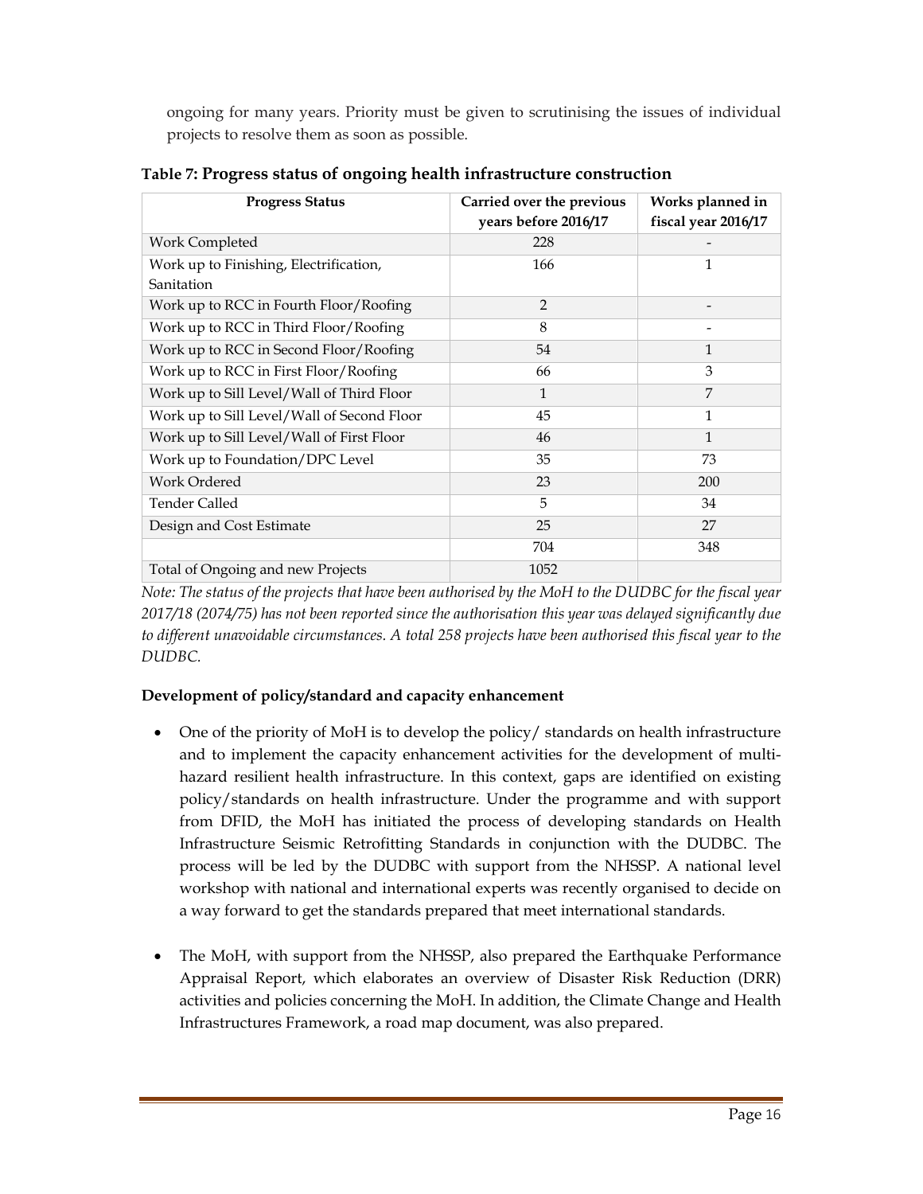ongoing for many years. Priority must be given to scrutinising the issues of individual projects to resolve them as soon as possible.

**Table 7: Progress status of ongoing health infrastructure construction**

| Progress Status | Carried over the previous years before 2016/17 | Works planned in fiscal year 2016/17 |
|---|---|---|
| Work Completed | 228 | - |
| Work up to Finishing, Electrification, Sanitation | 166 | 1 |
| Work up to RCC in Fourth Floor/Roofing | 2 | - |
| Work up to RCC in Third Floor/Roofing | 8 | - |
| Work up to RCC in Second Floor/Roofing | 54 | 1 |
| Work up to RCC in First Floor/Roofing | 66 | 3 |
| Work up to Sill Level/Wall of Third Floor | 1 | 7 |
| Work up to Sill Level/Wall of Second Floor | 45 | 1 |
| Work up to Sill Level/Wall of First Floor | 46 | 1 |
| Work up to Foundation/DPC Level | 35 | 73 |
| Work Ordered | 23 | 200 |
| Tender Called | 5 | 34 |
| Design and Cost Estimate | 25 | 27 |
| | 704 | 348 |
| Total of Ongoing and new Projects | 1052 | |

*Note: The status of the projects that have been authorised by the MoH to the DUDBC for the fiscal year 2017/18 (2074/75) has not been reported since the authorisation this year was delayed significantly due to different unavoidable circumstances. A total 258 projects have been authorised this fiscal year to the DUDBC.*

**Development of policy/standard and capacity enhancement**

- One of the priority of MoH is to develop the policy/ standards on health infrastructure and to implement the capacity enhancement activities for the development of multi-hazard resilient health infrastructure. In this context, gaps are identified on existing policy/standards on health infrastructure. Under the programme and with support from DFID, the MoH has initiated the process of developing standards on Health Infrastructure Seismic Retrofitting Standards in conjunction with the DUDBC. The process will be led by the DUDBC with support from the NHSSP. A national level workshop with national and international experts was recently organised to decide on a way forward to get the standards prepared that meet international standards.

- The MoH, with support from the NHSSP, also prepared the Earthquake Performance Appraisal Report, which elaborates an overview of Disaster Risk Reduction (DRR) activities and policies concerning the MoH. In addition, the Climate Change and Health Infrastructures Framework, a road map document, was also prepared.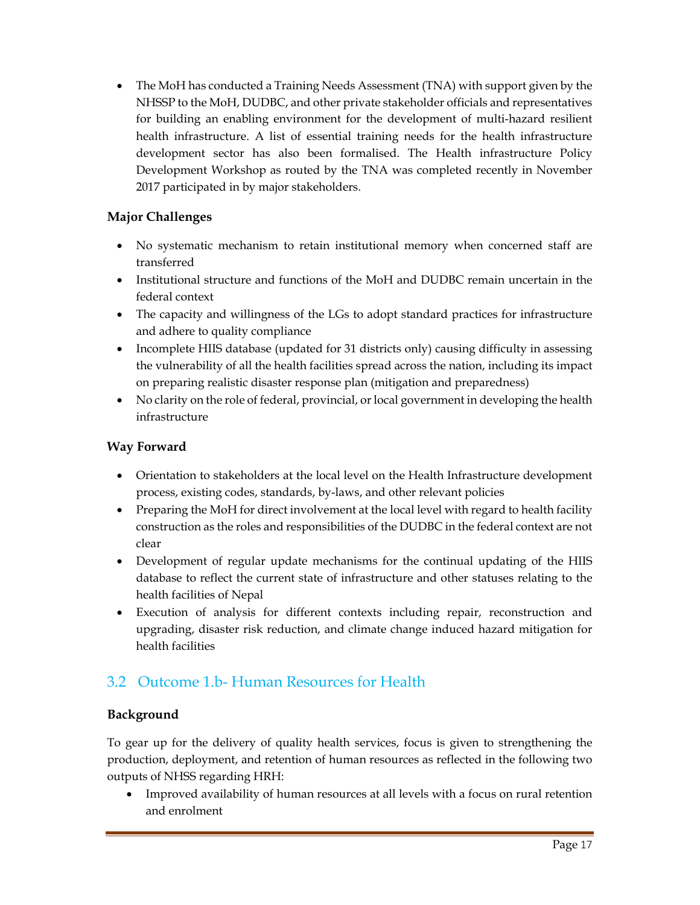- The MoH has conducted a Training Needs Assessment (TNA) with support given by the NHSSP to the MoH, DUDBC, and other private stakeholder officials and representatives for building an enabling environment for the development of multi-hazard resilient health infrastructure. A list of essential training needs for the health infrastructure development sector has also been formalised. The Health infrastructure Policy Development Workshop as routed by the TNA was completed recently in November 2017 participated in by major stakeholders.

**Major Challenges**

- No systematic mechanism to retain institutional memory when concerned staff are transferred
- Institutional structure and functions of the MoH and DUDBC remain uncertain in the federal context
- The capacity and willingness of the LGs to adopt standard practices for infrastructure and adhere to quality compliance
- Incomplete HIIS database (updated for 31 districts only) causing difficulty in assessing the vulnerability of all the health facilities spread across the nation, including its impact on preparing realistic disaster response plan (mitigation and preparedness)
- No clarity on the role of federal, provincial, or local government in developing the health infrastructure

**Way Forward**

- Orientation to stakeholders at the local level on the Health Infrastructure development process, existing codes, standards, by-laws, and other relevant policies
- Preparing the MoH for direct involvement at the local level with regard to health facility construction as the roles and responsibilities of the DUDBC in the federal context are not clear
- Development of regular update mechanisms for the continual updating of the HIIS database to reflect the current state of infrastructure and other statuses relating to the health facilities of Nepal
- Execution of analysis for different contexts including repair, reconstruction and upgrading, disaster risk reduction, and climate change induced hazard mitigation for health facilities

## 3.2 Outcome 1.b- Human Resources for Health

**Background**

To gear up for the delivery of quality health services, focus is given to strengthening the production, deployment, and retention of human resources as reflected in the following two outputs of NHSS regarding HRH:

- Improved availability of human resources at all levels with a focus on rural retention and enrolment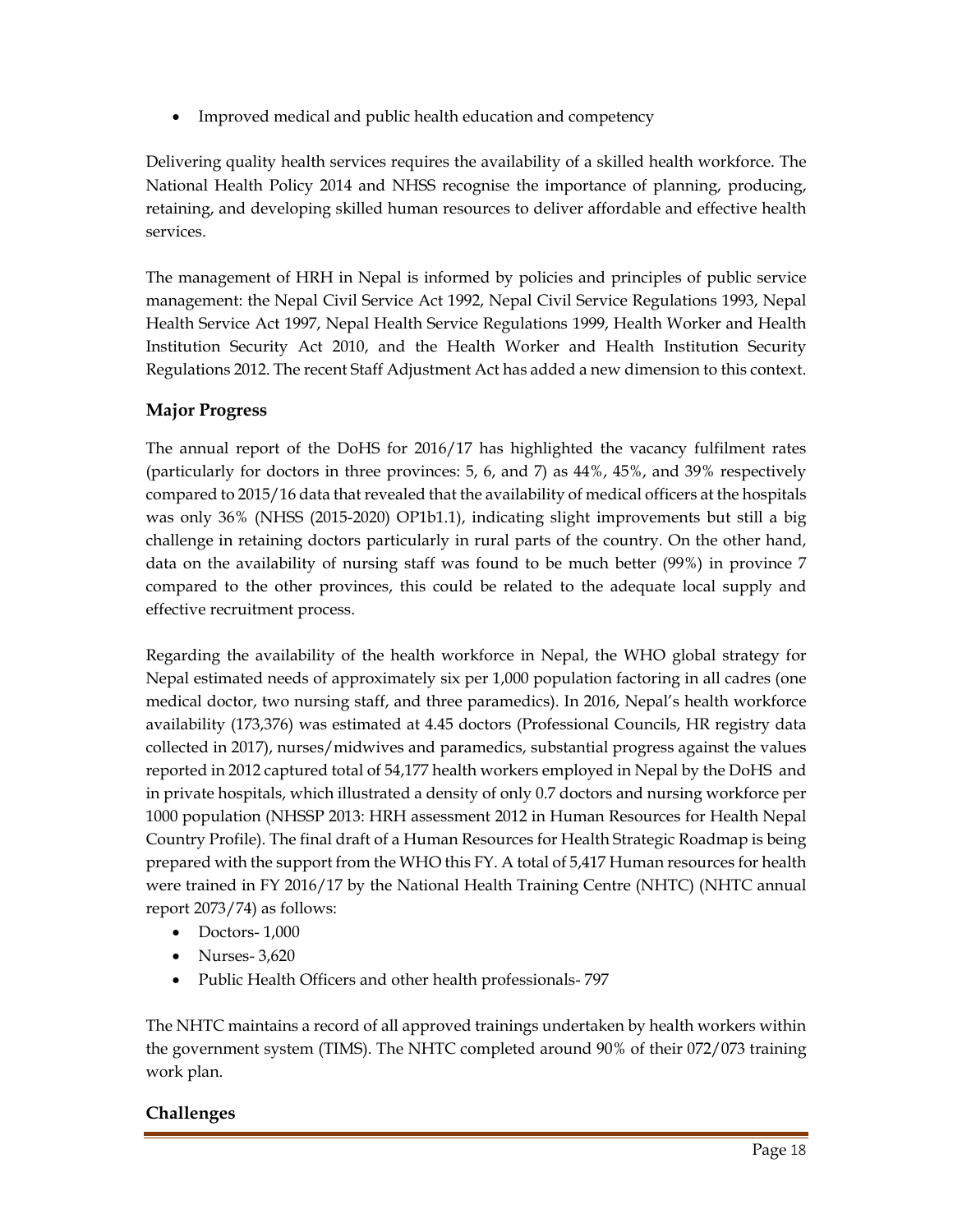- Improved medical and public health education and competency

Delivering quality health services requires the availability of a skilled health workforce. The National Health Policy 2014 and NHSS recognise the importance of planning, producing, retaining, and developing skilled human resources to deliver affordable and effective health services.

The management of HRH in Nepal is informed by policies and principles of public service management: the Nepal Civil Service Act 1992, Nepal Civil Service Regulations 1993, Nepal Health Service Act 1997, Nepal Health Service Regulations 1999, Health Worker and Health Institution Security Act 2010, and the Health Worker and Health Institution Security Regulations 2012. The recent Staff Adjustment Act has added a new dimension to this context.

### Major Progress

The annual report of the DoHS for 2016/17 has highlighted the vacancy fulfilment rates (particularly for doctors in three provinces: 5, 6, and 7) as 44%, 45%, and 39% respectively compared to 2015/16 data that revealed that the availability of medical officers at the hospitals was only 36% (NHSS (2015-2020) OP1b1.1), indicating slight improvements but still a big challenge in retaining doctors particularly in rural parts of the country. On the other hand, data on the availability of nursing staff was found to be much better (99%) in province 7 compared to the other provinces, this could be related to the adequate local supply and effective recruitment process.

Regarding the availability of the health workforce in Nepal, the WHO global strategy for Nepal estimated needs of approximately six per 1,000 population factoring in all cadres (one medical doctor, two nursing staff, and three paramedics). In 2016, Nepal's health workforce availability (173,376) was estimated at 4.45 doctors (Professional Councils, HR registry data collected in 2017), nurses/midwives and paramedics, substantial progress against the values reported in 2012 captured total of 54,177 health workers employed in Nepal by the DoHS and in private hospitals, which illustrated a density of only 0.7 doctors and nursing workforce per 1000 population (NHSSP 2013: HRH assessment 2012 in Human Resources for Health Nepal Country Profile). The final draft of a Human Resources for Health Strategic Roadmap is being prepared with the support from the WHO this FY. A total of 5,417 Human resources for health were trained in FY 2016/17 by the National Health Training Centre (NHTC) (NHTC annual report 2073/74) as follows:

- Doctors- 1,000
- Nurses- 3,620
- Public Health Officers and other health professionals- 797

The NHTC maintains a record of all approved trainings undertaken by health workers within the government system (TIMS). The NHTC completed around 90% of their 072/073 training work plan.

### Challenges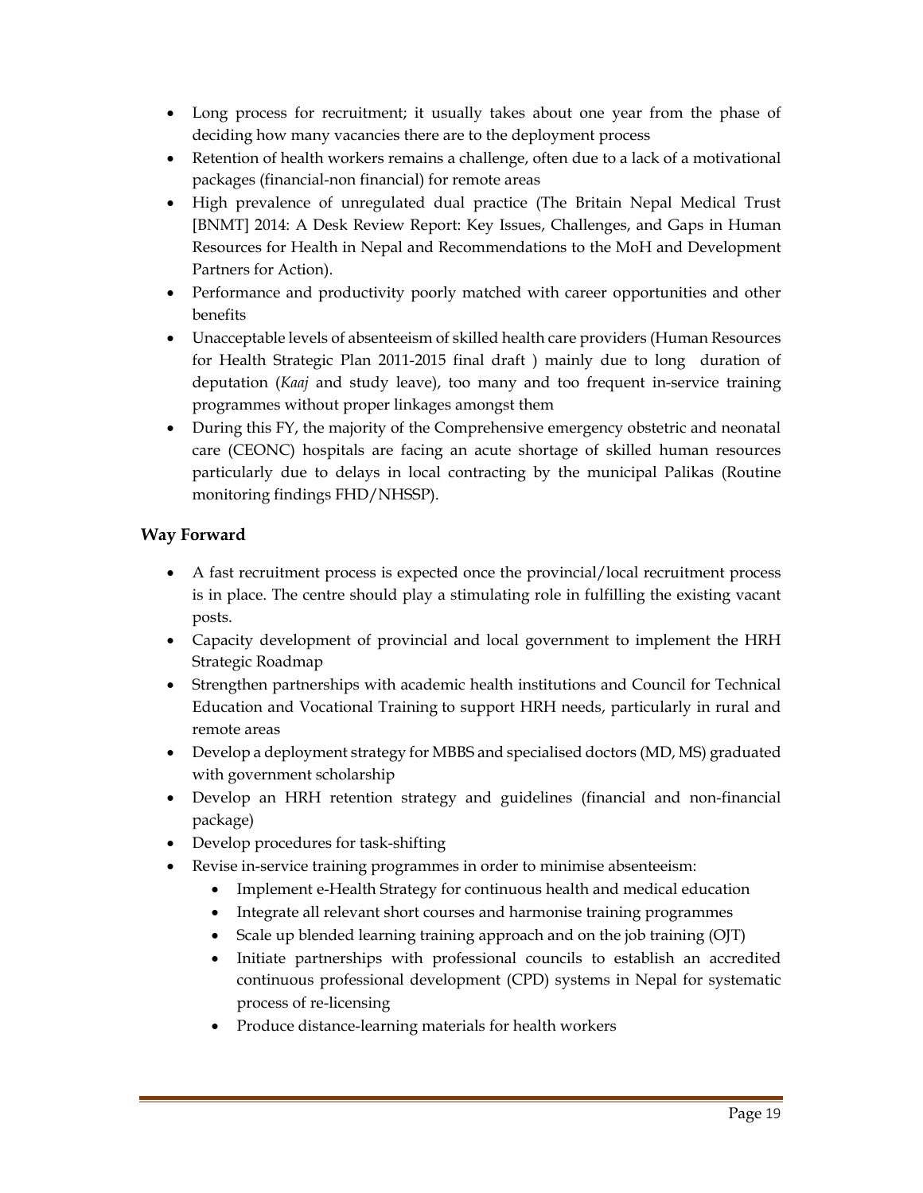- Long process for recruitment; it usually takes about one year from the phase of deciding how many vacancies there are to the deployment process
- Retention of health workers remains a challenge, often due to a lack of a motivational packages (financial-non financial) for remote areas
- High prevalence of unregulated dual practice (The Britain Nepal Medical Trust [BNMT] 2014: A Desk Review Report: Key Issues, Challenges, and Gaps in Human Resources for Health in Nepal and Recommendations to the MoH and Development Partners for Action).
- Performance and productivity poorly matched with career opportunities and other benefits
- Unacceptable levels of absenteeism of skilled health care providers (Human Resources for Health Strategic Plan 2011-2015 final draft ) mainly due to long duration of deputation (*Kaaj* and study leave), too many and too frequent in-service training programmes without proper linkages amongst them
- During this FY, the majority of the Comprehensive emergency obstetric and neonatal care (CEONC) hospitals are facing an acute shortage of skilled human resources particularly due to delays in local contracting by the municipal Palikas (Routine monitoring findings FHD/NHSSP).

### Way Forward

- A fast recruitment process is expected once the provincial/local recruitment process is in place. The centre should play a stimulating role in fulfilling the existing vacant posts.
- Capacity development of provincial and local government to implement the HRH Strategic Roadmap
- Strengthen partnerships with academic health institutions and Council for Technical Education and Vocational Training to support HRH needs, particularly in rural and remote areas
- Develop a deployment strategy for MBBS and specialised doctors (MD, MS) graduated with government scholarship
- Develop an HRH retention strategy and guidelines (financial and non-financial package)
- Develop procedures for task-shifting
- Revise in-service training programmes in order to minimise absenteeism:
  - Implement e-Health Strategy for continuous health and medical education
  - Integrate all relevant short courses and harmonise training programmes
  - Scale up blended learning training approach and on the job training (OJT)
  - Initiate partnerships with professional councils to establish an accredited continuous professional development (CPD) systems in Nepal for systematic process of re-licensing
  - Produce distance-learning materials for health workers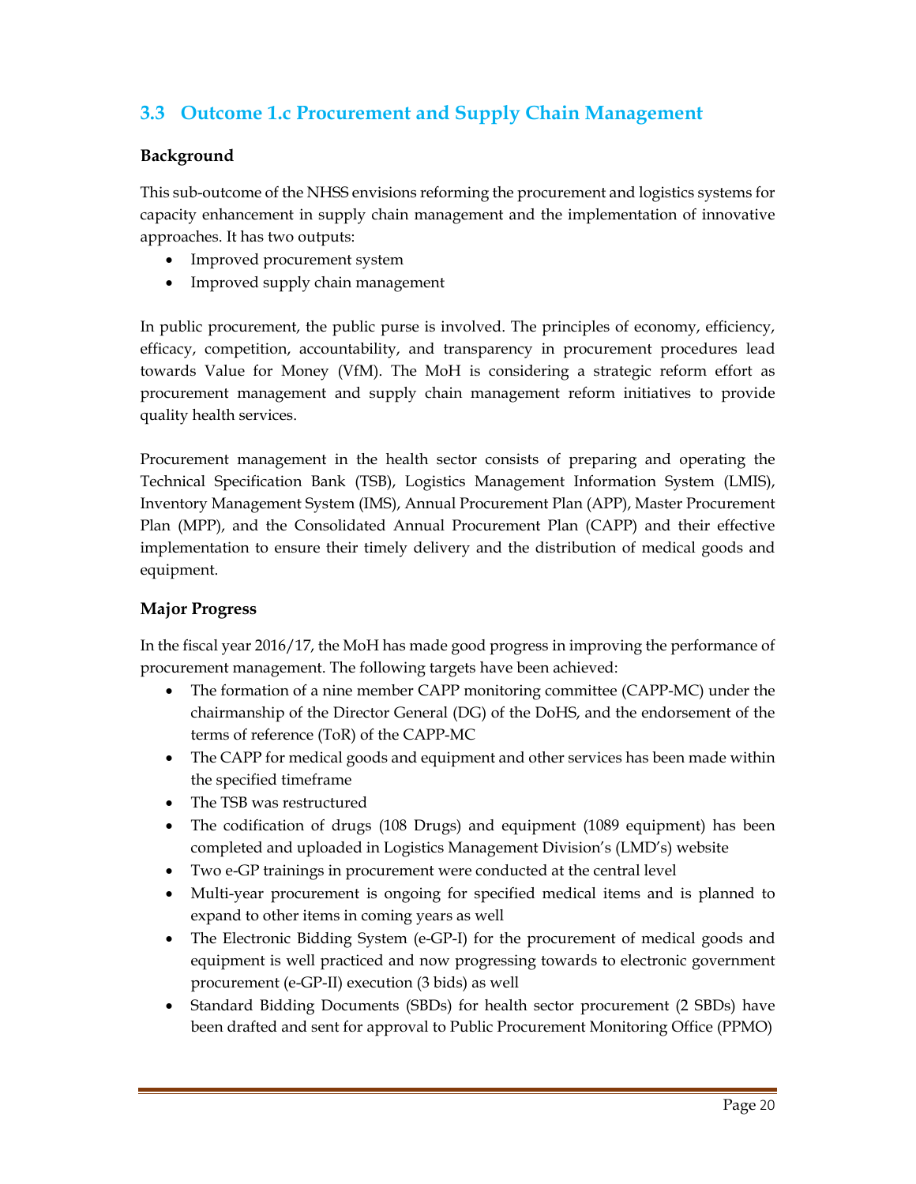## 3.3 Outcome 1.c Procurement and Supply Chain Management

### Background

This sub-outcome of the NHSS envisions reforming the procurement and logistics systems for capacity enhancement in supply chain management and the implementation of innovative approaches. It has two outputs:

- Improved procurement system
- Improved supply chain management

In public procurement, the public purse is involved. The principles of economy, efficiency, efficacy, competition, accountability, and transparency in procurement procedures lead towards Value for Money (VfM). The MoH is considering a strategic reform effort as procurement management and supply chain management reform initiatives to provide quality health services.

Procurement management in the health sector consists of preparing and operating the Technical Specification Bank (TSB), Logistics Management Information System (LMIS), Inventory Management System (IMS), Annual Procurement Plan (APP), Master Procurement Plan (MPP), and the Consolidated Annual Procurement Plan (CAPP) and their effective implementation to ensure their timely delivery and the distribution of medical goods and equipment.

### Major Progress

In the fiscal year 2016/17, the MoH has made good progress in improving the performance of procurement management. The following targets have been achieved:

- The formation of a nine member CAPP monitoring committee (CAPP-MC) under the chairmanship of the Director General (DG) of the DoHS, and the endorsement of the terms of reference (ToR) of the CAPP-MC
- The CAPP for medical goods and equipment and other services has been made within the specified timeframe
- The TSB was restructured
- The codification of drugs (108 Drugs) and equipment (1089 equipment) has been completed and uploaded in Logistics Management Division's (LMD's) website
- Two e-GP trainings in procurement were conducted at the central level
- Multi-year procurement is ongoing for specified medical items and is planned to expand to other items in coming years as well
- The Electronic Bidding System (e-GP-I) for the procurement of medical goods and equipment is well practiced and now progressing towards to electronic government procurement (e-GP-II) execution (3 bids) as well
- Standard Bidding Documents (SBDs) for health sector procurement (2 SBDs) have been drafted and sent for approval to Public Procurement Monitoring Office (PPMO)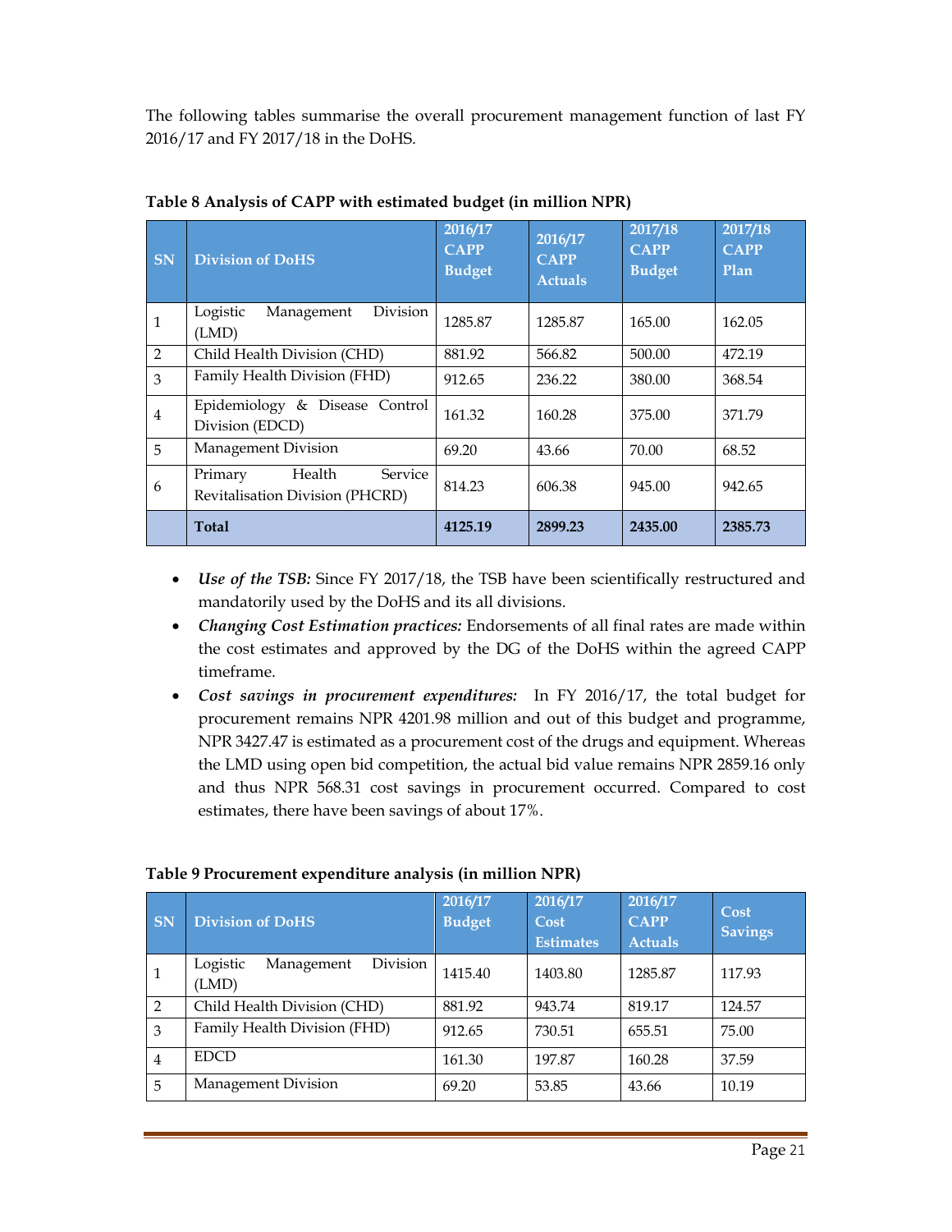The following tables summarise the overall procurement management function of last FY 2016/17 and FY 2017/18 in the DoHS.

**Table 8 Analysis of CAPP with estimated budget (in million NPR)**

| SN | Division of DoHS | 2016/17 CAPP Budget | 2016/17 CAPP Actuals | 2017/18 CAPP Budget | 2017/18 CAPP Plan |
|---|---|---|---|---|---|
| 1 | Logistic Management Division (LMD) | 1285.87 | 1285.87 | 165.00 | 162.05 |
| 2 | Child Health Division (CHD) | 881.92 | 566.82 | 500.00 | 472.19 |
| 3 | Family Health Division (FHD) | 912.65 | 236.22 | 380.00 | 368.54 |
| 4 | Epidemiology & Disease Control Division (EDCD) | 161.32 | 160.28 | 375.00 | 371.79 |
| 5 | Management Division | 69.20 | 43.66 | 70.00 | 68.52 |
| 6 | Primary Health Service Revitalisation Division (PHCRD) | 814.23 | 606.38 | 945.00 | 942.65 |
| | **Total** | **4125.19** | **2899.23** | **2435.00** | **2385.73** |

- ***Use of the TSB:*** Since FY 2017/18, the TSB have been scientifically restructured and mandatorily used by the DoHS and its all divisions.
- ***Changing Cost Estimation practices:*** Endorsements of all final rates are made within the cost estimates and approved by the DG of the DoHS within the agreed CAPP timeframe.
- ***Cost savings in procurement expenditures:*** In FY 2016/17, the total budget for procurement remains NPR 4201.98 million and out of this budget and programme, NPR 3427.47 is estimated as a procurement cost of the drugs and equipment. Whereas the LMD using open bid competition, the actual bid value remains NPR 2859.16 only and thus NPR 568.31 cost savings in procurement occurred. Compared to cost estimates, there have been savings of about 17%.

**Table 9 Procurement expenditure analysis (in million NPR)**

| SN | Division of DoHS | 2016/17 Budget | 2016/17 Cost Estimates | 2016/17 CAPP Actuals | Cost Savings |
|---|---|---|---|---|---|
| 1 | Logistic Management Division (LMD) | 1415.40 | 1403.80 | 1285.87 | 117.93 |
| 2 | Child Health Division (CHD) | 881.92 | 943.74 | 819.17 | 124.57 |
| 3 | Family Health Division (FHD) | 912.65 | 730.51 | 655.51 | 75.00 |
| 4 | EDCD | 161.30 | 197.87 | 160.28 | 37.59 |
| 5 | Management Division | 69.20 | 53.85 | 43.66 | 10.19 |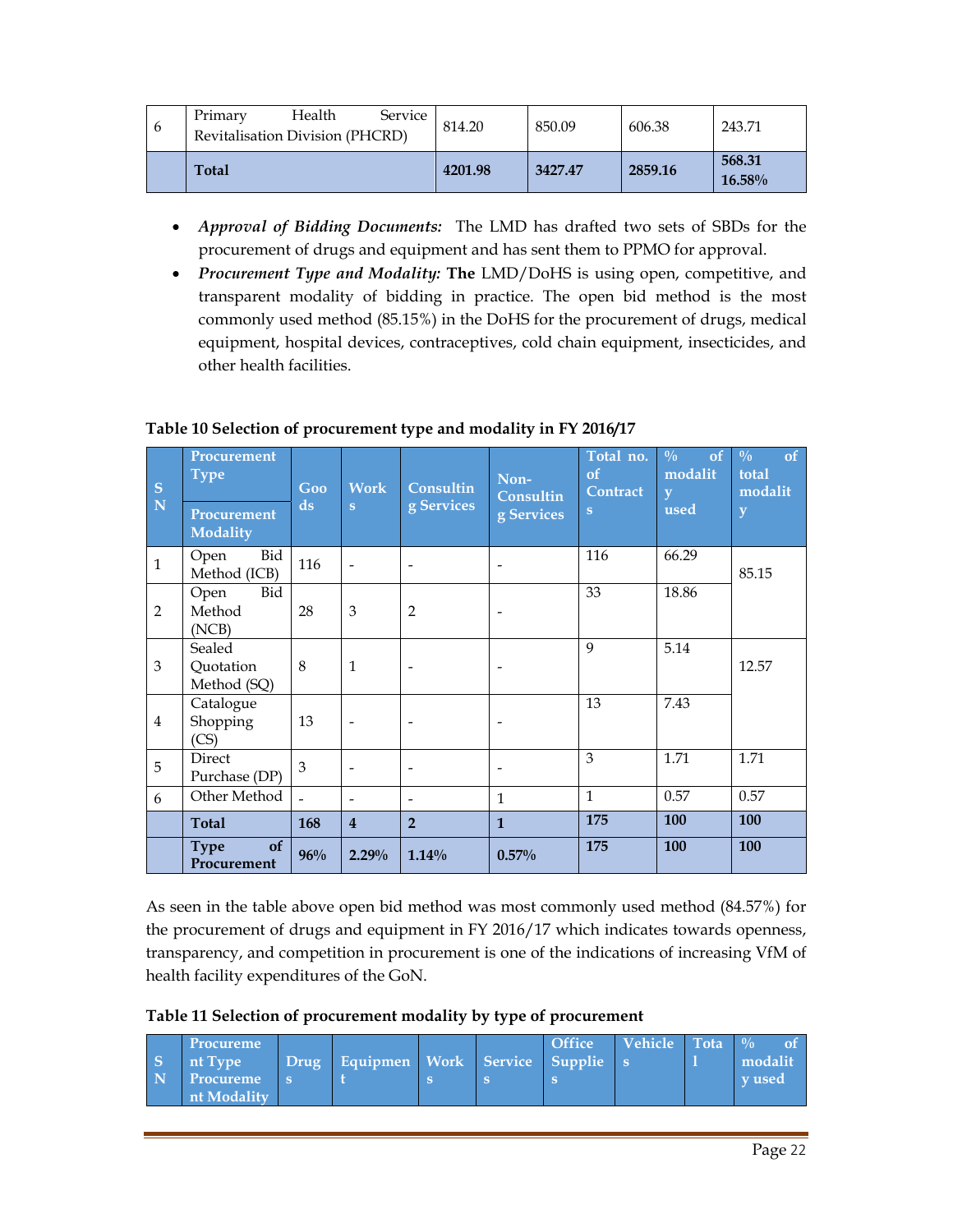| 6 | Primary Health Service Revitalisation Division (PHCRD) | 814.20 | 850.09 | 606.38 | 243.71 |
|---|---|---|---|---|---|
| | **Total** | **4201.98** | **3427.47** | **2859.16** | **568.31 16.58%** |

- ***Approval of Bidding Documents:*** The LMD has drafted two sets of SBDs for the procurement of drugs and equipment and has sent them to PPMO for approval.
- ***Procurement Type and Modality:*** **The** LMD/DoHS is using open, competitive, and transparent modality of bidding in practice. The open bid method is the most commonly used method (85.15%) in the DoHS for the procurement of drugs, medical equipment, hospital devices, contraceptives, cold chain equipment, insecticides, and other health facilities.

**Table 10 Selection of procurement type and modality in FY 2016/17**

| SN | Procurement Type / Procurement Modality | Goods | Works | Consulting Services | Non-Consulting Services | Total no. of Contracts | % of modality used | % of total modality |
|---|---|---|---|---|---|---|---|---|
| 1 | Open Bid Method (ICB) | 116 | - | - | - | 116 | 66.29 | 85.15 |
| 2 | Open Bid Method (NCB) | 28 | 3 | 2 | - | 33 | 18.86 | |
| 3 | Sealed Quotation Method (SQ) | 8 | 1 | - | - | 9 | 5.14 | 12.57 |
| 4 | Catalogue Shopping (CS) | 13 | - | - | - | 13 | 7.43 | |
| 5 | Direct Purchase (DP) | 3 | - | - | - | 3 | 1.71 | 1.71 |
| 6 | Other Method | - | - | - | 1 | 1 | 0.57 | 0.57 |
| | **Total** | **168** | **4** | **2** | **1** | **175** | **100** | **100** |
| | **Type of Procurement** | **96%** | **2.29%** | **1.14%** | **0.57%** | **175** | **100** | **100** |

As seen in the table above open bid method was most commonly used method (84.57%) for the procurement of drugs and equipment in FY 2016/17 which indicates towards openness, transparency, and competition in procurement is one of the indications of increasing VfM of health facility expenditures of the GoN.

**Table 11 Selection of procurement modality by type of procurement**

| SN | Procurement Type / Procurement Modality | Drugs | Equipment | Works | Services | Office Supplies | Vehicles | Total | % of modality used |
|---|---|---|---|---|---|---|---|---|---|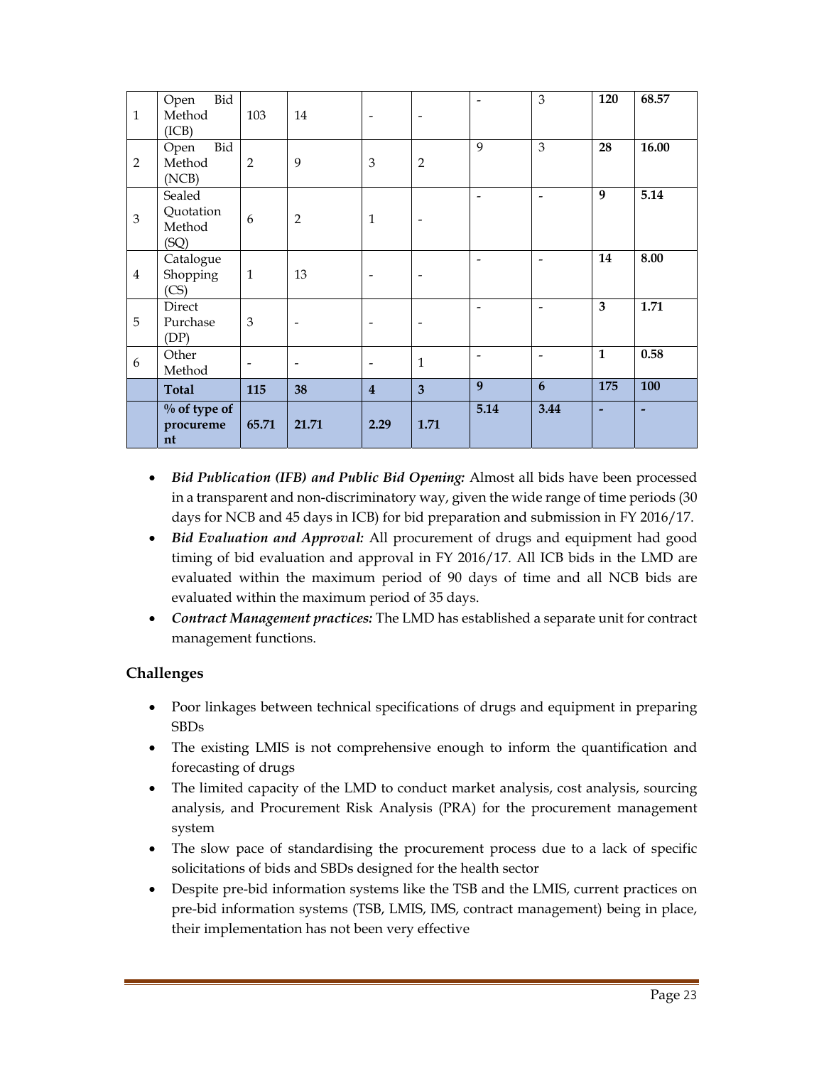| 1 | Open Bid Method (ICB) | 103 | 14 | - | - | - | 3 | **120** | **68.57** |
|---|---|---|---|---|---|---|---|---|---|
| 2 | Open Bid Method (NCB) | 2 | 9 | 3 | 2 | 9 | 3 | **28** | **16.00** |
| 3 | Sealed Quotation Method (SQ) | 6 | 2 | 1 | - | - | - | **9** | **5.14** |
| 4 | Catalogue Shopping (CS) | 1 | 13 | - | - | - | - | **14** | **8.00** |
| 5 | Direct Purchase (DP) | 3 | - | - | - | - | - | **3** | **1.71** |
| 6 | Other Method | - | - | - | 1 | - | - | **1** | **0.58** |
| | **Total** | **115** | **38** | **4** | **3** | **9** | **6** | **175** | **100** |
| | **% of type of procurement** | **65.71** | **21.71** | **2.29** | **1.71** | **5.14** | **3.44** | **-** | **-** |

- ***Bid Publication (IFB) and Public Bid Opening:*** Almost all bids have been processed in a transparent and non-discriminatory way, given the wide range of time periods (30 days for NCB and 45 days in ICB) for bid preparation and submission in FY 2016/17.
- ***Bid Evaluation and Approval:*** All procurement of drugs and equipment had good timing of bid evaluation and approval in FY 2016/17. All ICB bids in the LMD are evaluated within the maximum period of 90 days of time and all NCB bids are evaluated within the maximum period of 35 days.
- ***Contract Management practices:*** The LMD has established a separate unit for contract management functions.

## Challenges

- Poor linkages between technical specifications of drugs and equipment in preparing SBDs
- The existing LMIS is not comprehensive enough to inform the quantification and forecasting of drugs
- The limited capacity of the LMD to conduct market analysis, cost analysis, sourcing analysis, and Procurement Risk Analysis (PRA) for the procurement management system
- The slow pace of standardising the procurement process due to a lack of specific solicitations of bids and SBDs designed for the health sector
- Despite pre-bid information systems like the TSB and the LMIS, current practices on pre-bid information systems (TSB, LMIS, IMS, contract management) being in place, their implementation has not been very effective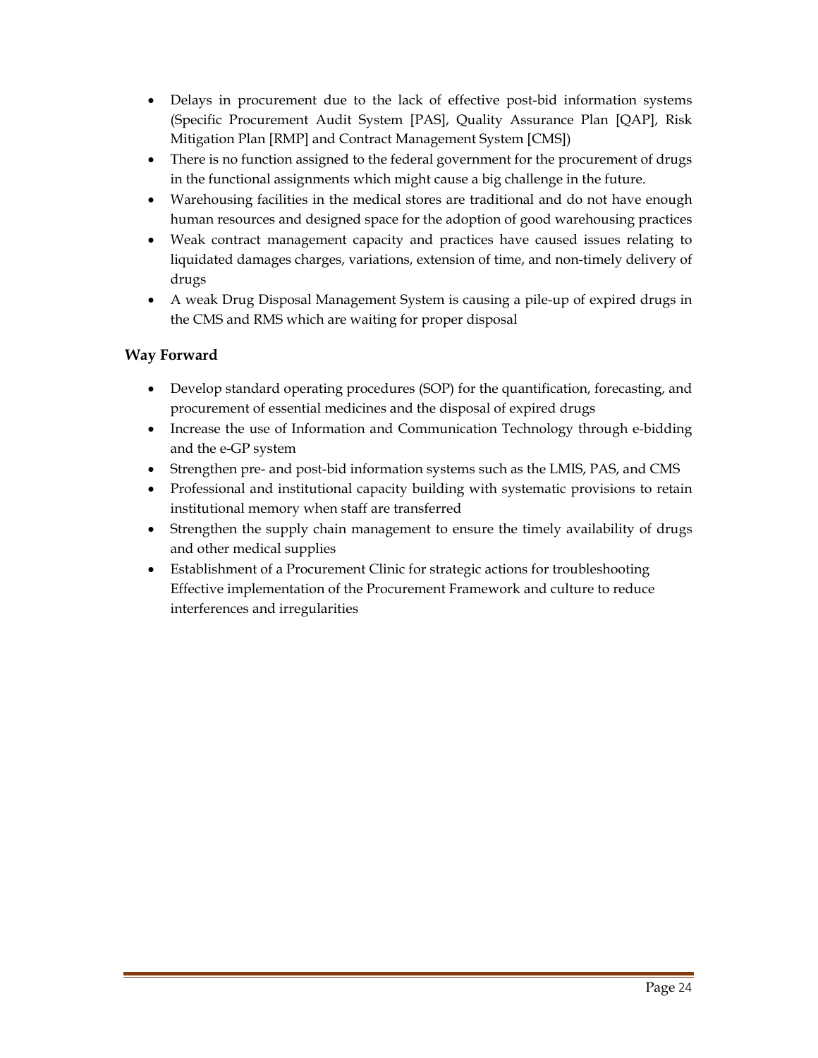- Delays in procurement due to the lack of effective post-bid information systems (Specific Procurement Audit System [PAS], Quality Assurance Plan [QAP], Risk Mitigation Plan [RMP] and Contract Management System [CMS])
- There is no function assigned to the federal government for the procurement of drugs in the functional assignments which might cause a big challenge in the future.
- Warehousing facilities in the medical stores are traditional and do not have enough human resources and designed space for the adoption of good warehousing practices
- Weak contract management capacity and practices have caused issues relating to liquidated damages charges, variations, extension of time, and non-timely delivery of drugs
- A weak Drug Disposal Management System is causing a pile-up of expired drugs in the CMS and RMS which are waiting for proper disposal

### Way Forward

- Develop standard operating procedures (SOP) for the quantification, forecasting, and procurement of essential medicines and the disposal of expired drugs
- Increase the use of Information and Communication Technology through e-bidding and the e-GP system
- Strengthen pre- and post-bid information systems such as the LMIS, PAS, and CMS
- Professional and institutional capacity building with systematic provisions to retain institutional memory when staff are transferred
- Strengthen the supply chain management to ensure the timely availability of drugs and other medical supplies
- Establishment of a Procurement Clinic for strategic actions for troubleshooting Effective implementation of the Procurement Framework and culture to reduce interferences and irregularities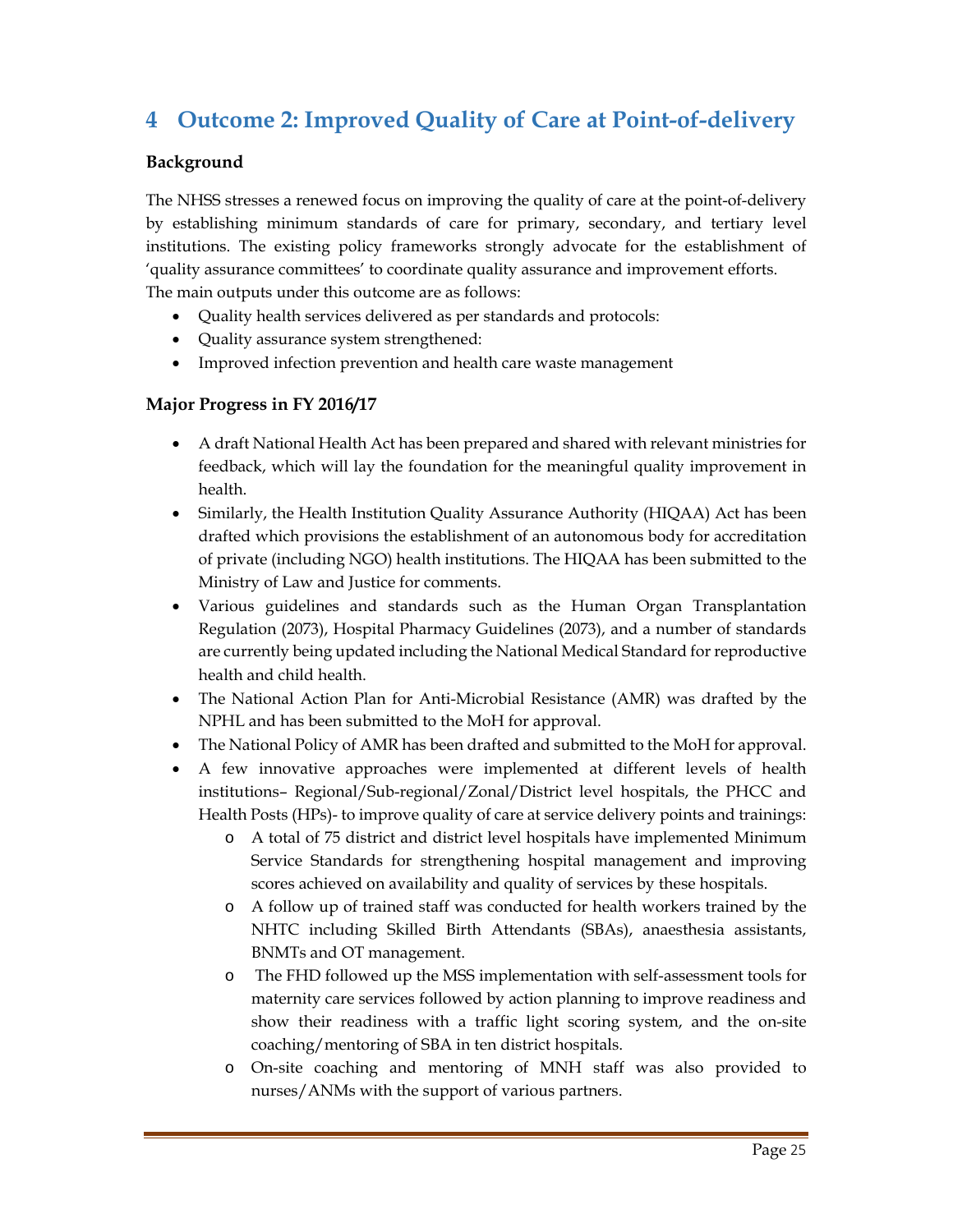# 4 Outcome 2: Improved Quality of Care at Point-of-delivery

**Background**

The NHSS stresses a renewed focus on improving the quality of care at the point-of-delivery by establishing minimum standards of care for primary, secondary, and tertiary level institutions. The existing policy frameworks strongly advocate for the establishment of 'quality assurance committees' to coordinate quality assurance and improvement efforts.
The main outputs under this outcome are as follows:

- Quality health services delivered as per standards and protocols:
- Quality assurance system strengthened:
- Improved infection prevention and health care waste management

**Major Progress in FY 2016/17**

- A draft National Health Act has been prepared and shared with relevant ministries for feedback, which will lay the foundation for the meaningful quality improvement in health.
- Similarly, the Health Institution Quality Assurance Authority (HIQAA) Act has been drafted which provisions the establishment of an autonomous body for accreditation of private (including NGO) health institutions. The HIQAA has been submitted to the Ministry of Law and Justice for comments.
- Various guidelines and standards such as the Human Organ Transplantation Regulation (2073), Hospital Pharmacy Guidelines (2073), and a number of standards are currently being updated including the National Medical Standard for reproductive health and child health.
- The National Action Plan for Anti-Microbial Resistance (AMR) was drafted by the NPHL and has been submitted to the MoH for approval.
- The National Policy of AMR has been drafted and submitted to the MoH for approval.
- A few innovative approaches were implemented at different levels of health institutions– Regional/Sub-regional/Zonal/District level hospitals, the PHCC and Health Posts (HPs)- to improve quality of care at service delivery points and trainings:
  - A total of 75 district and district level hospitals have implemented Minimum Service Standards for strengthening hospital management and improving scores achieved on availability and quality of services by these hospitals.
  - A follow up of trained staff was conducted for health workers trained by the NHTC including Skilled Birth Attendants (SBAs), anaesthesia assistants, BNMTs and OT management.
  - The FHD followed up the MSS implementation with self-assessment tools for maternity care services followed by action planning to improve readiness and show their readiness with a traffic light scoring system, and the on-site coaching/mentoring of SBA in ten district hospitals.
  - On-site coaching and mentoring of MNH staff was also provided to nurses/ANMs with the support of various partners.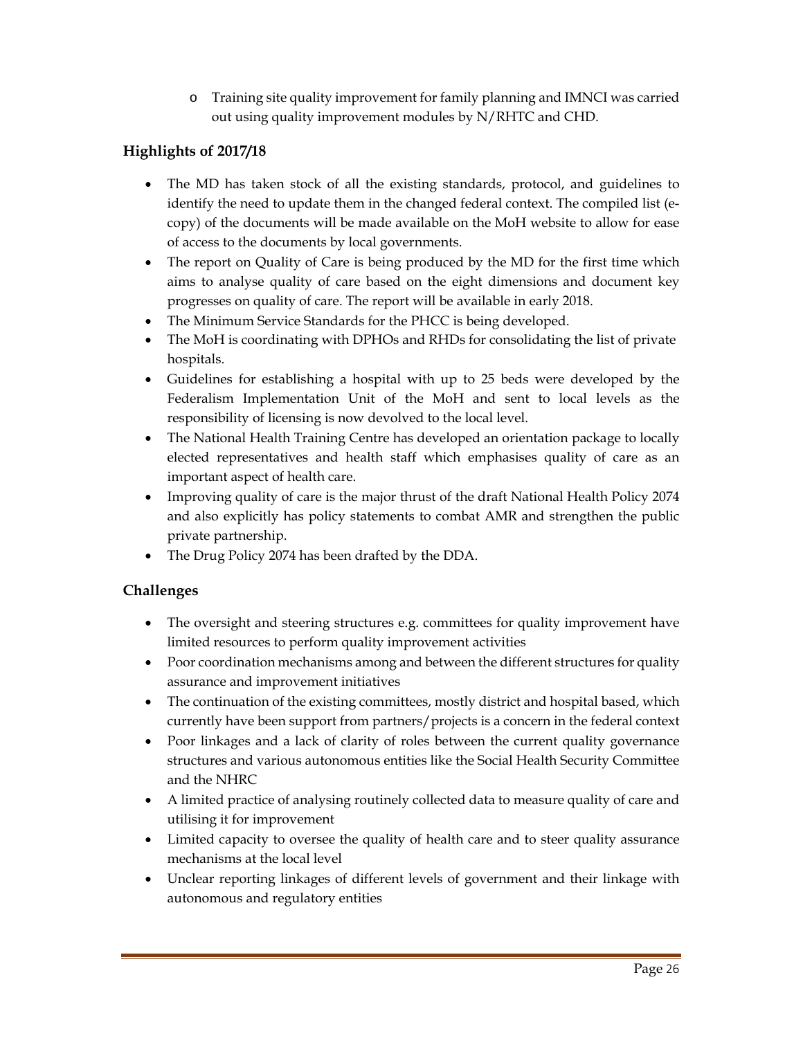- Training site quality improvement for family planning and IMNCI was carried out using quality improvement modules by N/RHTC and CHD.

### Highlights of 2017/18

- The MD has taken stock of all the existing standards, protocol, and guidelines to identify the need to update them in the changed federal context. The compiled list (e-copy) of the documents will be made available on the MoH website to allow for ease of access to the documents by local governments.
- The report on Quality of Care is being produced by the MD for the first time which aims to analyse quality of care based on the eight dimensions and document key progresses on quality of care. The report will be available in early 2018.
- The Minimum Service Standards for the PHCC is being developed.
- The MoH is coordinating with DPHOs and RHDs for consolidating the list of private hospitals.
- Guidelines for establishing a hospital with up to 25 beds were developed by the Federalism Implementation Unit of the MoH and sent to local levels as the responsibility of licensing is now devolved to the local level.
- The National Health Training Centre has developed an orientation package to locally elected representatives and health staff which emphasises quality of care as an important aspect of health care.
- Improving quality of care is the major thrust of the draft National Health Policy 2074 and also explicitly has policy statements to combat AMR and strengthen the public private partnership.
- The Drug Policy 2074 has been drafted by the DDA.

### Challenges

- The oversight and steering structures e.g. committees for quality improvement have limited resources to perform quality improvement activities
- Poor coordination mechanisms among and between the different structures for quality assurance and improvement initiatives
- The continuation of the existing committees, mostly district and hospital based, which currently have been support from partners/projects is a concern in the federal context
- Poor linkages and a lack of clarity of roles between the current quality governance structures and various autonomous entities like the Social Health Security Committee and the NHRC
- A limited practice of analysing routinely collected data to measure quality of care and utilising it for improvement
- Limited capacity to oversee the quality of health care and to steer quality assurance mechanisms at the local level
- Unclear reporting linkages of different levels of government and their linkage with autonomous and regulatory entities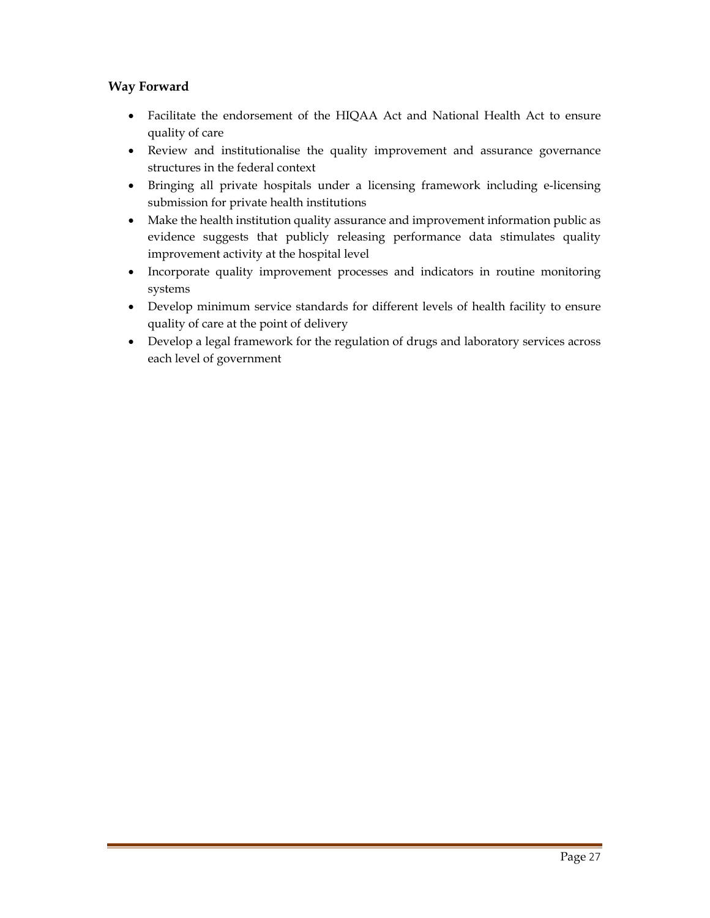**Way Forward**

- Facilitate the endorsement of the HIQAA Act and National Health Act to ensure quality of care
- Review and institutionalise the quality improvement and assurance governance structures in the federal context
- Bringing all private hospitals under a licensing framework including e-licensing submission for private health institutions
- Make the health institution quality assurance and improvement information public as evidence suggests that publicly releasing performance data stimulates quality improvement activity at the hospital level
- Incorporate quality improvement processes and indicators in routine monitoring systems
- Develop minimum service standards for different levels of health facility to ensure quality of care at the point of delivery
- Develop a legal framework for the regulation of drugs and laboratory services across each level of government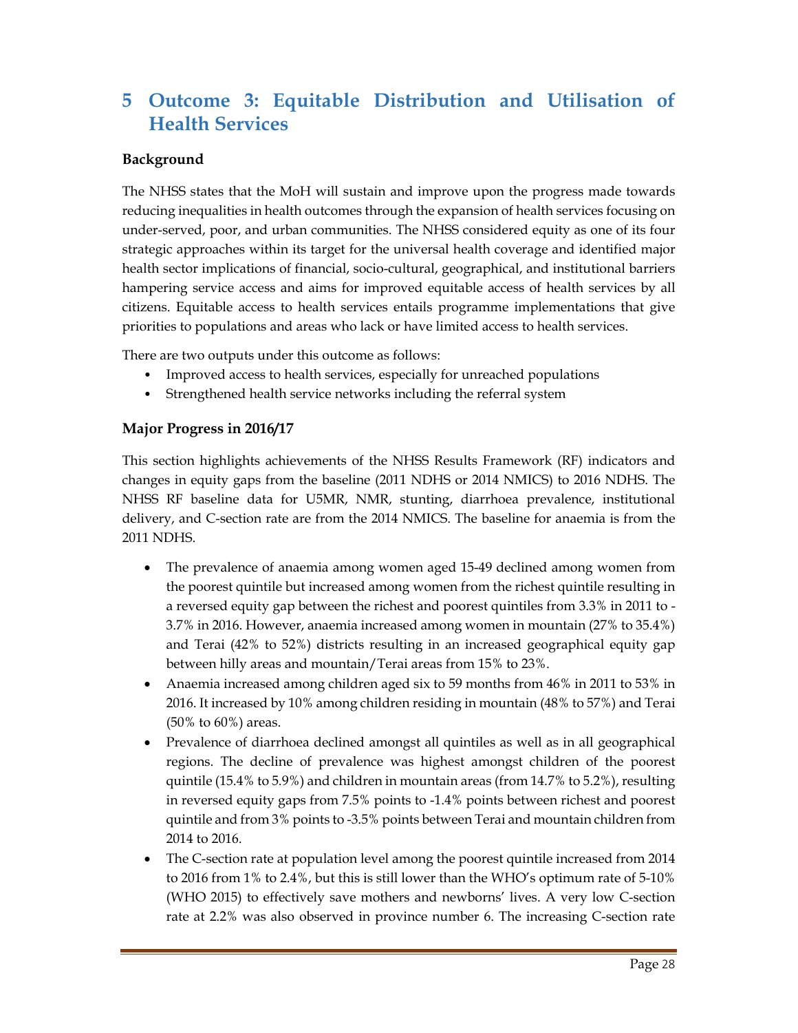# 5 Outcome 3: Equitable Distribution and Utilisation of Health Services

**Background**

The NHSS states that the MoH will sustain and improve upon the progress made towards reducing inequalities in health outcomes through the expansion of health services focusing on under-served, poor, and urban communities. The NHSS considered equity as one of its four strategic approaches within its target for the universal health coverage and identified major health sector implications of financial, socio-cultural, geographical, and institutional barriers hampering service access and aims for improved equitable access of health services by all citizens. Equitable access to health services entails programme implementations that give priorities to populations and areas who lack or have limited access to health services.

There are two outputs under this outcome as follows:

- Improved access to health services, especially for unreached populations
- Strengthened health service networks including the referral system

**Major Progress in 2016/17**

This section highlights achievements of the NHSS Results Framework (RF) indicators and changes in equity gaps from the baseline (2011 NDHS or 2014 NMICS) to 2016 NDHS. The NHSS RF baseline data for U5MR, NMR, stunting, diarrhoea prevalence, institutional delivery, and C-section rate are from the 2014 NMICS. The baseline for anaemia is from the 2011 NDHS.

- The prevalence of anaemia among women aged 15-49 declined among women from the poorest quintile but increased among women from the richest quintile resulting in a reversed equity gap between the richest and poorest quintiles from 3.3% in 2011 to -3.7% in 2016. However, anaemia increased among women in mountain (27% to 35.4%) and Terai (42% to 52%) districts resulting in an increased geographical equity gap between hilly areas and mountain/Terai areas from 15% to 23%.
- Anaemia increased among children aged six to 59 months from 46% in 2011 to 53% in 2016. It increased by 10% among children residing in mountain (48% to 57%) and Terai (50% to 60%) areas.
- Prevalence of diarrhoea declined amongst all quintiles as well as in all geographical regions. The decline of prevalence was highest amongst children of the poorest quintile (15.4% to 5.9%) and children in mountain areas (from 14.7% to 5.2%), resulting in reversed equity gaps from 7.5% points to -1.4% points between richest and poorest quintile and from 3% points to -3.5% points between Terai and mountain children from 2014 to 2016.
- The C-section rate at population level among the poorest quintile increased from 2014 to 2016 from 1% to 2.4%, but this is still lower than the WHO's optimum rate of 5-10% (WHO 2015) to effectively save mothers and newborns' lives. A very low C-section rate at 2.2% was also observed in province number 6. The increasing C-section rate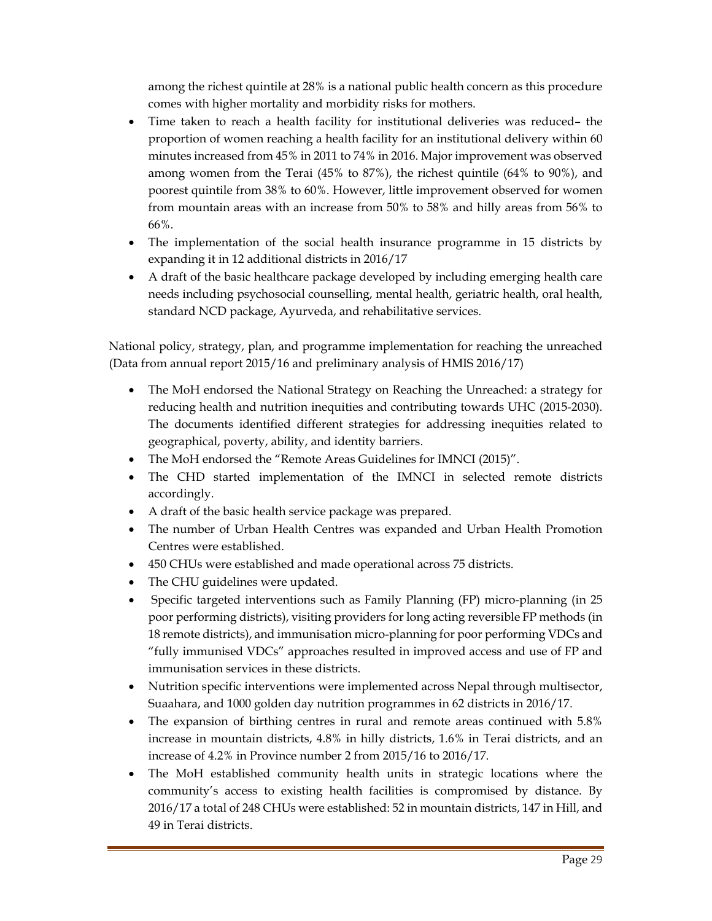among the richest quintile at 28% is a national public health concern as this procedure comes with higher mortality and morbidity risks for mothers.

- Time taken to reach a health facility for institutional deliveries was reduced– the proportion of women reaching a health facility for an institutional delivery within 60 minutes increased from 45% in 2011 to 74% in 2016. Major improvement was observed among women from the Terai (45% to 87%), the richest quintile (64% to 90%), and poorest quintile from 38% to 60%. However, little improvement observed for women from mountain areas with an increase from 50% to 58% and hilly areas from 56% to 66%.
- The implementation of the social health insurance programme in 15 districts by expanding it in 12 additional districts in 2016/17
- A draft of the basic healthcare package developed by including emerging health care needs including psychosocial counselling, mental health, geriatric health, oral health, standard NCD package, Ayurveda, and rehabilitative services.

National policy, strategy, plan, and programme implementation for reaching the unreached (Data from annual report 2015/16 and preliminary analysis of HMIS 2016/17)

- The MoH endorsed the National Strategy on Reaching the Unreached: a strategy for reducing health and nutrition inequities and contributing towards UHC (2015-2030). The documents identified different strategies for addressing inequities related to geographical, poverty, ability, and identity barriers.
- The MoH endorsed the "Remote Areas Guidelines for IMNCI (2015)".
- The CHD started implementation of the IMNCI in selected remote districts accordingly.
- A draft of the basic health service package was prepared.
- The number of Urban Health Centres was expanded and Urban Health Promotion Centres were established.
- 450 CHUs were established and made operational across 75 districts.
- The CHU guidelines were updated.
- Specific targeted interventions such as Family Planning (FP) micro-planning (in 25 poor performing districts), visiting providers for long acting reversible FP methods (in 18 remote districts), and immunisation micro-planning for poor performing VDCs and "fully immunised VDCs" approaches resulted in improved access and use of FP and immunisation services in these districts.
- Nutrition specific interventions were implemented across Nepal through multisector, Suaahara, and 1000 golden day nutrition programmes in 62 districts in 2016/17.
- The expansion of birthing centres in rural and remote areas continued with 5.8% increase in mountain districts, 4.8% in hilly districts, 1.6% in Terai districts, and an increase of 4.2% in Province number 2 from 2015/16 to 2016/17.
- The MoH established community health units in strategic locations where the community's access to existing health facilities is compromised by distance. By 2016/17 a total of 248 CHUs were established: 52 in mountain districts, 147 in Hill, and 49 in Terai districts.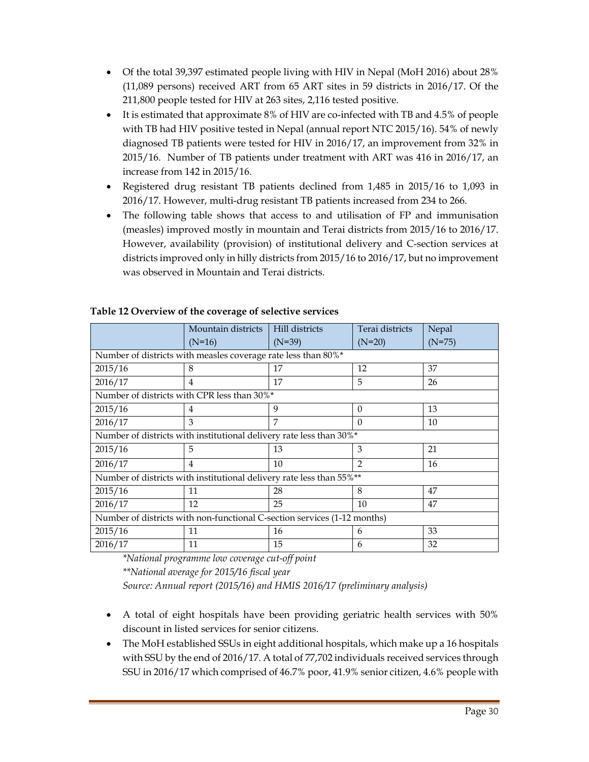- Of the total 39,397 estimated people living with HIV in Nepal (MoH 2016) about 28% (11,089 persons) received ART from 65 ART sites in 59 districts in 2016/17. Of the 211,800 people tested for HIV at 263 sites, 2,116 tested positive.
- It is estimated that approximate 8% of HIV are co-infected with TB and 4.5% of people with TB had HIV positive tested in Nepal (annual report NTC 2015/16). 54% of newly diagnosed TB patients were tested for HIV in 2016/17, an improvement from 32% in 2015/16. Number of TB patients under treatment with ART was 416 in 2016/17, an increase from 142 in 2015/16.
- Registered drug resistant TB patients declined from 1,485 in 2015/16 to 1,093 in 2016/17. However, multi-drug resistant TB patients increased from 234 to 266.
- The following table shows that access to and utilisation of FP and immunisation (measles) improved mostly in mountain and Terai districts from 2015/16 to 2016/17. However, availability (provision) of institutional delivery and C-section services at districts improved only in hilly districts from 2015/16 to 2016/17, but no improvement was observed in Mountain and Terai districts.

**Table 12 Overview of the coverage of selective services**

| | Mountain districts (N=16) | Hill districts (N=39) | Terai districts (N=20) | Nepal (N=75) |
|---|---|---|---|---|
| Number of districts with measles coverage rate less than 80%* | | | | |
| 2015/16 | 8 | 17 | 12 | 37 |
| 2016/17 | 4 | 17 | 5 | 26 |
| Number of districts with CPR less than 30%* | | | | |
| 2015/16 | 4 | 9 | 0 | 13 |
| 2016/17 | 3 | 7 | 0 | 10 |
| Number of districts with institutional delivery rate less than 30%* | | | | |
| 2015/16 | 5 | 13 | 3 | 21 |
| 2016/17 | 4 | 10 | 2 | 16 |
| Number of districts with institutional delivery rate less than 55%** | | | | |
| 2015/16 | 11 | 28 | 8 | 47 |
| 2016/17 | 12 | 25 | 10 | 47 |
| Number of districts with non-functional C-section services (1-12 months) | | | | |
| 2015/16 | 11 | 16 | 6 | 33 |
| 2016/17 | 11 | 15 | 6 | 32 |

*\*National programme low coverage cut-off point*

*\*\*National average for 2015/16 fiscal year*

*Source: Annual report (2015/16) and HMIS 2016/17 (preliminary analysis)*

- A total of eight hospitals have been providing geriatric health services with 50% discount in listed services for senior citizens.
- The MoH established SSUs in eight additional hospitals, which make up a 16 hospitals with SSU by the end of 2016/17. A total of 77,702 individuals received services through SSU in 2016/17 which comprised of 46.7% poor, 41.9% senior citizen, 4.6% people with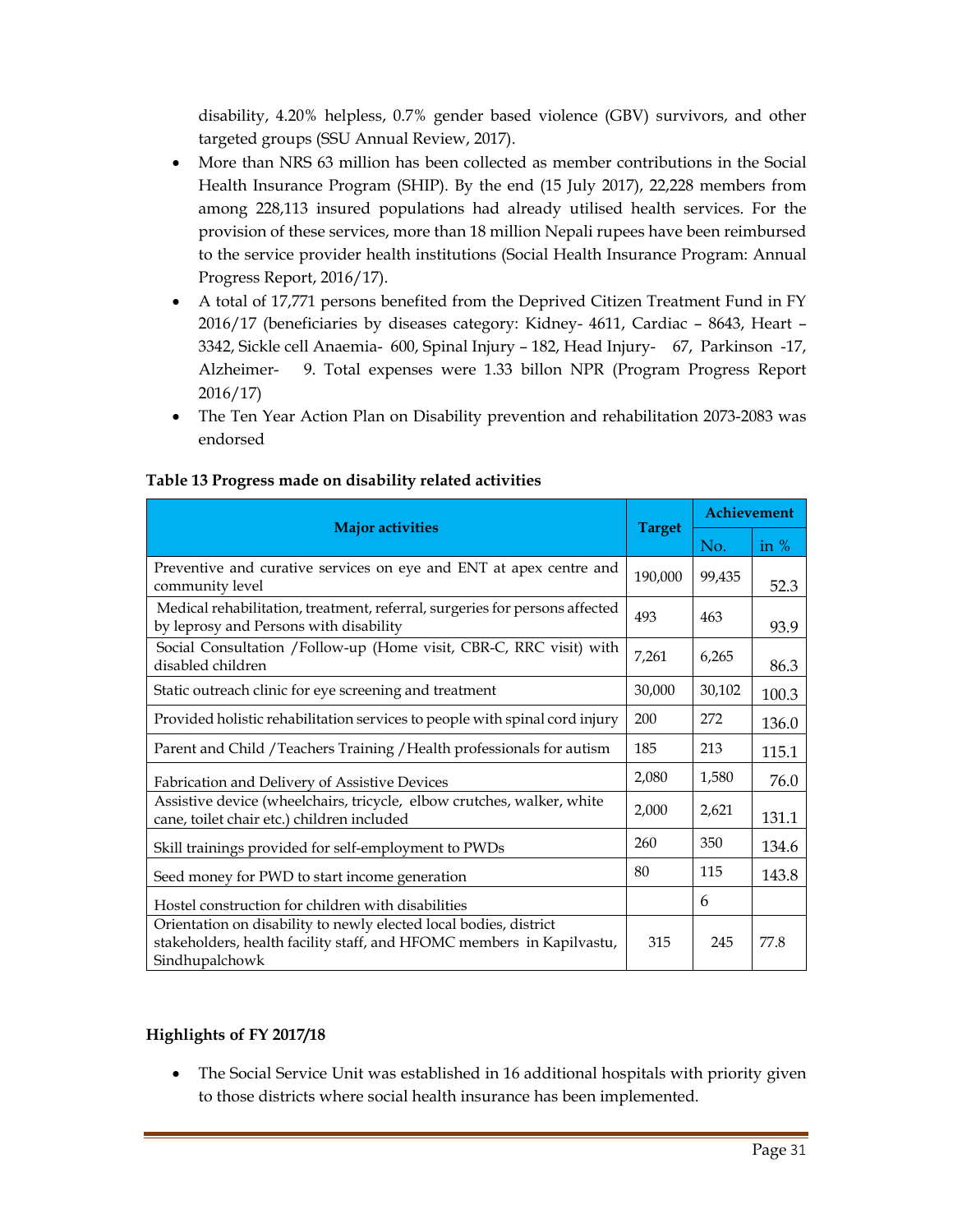disability, 4.20% helpless, 0.7% gender based violence (GBV) survivors, and other targeted groups (SSU Annual Review, 2017).

- More than NRS 63 million has been collected as member contributions in the Social Health Insurance Program (SHIP). By the end (15 July 2017), 22,228 members from among 228,113 insured populations had already utilised health services. For the provision of these services, more than 18 million Nepali rupees have been reimbursed to the service provider health institutions (Social Health Insurance Program: Annual Progress Report, 2016/17).
- A total of 17,771 persons benefited from the Deprived Citizen Treatment Fund in FY 2016/17 (beneficiaries by diseases category: Kidney- 4611, Cardiac – 8643, Heart – 3342, Sickle cell Anaemia- 600, Spinal Injury – 182, Head Injury- 67, Parkinson -17, Alzheimer- 9. Total expenses were 1.33 billon NPR (Program Progress Report 2016/17)
- The Ten Year Action Plan on Disability prevention and rehabilitation 2073-2083 was endorsed

**Table 13 Progress made on disability related activities**

| Major activities | Target | Achievement | |
|---|---|---|---|
| | | No. | in % |
| Preventive and curative services on eye and ENT at apex centre and community level | 190,000 | 99,435 | 52.3 |
| Medical rehabilitation, treatment, referral, surgeries for persons affected by leprosy and Persons with disability | 493 | 463 | 93.9 |
| Social Consultation /Follow-up (Home visit, CBR-C, RRC visit) with disabled children | 7,261 | 6,265 | 86.3 |
| Static outreach clinic for eye screening and treatment | 30,000 | 30,102 | 100.3 |
| Provided holistic rehabilitation services to people with spinal cord injury | 200 | 272 | 136.0 |
| Parent and Child /Teachers Training /Health professionals for autism | 185 | 213 | 115.1 |
| Fabrication and Delivery of Assistive Devices | 2,080 | 1,580 | 76.0 |
| Assistive device (wheelchairs, tricycle, elbow crutches, walker, white cane, toilet chair etc.) children included | 2,000 | 2,621 | 131.1 |
| Skill trainings provided for self-employment to PWDs | 260 | 350 | 134.6 |
| Seed money for PWD to start income generation | 80 | 115 | 143.8 |
| Hostel construction for children with disabilities | | 6 | |
| Orientation on disability to newly elected local bodies, district stakeholders, health facility staff, and HFOMC members in Kapilvastu, Sindhupalchowk | 315 | 245 | 77.8 |

**Highlights of FY 2017/18**

- The Social Service Unit was established in 16 additional hospitals with priority given to those districts where social health insurance has been implemented.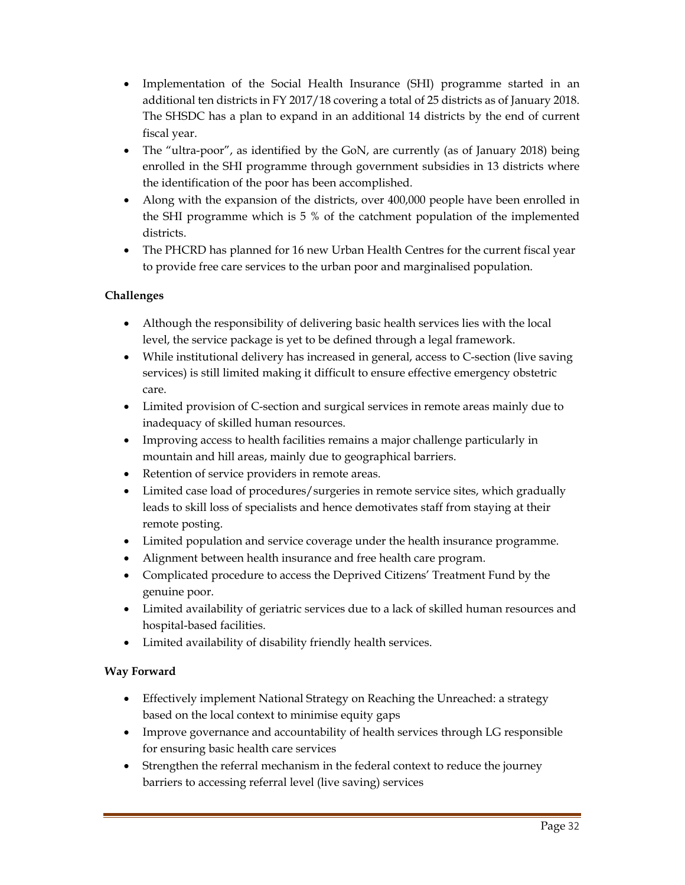- Implementation of the Social Health Insurance (SHI) programme started in an additional ten districts in FY 2017/18 covering a total of 25 districts as of January 2018. The SHSDC has a plan to expand in an additional 14 districts by the end of current fiscal year.
- The "ultra-poor", as identified by the GoN, are currently (as of January 2018) being enrolled in the SHI programme through government subsidies in 13 districts where the identification of the poor has been accomplished.
- Along with the expansion of the districts, over 400,000 people have been enrolled in the SHI programme which is 5 % of the catchment population of the implemented districts.
- The PHCRD has planned for 16 new Urban Health Centres for the current fiscal year to provide free care services to the urban poor and marginalised population.

**Challenges**

- Although the responsibility of delivering basic health services lies with the local level, the service package is yet to be defined through a legal framework.
- While institutional delivery has increased in general, access to C-section (live saving services) is still limited making it difficult to ensure effective emergency obstetric care.
- Limited provision of C-section and surgical services in remote areas mainly due to inadequacy of skilled human resources.
- Improving access to health facilities remains a major challenge particularly in mountain and hill areas, mainly due to geographical barriers.
- Retention of service providers in remote areas.
- Limited case load of procedures/surgeries in remote service sites, which gradually leads to skill loss of specialists and hence demotivates staff from staying at their remote posting.
- Limited population and service coverage under the health insurance programme.
- Alignment between health insurance and free health care program.
- Complicated procedure to access the Deprived Citizens' Treatment Fund by the genuine poor.
- Limited availability of geriatric services due to a lack of skilled human resources and hospital-based facilities.
- Limited availability of disability friendly health services.

**Way Forward**

- Effectively implement National Strategy on Reaching the Unreached: a strategy based on the local context to minimise equity gaps
- Improve governance and accountability of health services through LG responsible for ensuring basic health care services
- Strengthen the referral mechanism in the federal context to reduce the journey barriers to accessing referral level (live saving) services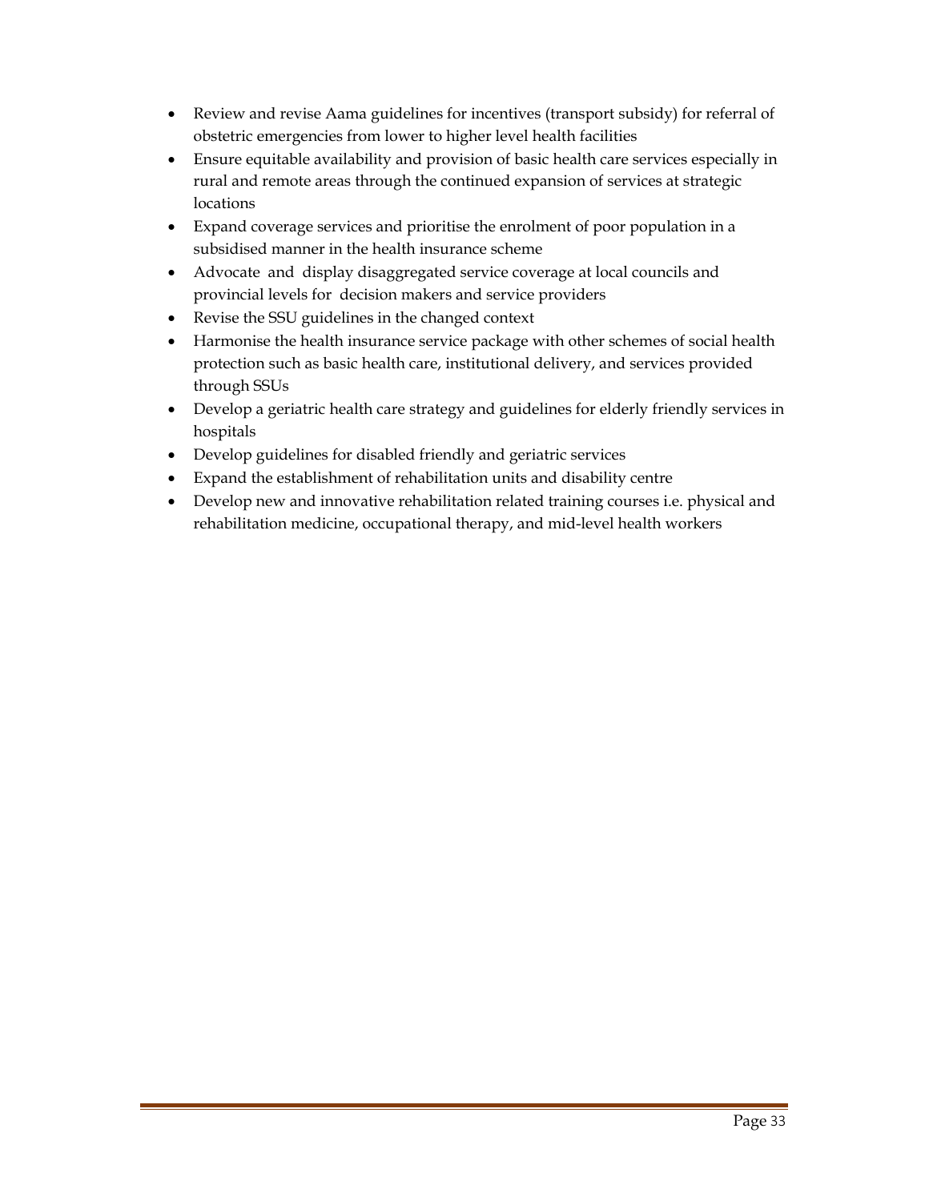- Review and revise Aama guidelines for incentives (transport subsidy) for referral of obstetric emergencies from lower to higher level health facilities
- Ensure equitable availability and provision of basic health care services especially in rural and remote areas through the continued expansion of services at strategic locations
- Expand coverage services and prioritise the enrolment of poor population in a subsidised manner in the health insurance scheme
- Advocate and display disaggregated service coverage at local councils and provincial levels for decision makers and service providers
- Revise the SSU guidelines in the changed context
- Harmonise the health insurance service package with other schemes of social health protection such as basic health care, institutional delivery, and services provided through SSUs
- Develop a geriatric health care strategy and guidelines for elderly friendly services in hospitals
- Develop guidelines for disabled friendly and geriatric services
- Expand the establishment of rehabilitation units and disability centre
- Develop new and innovative rehabilitation related training courses i.e. physical and rehabilitation medicine, occupational therapy, and mid-level health workers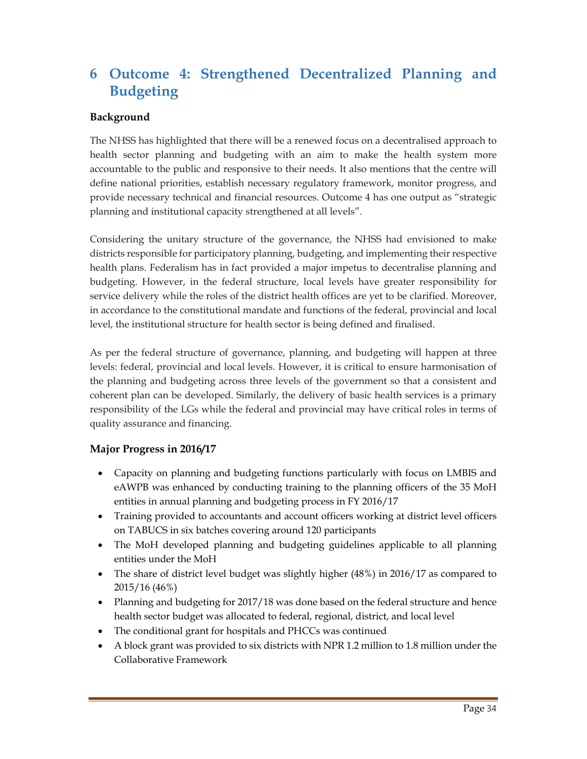# 6 Outcome 4: Strengthened Decentralized Planning and Budgeting

## Background

The NHSS has highlighted that there will be a renewed focus on a decentralised approach to health sector planning and budgeting with an aim to make the health system more accountable to the public and responsive to their needs. It also mentions that the centre will define national priorities, establish necessary regulatory framework, monitor progress, and provide necessary technical and financial resources. Outcome 4 has one output as "strategic planning and institutional capacity strengthened at all levels".

Considering the unitary structure of the governance, the NHSS had envisioned to make districts responsible for participatory planning, budgeting, and implementing their respective health plans. Federalism has in fact provided a major impetus to decentralise planning and budgeting. However, in the federal structure, local levels have greater responsibility for service delivery while the roles of the district health offices are yet to be clarified. Moreover, in accordance to the constitutional mandate and functions of the federal, provincial and local level, the institutional structure for health sector is being defined and finalised.

As per the federal structure of governance, planning, and budgeting will happen at three levels: federal, provincial and local levels. However, it is critical to ensure harmonisation of the planning and budgeting across three levels of the government so that a consistent and coherent plan can be developed. Similarly, the delivery of basic health services is a primary responsibility of the LGs while the federal and provincial may have critical roles in terms of quality assurance and financing.

## Major Progress in 2016/17

- Capacity on planning and budgeting functions particularly with focus on LMBIS and eAWPB was enhanced by conducting training to the planning officers of the 35 MoH entities in annual planning and budgeting process in FY 2016/17
- Training provided to accountants and account officers working at district level officers on TABUCS in six batches covering around 120 participants
- The MoH developed planning and budgeting guidelines applicable to all planning entities under the MoH
- The share of district level budget was slightly higher (48%) in 2016/17 as compared to 2015/16 (46%)
- Planning and budgeting for 2017/18 was done based on the federal structure and hence health sector budget was allocated to federal, regional, district, and local level
- The conditional grant for hospitals and PHCCs was continued
- A block grant was provided to six districts with NPR 1.2 million to 1.8 million under the Collaborative Framework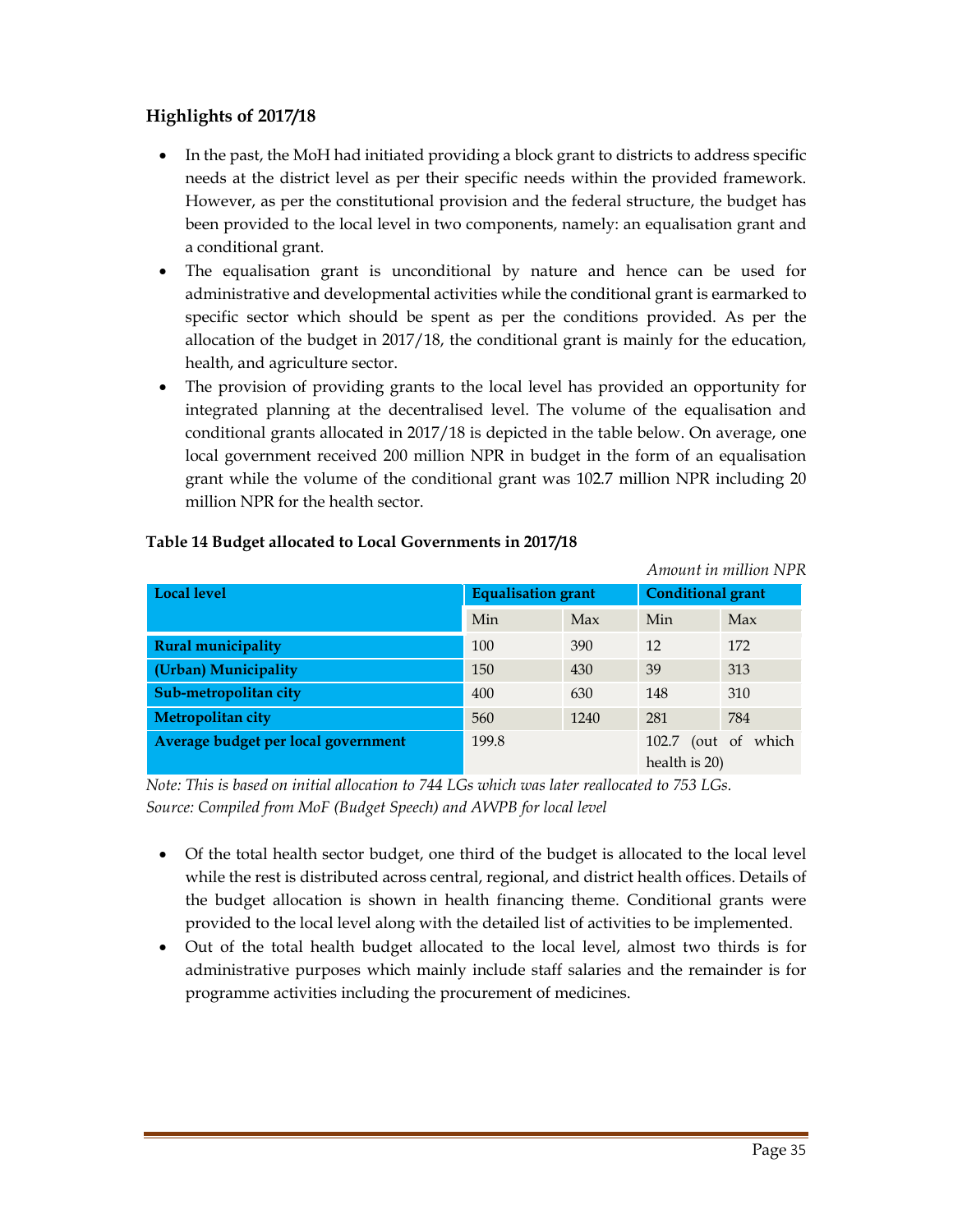## Highlights of 2017/18

- In the past, the MoH had initiated providing a block grant to districts to address specific needs at the district level as per their specific needs within the provided framework. However, as per the constitutional provision and the federal structure, the budget has been provided to the local level in two components, namely: an equalisation grant and a conditional grant.
- The equalisation grant is unconditional by nature and hence can be used for administrative and developmental activities while the conditional grant is earmarked to specific sector which should be spent as per the conditions provided. As per the allocation of the budget in 2017/18, the conditional grant is mainly for the education, health, and agriculture sector.
- The provision of providing grants to the local level has provided an opportunity for integrated planning at the decentralised level. The volume of the equalisation and conditional grants allocated in 2017/18 is depicted in the table below. On average, one local government received 200 million NPR in budget in the form of an equalisation grant while the volume of the conditional grant was 102.7 million NPR including 20 million NPR for the health sector.

**Table 14 Budget allocated to Local Governments in 2017/18**

*Amount in million NPR*

| Local level | Equalisation grant | | Conditional grant | |
|---|---|---|---|---|
| | Min | Max | Min | Max |
| **Rural municipality** | 100 | 390 | 12 | 172 |
| **(Urban) Municipality** | 150 | 430 | 39 | 313 |
| **Sub-metropolitan city** | 400 | 630 | 148 | 310 |
| **Metropolitan city** | 560 | 1240 | 281 | 784 |
| **Average budget per local government** | 199.8 | | 102.7 (out of which health is 20) | |

*Note: This is based on initial allocation to 744 LGs which was later reallocated to 753 LGs.*
*Source: Compiled from MoF (Budget Speech) and AWPB for local level*

- Of the total health sector budget, one third of the budget is allocated to the local level while the rest is distributed across central, regional, and district health offices. Details of the budget allocation is shown in health financing theme. Conditional grants were provided to the local level along with the detailed list of activities to be implemented.
- Out of the total health budget allocated to the local level, almost two thirds is for administrative purposes which mainly include staff salaries and the remainder is for programme activities including the procurement of medicines.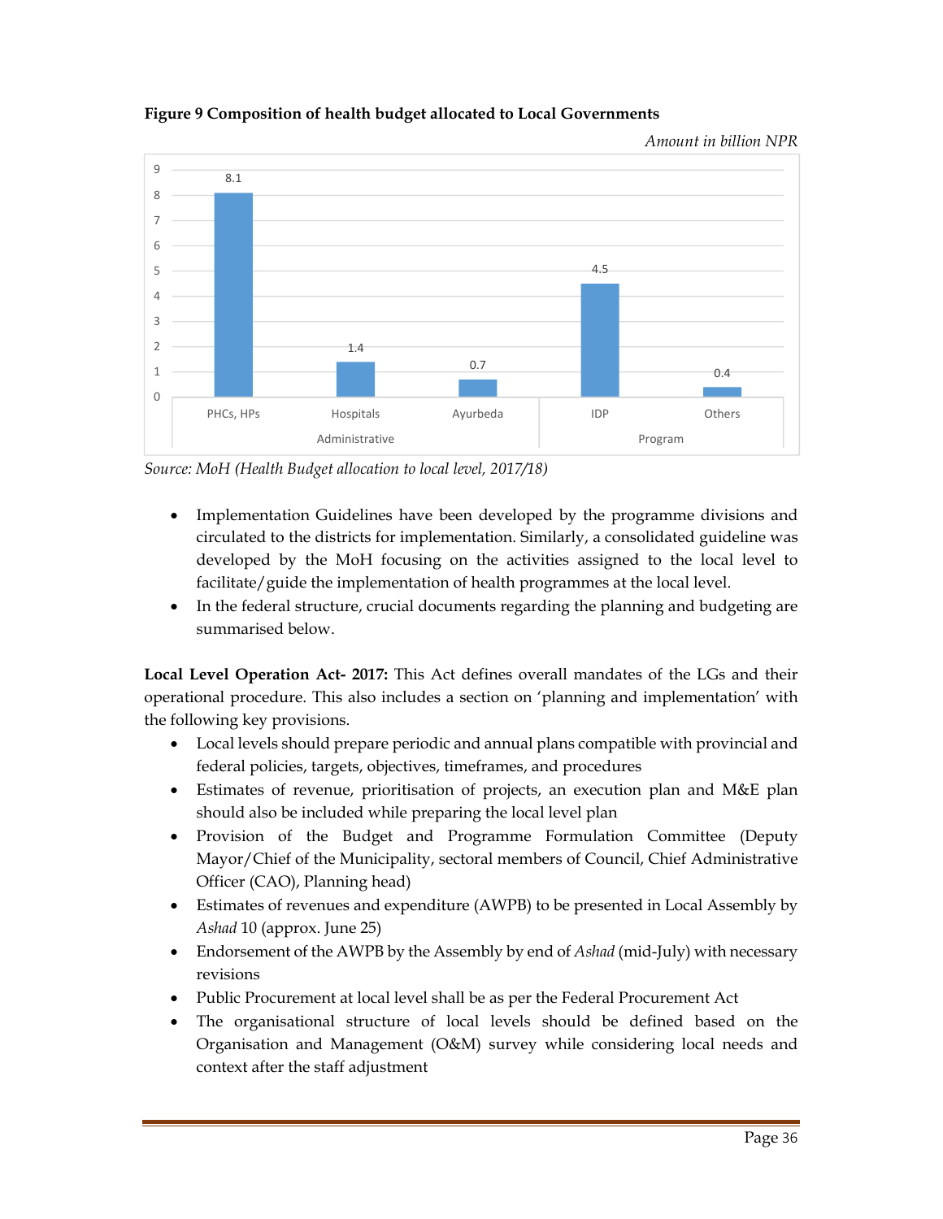**Figure 9 Composition of health budget allocated to Local Governments**

*Amount in billion NPR*

| | Administrative | | | Program | |
|---|---|---|---|---|---|
| | PHCs, HPs | Hospitals | Ayurbeda | IDP | Others |
| Amount | 8.1 | 1.4 | 0.7 | 4.5 | 0.4 |

*Source: MoH (Health Budget allocation to local level, 2017/18)*

- Implementation Guidelines have been developed by the programme divisions and circulated to the districts for implementation. Similarly, a consolidated guideline was developed by the MoH focusing on the activities assigned to the local level to facilitate/guide the implementation of health programmes at the local level.
- In the federal structure, crucial documents regarding the planning and budgeting are summarised below.

**Local Level Operation Act- 2017:** This Act defines overall mandates of the LGs and their operational procedure. This also includes a section on 'planning and implementation' with the following key provisions.

- Local levels should prepare periodic and annual plans compatible with provincial and federal policies, targets, objectives, timeframes, and procedures
- Estimates of revenue, prioritisation of projects, an execution plan and M&E plan should also be included while preparing the local level plan
- Provision of the Budget and Programme Formulation Committee (Deputy Mayor/Chief of the Municipality, sectoral members of Council, Chief Administrative Officer (CAO), Planning head)
- Estimates of revenues and expenditure (AWPB) to be presented in Local Assembly by *Ashad* 10 (approx. June 25)
- Endorsement of the AWPB by the Assembly by end of *Ashad* (mid-July) with necessary revisions
- Public Procurement at local level shall be as per the Federal Procurement Act
- The organisational structure of local levels should be defined based on the Organisation and Management (O&M) survey while considering local needs and context after the staff adjustment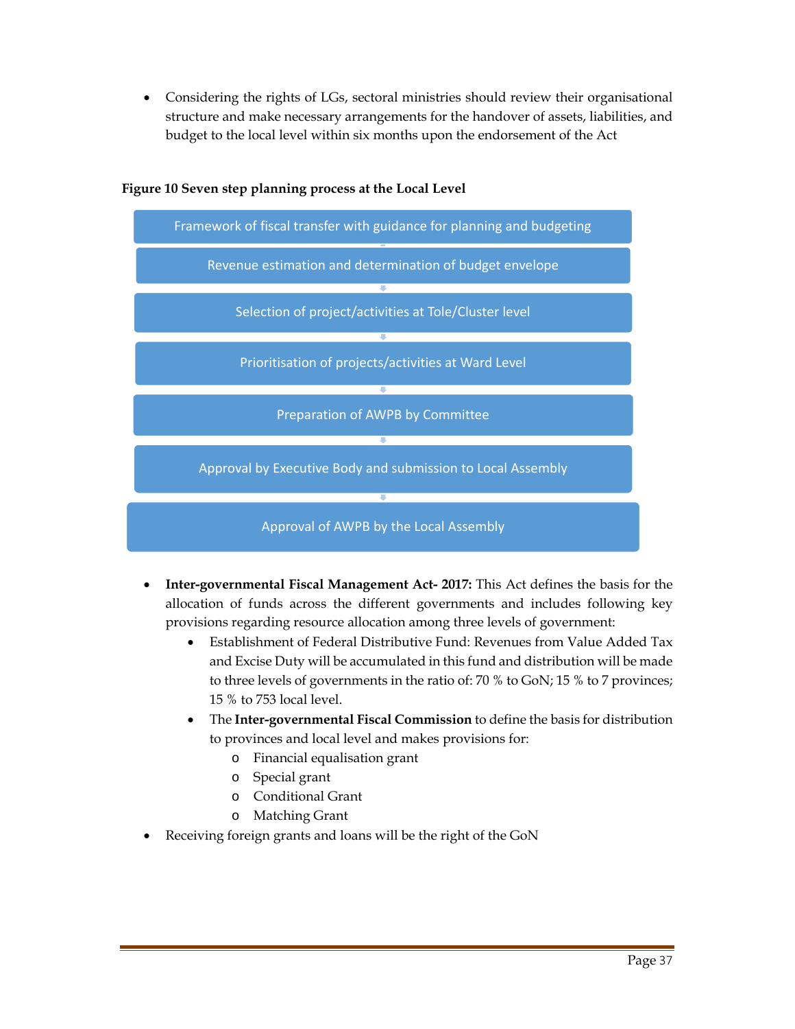- Considering the rights of LGs, sectoral ministries should review their organisational structure and make necessary arrangements for the handover of assets, liabilities, and budget to the local level within six months upon the endorsement of the Act

**Figure 10 Seven step planning process at the Local Level**

1. Framework of fiscal transfer with guidance for planning and budgeting
2. Revenue estimation and determination of budget envelope
3. Selection of project/activities at Tole/Cluster level
4. Prioritisation of projects/activities at Ward Level
5. Preparation of AWPB by Committee
6. Approval by Executive Body and submission to Local Assembly
7. Approval of AWPB by the Local Assembly

- **Inter-governmental Fiscal Management Act- 2017:** This Act defines the basis for the allocation of funds across the different governments and includes following key provisions regarding resource allocation among three levels of government:
  - Establishment of Federal Distributive Fund: Revenues from Value Added Tax and Excise Duty will be accumulated in this fund and distribution will be made to three levels of governments in the ratio of: 70 % to GoN; 15 % to 7 provinces; 15 % to 753 local level.
  - The **Inter-governmental Fiscal Commission** to define the basis for distribution to provinces and local level and makes provisions for:
    - Financial equalisation grant
    - Special grant
    - Conditional Grant
    - Matching Grant
- Receiving foreign grants and loans will be the right of the GoN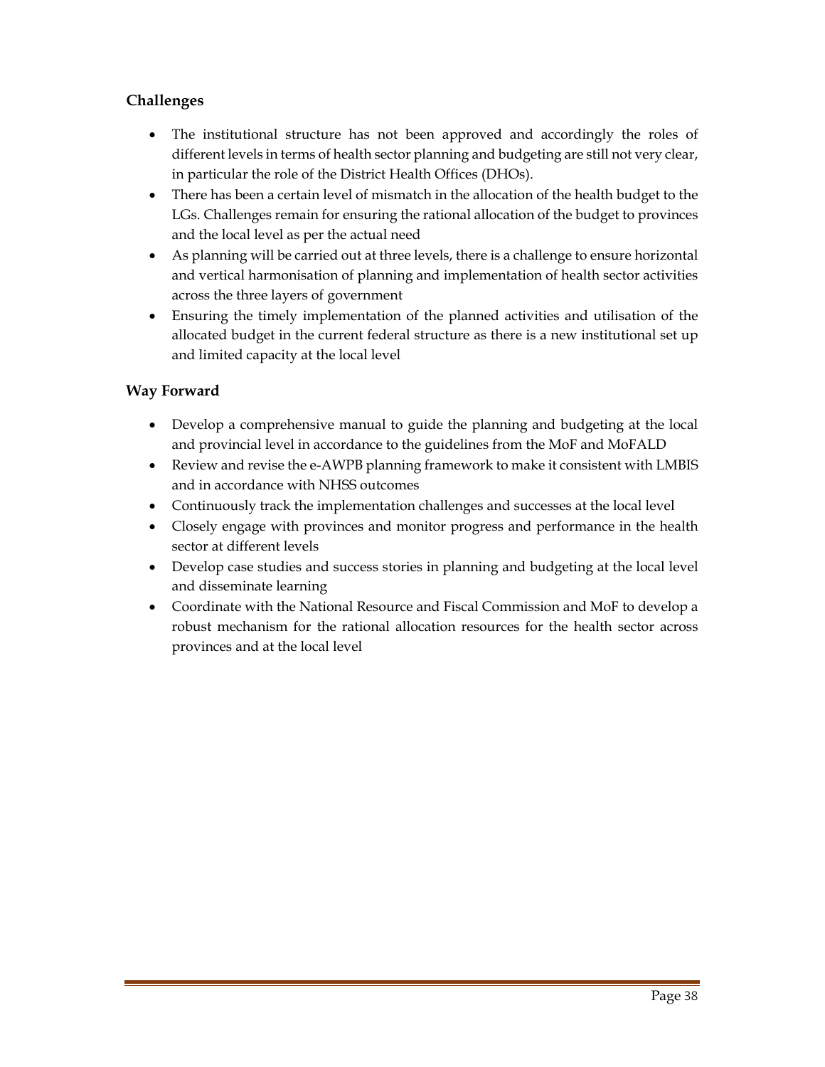### Challenges

- The institutional structure has not been approved and accordingly the roles of different levels in terms of health sector planning and budgeting are still not very clear, in particular the role of the District Health Offices (DHOs).
- There has been a certain level of mismatch in the allocation of the health budget to the LGs. Challenges remain for ensuring the rational allocation of the budget to provinces and the local level as per the actual need
- As planning will be carried out at three levels, there is a challenge to ensure horizontal and vertical harmonisation of planning and implementation of health sector activities across the three layers of government
- Ensuring the timely implementation of the planned activities and utilisation of the allocated budget in the current federal structure as there is a new institutional set up and limited capacity at the local level

### Way Forward

- Develop a comprehensive manual to guide the planning and budgeting at the local and provincial level in accordance to the guidelines from the MoF and MoFALD
- Review and revise the e-AWPB planning framework to make it consistent with LMBIS and in accordance with NHSS outcomes
- Continuously track the implementation challenges and successes at the local level
- Closely engage with provinces and monitor progress and performance in the health sector at different levels
- Develop case studies and success stories in planning and budgeting at the local level and disseminate learning
- Coordinate with the National Resource and Fiscal Commission and MoF to develop a robust mechanism for the rational allocation resources for the health sector across provinces and at the local level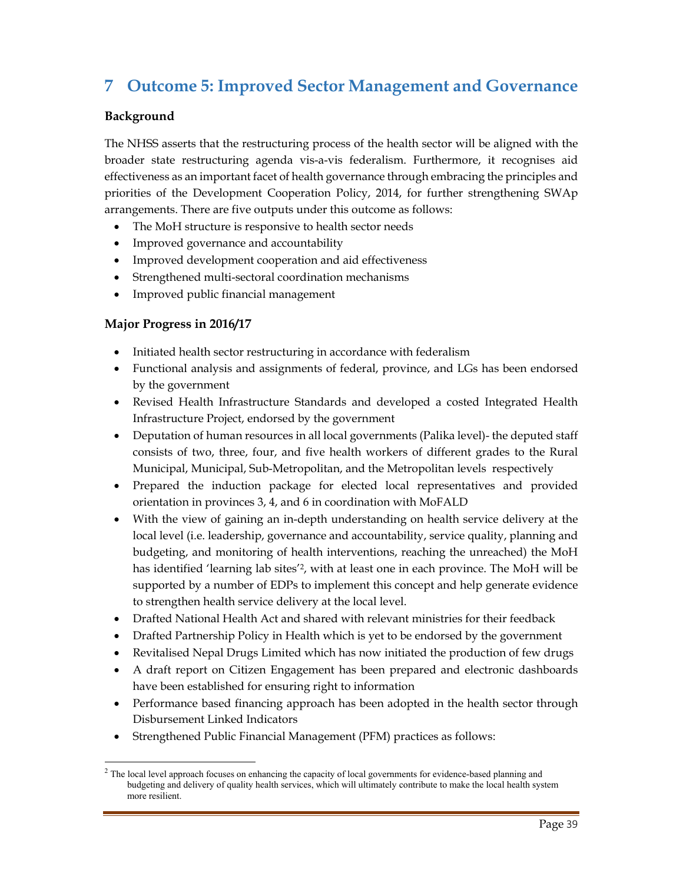# 7 Outcome 5: Improved Sector Management and Governance

### Background

The NHSS asserts that the restructuring process of the health sector will be aligned with the broader state restructuring agenda vis-a-vis federalism. Furthermore, it recognises aid effectiveness as an important facet of health governance through embracing the principles and priorities of the Development Cooperation Policy, 2014, for further strengthening SWAp arrangements. There are five outputs under this outcome as follows:

- The MoH structure is responsive to health sector needs
- Improved governance and accountability
- Improved development cooperation and aid effectiveness
- Strengthened multi-sectoral coordination mechanisms
- Improved public financial management

### Major Progress in 2016/17

- Initiated health sector restructuring in accordance with federalism
- Functional analysis and assignments of federal, province, and LGs has been endorsed by the government
- Revised Health Infrastructure Standards and developed a costed Integrated Health Infrastructure Project, endorsed by the government
- Deputation of human resources in all local governments (Palika level)- the deputed staff consists of two, three, four, and five health workers of different grades to the Rural Municipal, Municipal, Sub-Metropolitan, and the Metropolitan levels respectively
- Prepared the induction package for elected local representatives and provided orientation in provinces 3, 4, and 6 in coordination with MoFALD
- With the view of gaining an in-depth understanding on health service delivery at the local level (i.e. leadership, governance and accountability, service quality, planning and budgeting, and monitoring of health interventions, reaching the unreached) the MoH has identified 'learning lab sites'[2], with at least one in each province. The MoH will be supported by a number of EDPs to implement this concept and help generate evidence to strengthen health service delivery at the local level.
- Drafted National Health Act and shared with relevant ministries for their feedback
- Drafted Partnership Policy in Health which is yet to be endorsed by the government
- Revitalised Nepal Drugs Limited which has now initiated the production of few drugs
- A draft report on Citizen Engagement has been prepared and electronic dashboards have been established for ensuring right to information
- Performance based financing approach has been adopted in the health sector through Disbursement Linked Indicators
- Strengthened Public Financial Management (PFM) practices as follows:

[2] The local level approach focuses on enhancing the capacity of local governments for evidence-based planning and budgeting and delivery of quality health services, which will ultimately contribute to make the local health system more resilient.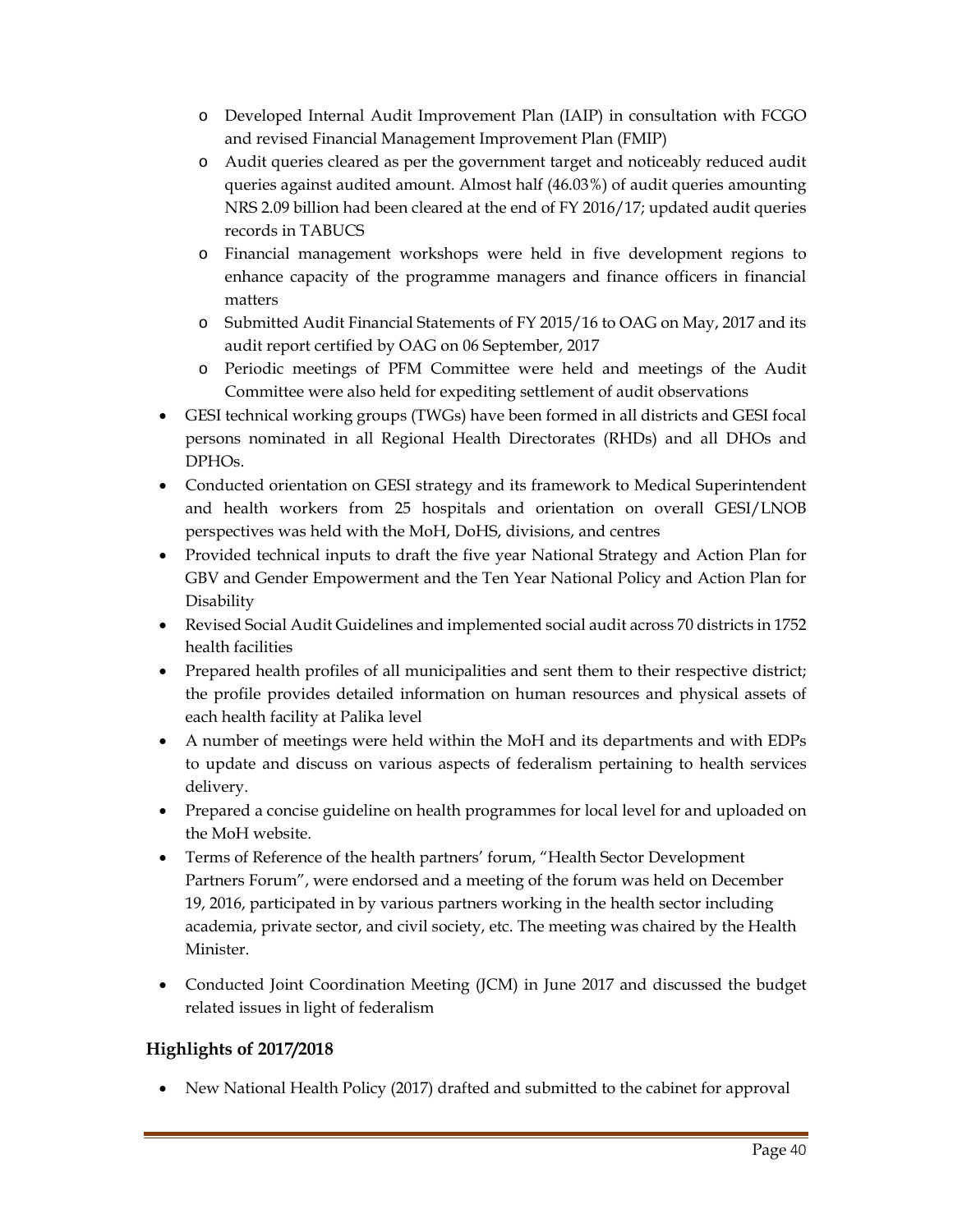- Developed Internal Audit Improvement Plan (IAIP) in consultation with FCGO and revised Financial Management Improvement Plan (FMIP)
  - Audit queries cleared as per the government target and noticeably reduced audit queries against audited amount. Almost half (46.03%) of audit queries amounting NRS 2.09 billion had been cleared at the end of FY 2016/17; updated audit queries records in TABUCS
  - Financial management workshops were held in five development regions to enhance capacity of the programme managers and finance officers in financial matters
  - Submitted Audit Financial Statements of FY 2015/16 to OAG on May, 2017 and its audit report certified by OAG on 06 September, 2017
  - Periodic meetings of PFM Committee were held and meetings of the Audit Committee were also held for expediting settlement of audit observations
- GESI technical working groups (TWGs) have been formed in all districts and GESI focal persons nominated in all Regional Health Directorates (RHDs) and all DHOs and DPHOs.
- Conducted orientation on GESI strategy and its framework to Medical Superintendent and health workers from 25 hospitals and orientation on overall GESI/LNOB perspectives was held with the MoH, DoHS, divisions, and centres
- Provided technical inputs to draft the five year National Strategy and Action Plan for GBV and Gender Empowerment and the Ten Year National Policy and Action Plan for Disability
- Revised Social Audit Guidelines and implemented social audit across 70 districts in 1752 health facilities
- Prepared health profiles of all municipalities and sent them to their respective district; the profile provides detailed information on human resources and physical assets of each health facility at Palika level
- A number of meetings were held within the MoH and its departments and with EDPs to update and discuss on various aspects of federalism pertaining to health services delivery.
- Prepared a concise guideline on health programmes for local level for and uploaded on the MoH website.
- Terms of Reference of the health partners' forum, "Health Sector Development Partners Forum", were endorsed and a meeting of the forum was held on December 19, 2016, participated in by various partners working in the health sector including academia, private sector, and civil society, etc. The meeting was chaired by the Health Minister.
- Conducted Joint Coordination Meeting (JCM) in June 2017 and discussed the budget related issues in light of federalism

## Highlights of 2017/2018

- New National Health Policy (2017) drafted and submitted to the cabinet for approval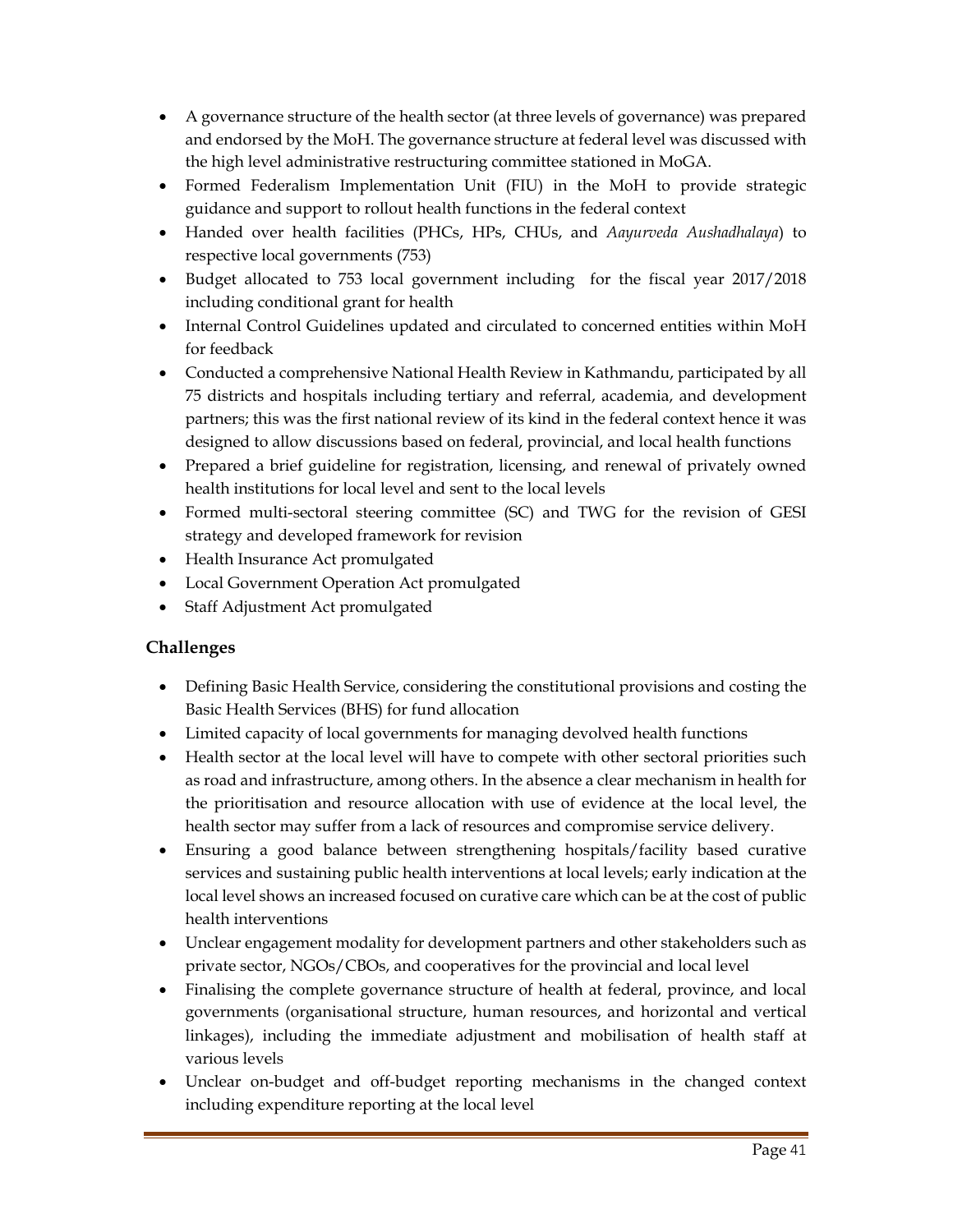- A governance structure of the health sector (at three levels of governance) was prepared and endorsed by the MoH. The governance structure at federal level was discussed with the high level administrative restructuring committee stationed in MoGA.
- Formed Federalism Implementation Unit (FIU) in the MoH to provide strategic guidance and support to rollout health functions in the federal context
- Handed over health facilities (PHCs, HPs, CHUs, and *Aayurveda Aushadhalaya*) to respective local governments (753)
- Budget allocated to 753 local government including for the fiscal year 2017/2018 including conditional grant for health
- Internal Control Guidelines updated and circulated to concerned entities within MoH for feedback
- Conducted a comprehensive National Health Review in Kathmandu, participated by all 75 districts and hospitals including tertiary and referral, academia, and development partners; this was the first national review of its kind in the federal context hence it was designed to allow discussions based on federal, provincial, and local health functions
- Prepared a brief guideline for registration, licensing, and renewal of privately owned health institutions for local level and sent to the local levels
- Formed multi-sectoral steering committee (SC) and TWG for the revision of GESI strategy and developed framework for revision
- Health Insurance Act promulgated
- Local Government Operation Act promulgated
- Staff Adjustment Act promulgated

## Challenges

- Defining Basic Health Service, considering the constitutional provisions and costing the Basic Health Services (BHS) for fund allocation
- Limited capacity of local governments for managing devolved health functions
- Health sector at the local level will have to compete with other sectoral priorities such as road and infrastructure, among others. In the absence a clear mechanism in health for the prioritisation and resource allocation with use of evidence at the local level, the health sector may suffer from a lack of resources and compromise service delivery.
- Ensuring a good balance between strengthening hospitals/facility based curative services and sustaining public health interventions at local levels; early indication at the local level shows an increased focused on curative care which can be at the cost of public health interventions
- Unclear engagement modality for development partners and other stakeholders such as private sector, NGOs/CBOs, and cooperatives for the provincial and local level
- Finalising the complete governance structure of health at federal, province, and local governments (organisational structure, human resources, and horizontal and vertical linkages), including the immediate adjustment and mobilisation of health staff at various levels
- Unclear on-budget and off-budget reporting mechanisms in the changed context including expenditure reporting at the local level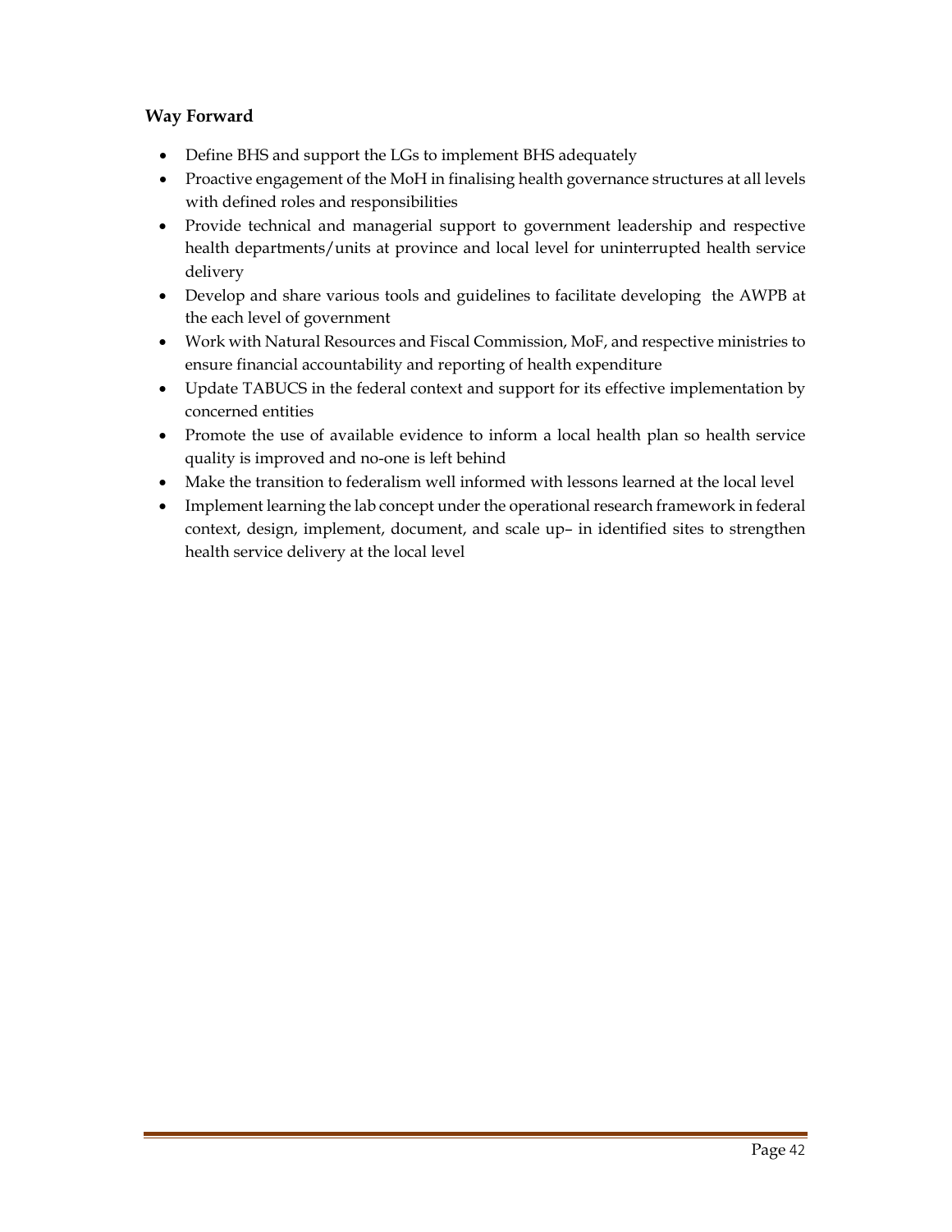### Way Forward

- Define BHS and support the LGs to implement BHS adequately
- Proactive engagement of the MoH in finalising health governance structures at all levels with defined roles and responsibilities
- Provide technical and managerial support to government leadership and respective health departments/units at province and local level for uninterrupted health service delivery
- Develop and share various tools and guidelines to facilitate developing the AWPB at the each level of government
- Work with Natural Resources and Fiscal Commission, MoF, and respective ministries to ensure financial accountability and reporting of health expenditure
- Update TABUCS in the federal context and support for its effective implementation by concerned entities
- Promote the use of available evidence to inform a local health plan so health service quality is improved and no-one is left behind
- Make the transition to federalism well informed with lessons learned at the local level
- Implement learning the lab concept under the operational research framework in federal context, design, implement, document, and scale up– in identified sites to strengthen health service delivery at the local level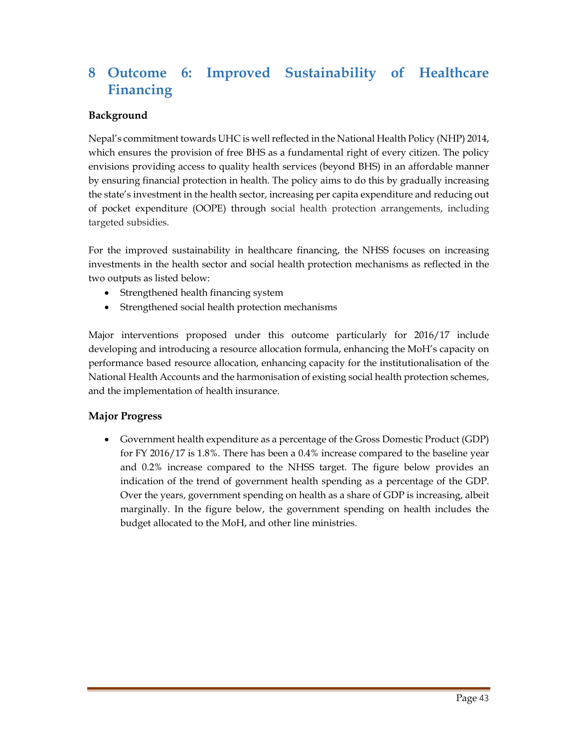# 8 Outcome 6: Improved Sustainability of Healthcare Financing

**Background**

Nepal's commitment towards UHC is well reflected in the National Health Policy (NHP) 2014, which ensures the provision of free BHS as a fundamental right of every citizen. The policy envisions providing access to quality health services (beyond BHS) in an affordable manner by ensuring financial protection in health. The policy aims to do this by gradually increasing the state's investment in the health sector, increasing per capita expenditure and reducing out of pocket expenditure (OOPE) through social health protection arrangements, including targeted subsidies.

For the improved sustainability in healthcare financing, the NHSS focuses on increasing investments in the health sector and social health protection mechanisms as reflected in the two outputs as listed below:

- Strengthened health financing system
- Strengthened social health protection mechanisms

Major interventions proposed under this outcome particularly for 2016/17 include developing and introducing a resource allocation formula, enhancing the MoH's capacity on performance based resource allocation, enhancing capacity for the institutionalisation of the National Health Accounts and the harmonisation of existing social health protection schemes, and the implementation of health insurance.

**Major Progress**

- Government health expenditure as a percentage of the Gross Domestic Product (GDP) for FY 2016/17 is 1.8%. There has been a 0.4% increase compared to the baseline year and 0.2% increase compared to the NHSS target. The figure below provides an indication of the trend of government health spending as a percentage of the GDP. Over the years, government spending on health as a share of GDP is increasing, albeit marginally. In the figure below, the government spending on health includes the budget allocated to the MoH, and other line ministries.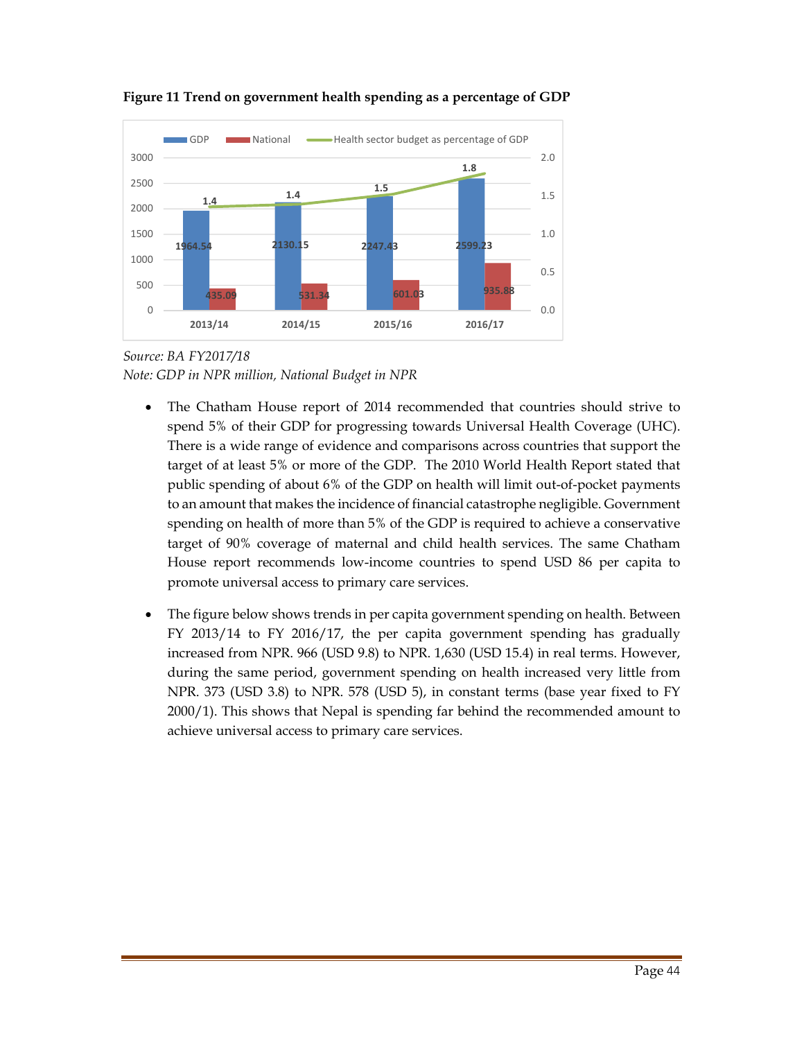**Figure 11 Trend on government health spending as a percentage of GDP**

| | 2013/14 | 2014/15 | 2015/16 | 2016/17 |
|---|---|---|---|---|
| GDP | 1964.54 | 2130.15 | 2247.43 | 2599.23 |
| National | 435.09 | 531.34 | 601.03 | 935.88 |
| Health sector budget as percentage of GDP | 1.4 | 1.4 | 1.5 | 1.8 |

*Source: BA FY2017/18*
*Note: GDP in NPR million, National Budget in NPR*

- The Chatham House report of 2014 recommended that countries should strive to spend 5% of their GDP for progressing towards Universal Health Coverage (UHC). There is a wide range of evidence and comparisons across countries that support the target of at least 5% or more of the GDP. The 2010 World Health Report stated that public spending of about 6% of the GDP on health will limit out-of-pocket payments to an amount that makes the incidence of financial catastrophe negligible. Government spending on health of more than 5% of the GDP is required to achieve a conservative target of 90% coverage of maternal and child health services. The same Chatham House report recommends low-income countries to spend USD 86 per capita to promote universal access to primary care services.

- The figure below shows trends in per capita government spending on health. Between FY 2013/14 to FY 2016/17, the per capita government spending has gradually increased from NPR. 966 (USD 9.8) to NPR. 1,630 (USD 15.4) in real terms. However, during the same period, government spending on health increased very little from NPR. 373 (USD 3.8) to NPR. 578 (USD 5), in constant terms (base year fixed to FY 2000/1). This shows that Nepal is spending far behind the recommended amount to achieve universal access to primary care services.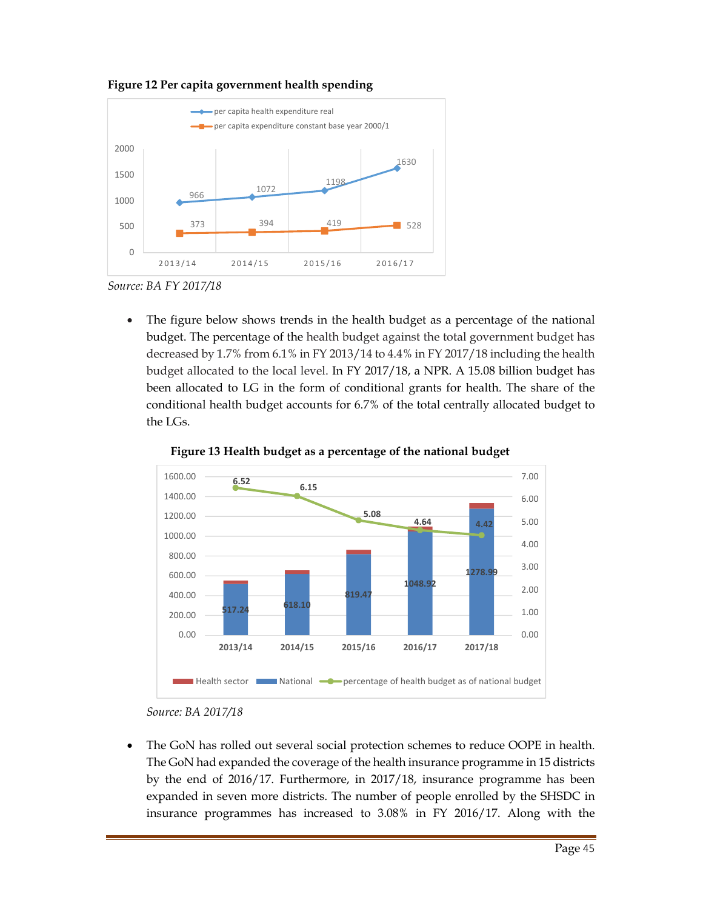**Figure 12 Per capita government health spending**

Source: BA FY 2017/18

- The figure below shows trends in the health budget as a percentage of the national budget. The percentage of the health budget against the total government budget has decreased by 1.7% from 6.1% in FY 2013/14 to 4.4% in FY 2017/18 including the health budget allocated to the local level. In FY 2017/18, a NPR. A 15.08 billion budget has been allocated to LG in the form of conditional grants for health. The share of the conditional health budget accounts for 6.7% of the total centrally allocated budget to the LGs.

**Figure 13 Health budget as a percentage of the national budget**

*Source: BA 2017/18*

- The GoN has rolled out several social protection schemes to reduce OOPE in health. The GoN had expanded the coverage of the health insurance programme in 15 districts by the end of 2016/17. Furthermore, in 2017/18, insurance programme has been expanded in seven more districts. The number of people enrolled by the SHSDC in insurance programmes has increased to 3.08% in FY 2016/17. Along with the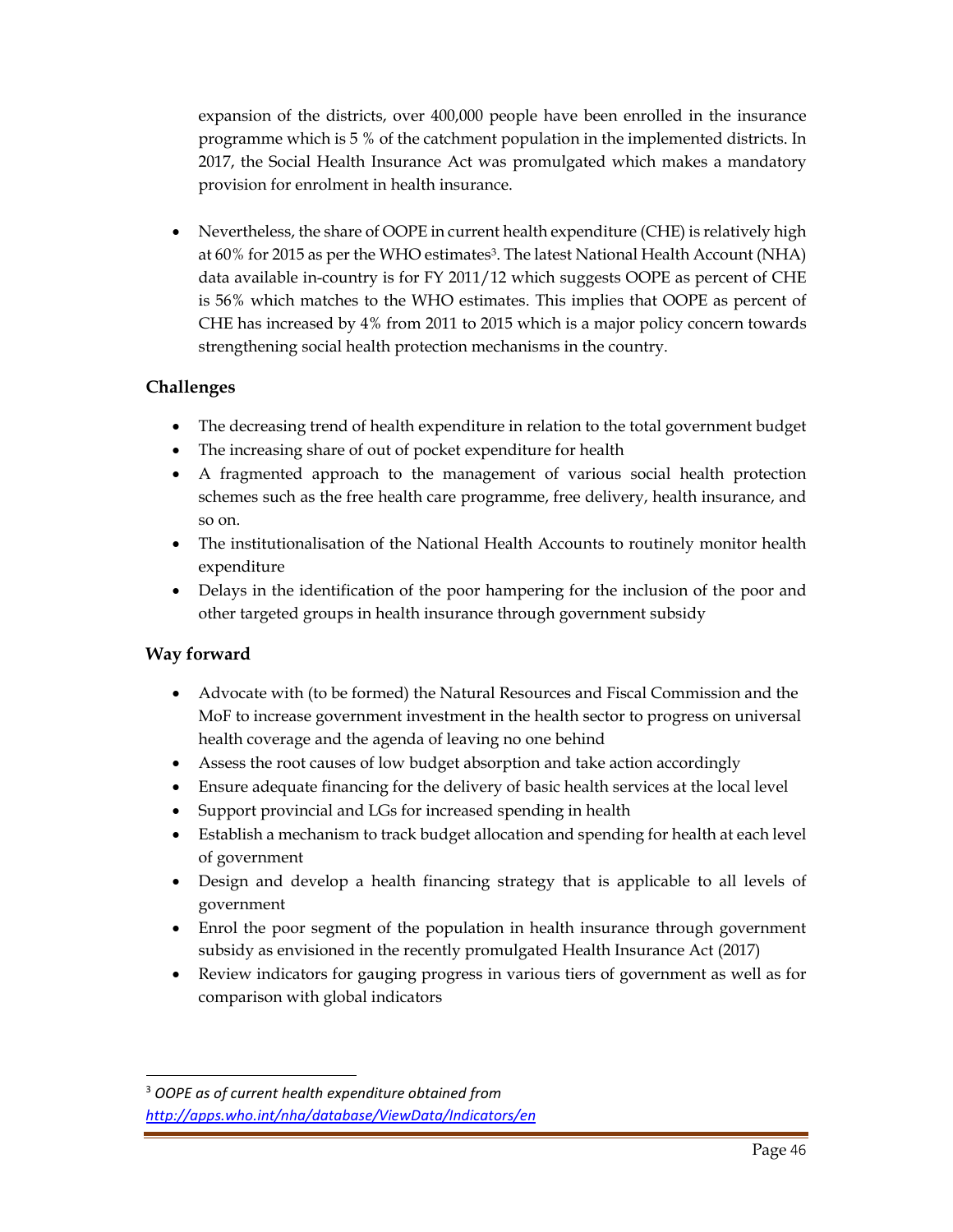expansion of the districts, over 400,000 people have been enrolled in the insurance programme which is 5 % of the catchment population in the implemented districts. In 2017, the Social Health Insurance Act was promulgated which makes a mandatory provision for enrolment in health insurance.

- Nevertheless, the share of OOPE in current health expenditure (CHE) is relatively high at 60% for 2015 as per the WHO estimates[3]. The latest National Health Account (NHA) data available in-country is for FY 2011/12 which suggests OOPE as percent of CHE is 56% which matches to the WHO estimates. This implies that OOPE as percent of CHE has increased by 4% from 2011 to 2015 which is a major policy concern towards strengthening social health protection mechanisms in the country.

### Challenges

- The decreasing trend of health expenditure in relation to the total government budget
- The increasing share of out of pocket expenditure for health
- A fragmented approach to the management of various social health protection schemes such as the free health care programme, free delivery, health insurance, and so on.
- The institutionalisation of the National Health Accounts to routinely monitor health expenditure
- Delays in the identification of the poor hampering for the inclusion of the poor and other targeted groups in health insurance through government subsidy

### Way forward

- Advocate with (to be formed) the Natural Resources and Fiscal Commission and the MoF to increase government investment in the health sector to progress on universal health coverage and the agenda of leaving no one behind
- Assess the root causes of low budget absorption and take action accordingly
- Ensure adequate financing for the delivery of basic health services at the local level
- Support provincial and LGs for increased spending in health
- Establish a mechanism to track budget allocation and spending for health at each level of government
- Design and develop a health financing strategy that is applicable to all levels of government
- Enrol the poor segment of the population in health insurance through government subsidy as envisioned in the recently promulgated Health Insurance Act (2017)
- Review indicators for gauging progress in various tiers of government as well as for comparison with global indicators

---

[3] *OOPE as of current health expenditure obtained from* *http://apps.who.int/nha/database/ViewData/Indicators/en*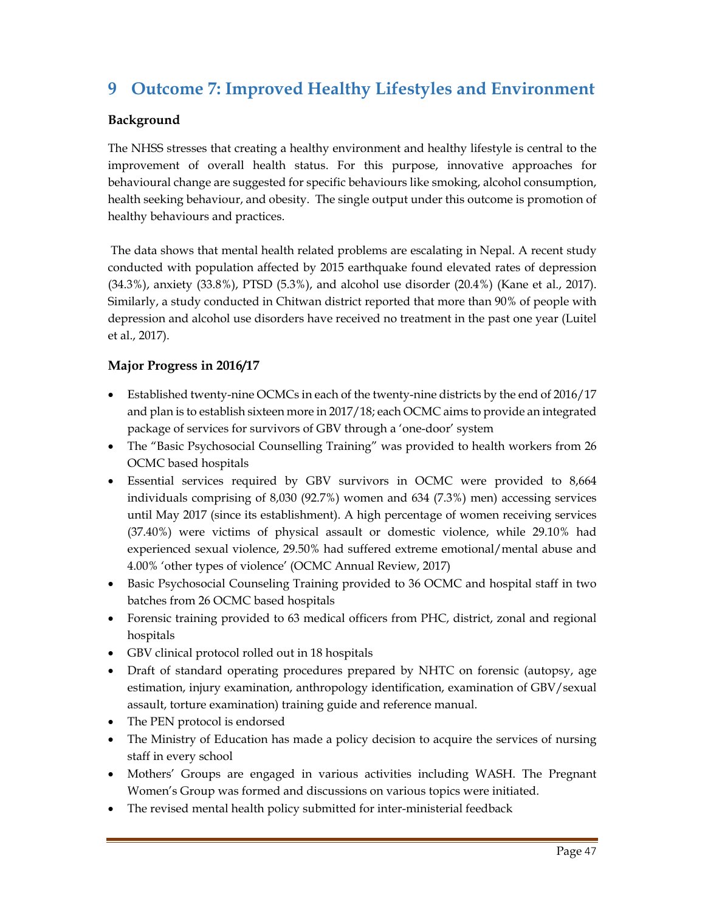# 9 Outcome 7: Improved Healthy Lifestyles and Environment

**Background**

The NHSS stresses that creating a healthy environment and healthy lifestyle is central to the improvement of overall health status. For this purpose, innovative approaches for behavioural change are suggested for specific behaviours like smoking, alcohol consumption, health seeking behaviour, and obesity. The single output under this outcome is promotion of healthy behaviours and practices.

The data shows that mental health related problems are escalating in Nepal. A recent study conducted with population affected by 2015 earthquake found elevated rates of depression (34.3%), anxiety (33.8%), PTSD (5.3%), and alcohol use disorder (20.4%) (Kane et al., 2017). Similarly, a study conducted in Chitwan district reported that more than 90% of people with depression and alcohol use disorders have received no treatment in the past one year (Luitel et al., 2017).

**Major Progress in 2016/17**

- Established twenty-nine OCMCs in each of the twenty-nine districts by the end of 2016/17 and plan is to establish sixteen more in 2017/18; each OCMC aims to provide an integrated package of services for survivors of GBV through a 'one-door' system
- The "Basic Psychosocial Counselling Training" was provided to health workers from 26 OCMC based hospitals
- Essential services required by GBV survivors in OCMC were provided to 8,664 individuals comprising of 8,030 (92.7%) women and 634 (7.3%) men) accessing services until May 2017 (since its establishment). A high percentage of women receiving services (37.40%) were victims of physical assault or domestic violence, while 29.10% had experienced sexual violence, 29.50% had suffered extreme emotional/mental abuse and 4.00% 'other types of violence' (OCMC Annual Review, 2017)
- Basic Psychosocial Counseling Training provided to 36 OCMC and hospital staff in two batches from 26 OCMC based hospitals
- Forensic training provided to 63 medical officers from PHC, district, zonal and regional hospitals
- GBV clinical protocol rolled out in 18 hospitals
- Draft of standard operating procedures prepared by NHTC on forensic (autopsy, age estimation, injury examination, anthropology identification, examination of GBV/sexual assault, torture examination) training guide and reference manual.
- The PEN protocol is endorsed
- The Ministry of Education has made a policy decision to acquire the services of nursing staff in every school
- Mothers' Groups are engaged in various activities including WASH. The Pregnant Women's Group was formed and discussions on various topics were initiated.
- The revised mental health policy submitted for inter-ministerial feedback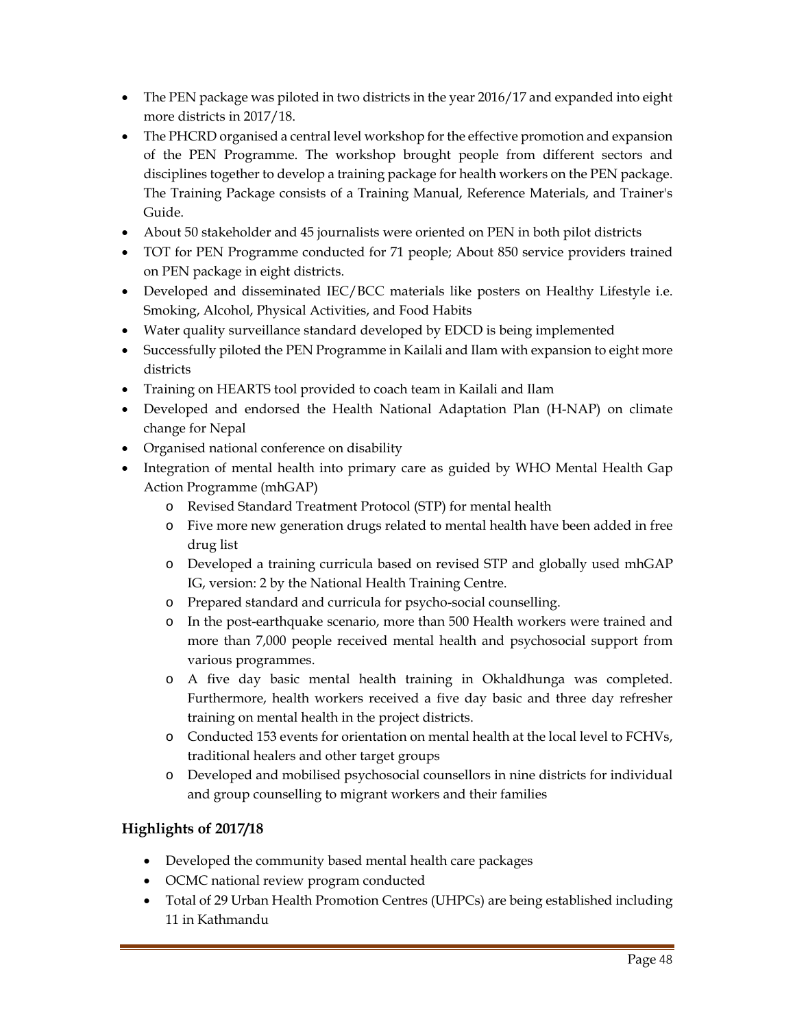- The PEN package was piloted in two districts in the year 2016/17 and expanded into eight more districts in 2017/18.
- The PHCRD organised a central level workshop for the effective promotion and expansion of the PEN Programme. The workshop brought people from different sectors and disciplines together to develop a training package for health workers on the PEN package. The Training Package consists of a Training Manual, Reference Materials, and Trainer's Guide.
- About 50 stakeholder and 45 journalists were oriented on PEN in both pilot districts
- TOT for PEN Programme conducted for 71 people; About 850 service providers trained on PEN package in eight districts.
- Developed and disseminated IEC/BCC materials like posters on Healthy Lifestyle i.e. Smoking, Alcohol, Physical Activities, and Food Habits
- Water quality surveillance standard developed by EDCD is being implemented
- Successfully piloted the PEN Programme in Kailali and Ilam with expansion to eight more districts
- Training on HEARTS tool provided to coach team in Kailali and Ilam
- Developed and endorsed the Health National Adaptation Plan (H-NAP) on climate change for Nepal
- Organised national conference on disability
- Integration of mental health into primary care as guided by WHO Mental Health Gap Action Programme (mhGAP)
    - Revised Standard Treatment Protocol (STP) for mental health
    - Five more new generation drugs related to mental health have been added in free drug list
    - Developed a training curricula based on revised STP and globally used mhGAP IG, version: 2 by the National Health Training Centre.
    - Prepared standard and curricula for psycho-social counselling.
    - In the post-earthquake scenario, more than 500 Health workers were trained and more than 7,000 people received mental health and psychosocial support from various programmes.
    - A five day basic mental health training in Okhaldhunga was completed. Furthermore, health workers received a five day basic and three day refresher training on mental health in the project districts.
    - Conducted 153 events for orientation on mental health at the local level to FCHVs, traditional healers and other target groups
    - Developed and mobilised psychosocial counsellors in nine districts for individual and group counselling to migrant workers and their families

### Highlights of 2017/18

- Developed the community based mental health care packages
- OCMC national review program conducted
- Total of 29 Urban Health Promotion Centres (UHPCs) are being established including 11 in Kathmandu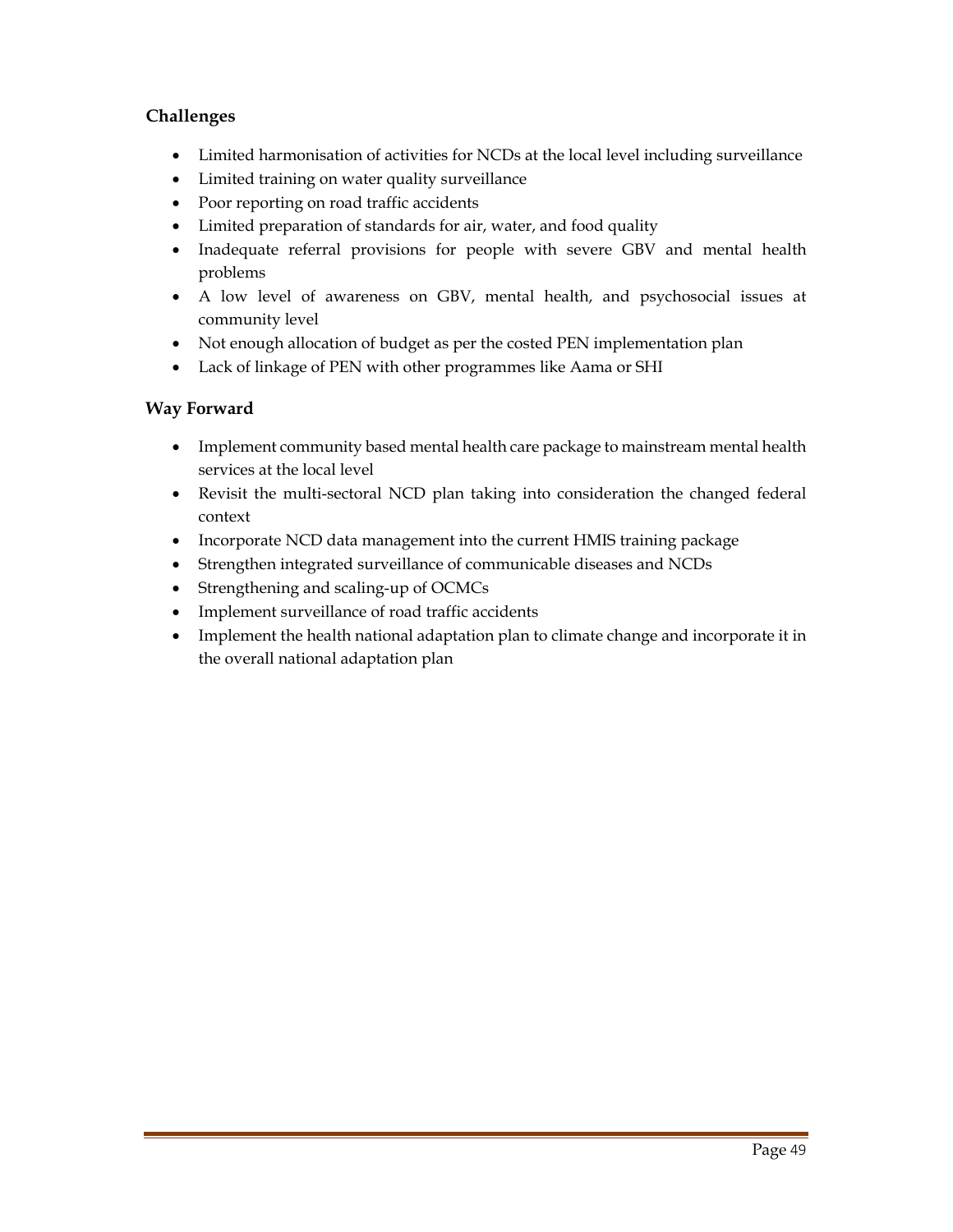### Challenges

- Limited harmonisation of activities for NCDs at the local level including surveillance
- Limited training on water quality surveillance
- Poor reporting on road traffic accidents
- Limited preparation of standards for air, water, and food quality
- Inadequate referral provisions for people with severe GBV and mental health problems
- A low level of awareness on GBV, mental health, and psychosocial issues at community level
- Not enough allocation of budget as per the costed PEN implementation plan
- Lack of linkage of PEN with other programmes like Aama or SHI

### Way Forward

- Implement community based mental health care package to mainstream mental health services at the local level
- Revisit the multi-sectoral NCD plan taking into consideration the changed federal context
- Incorporate NCD data management into the current HMIS training package
- Strengthen integrated surveillance of communicable diseases and NCDs
- Strengthening and scaling-up of OCMCs
- Implement surveillance of road traffic accidents
- Implement the health national adaptation plan to climate change and incorporate it in the overall national adaptation plan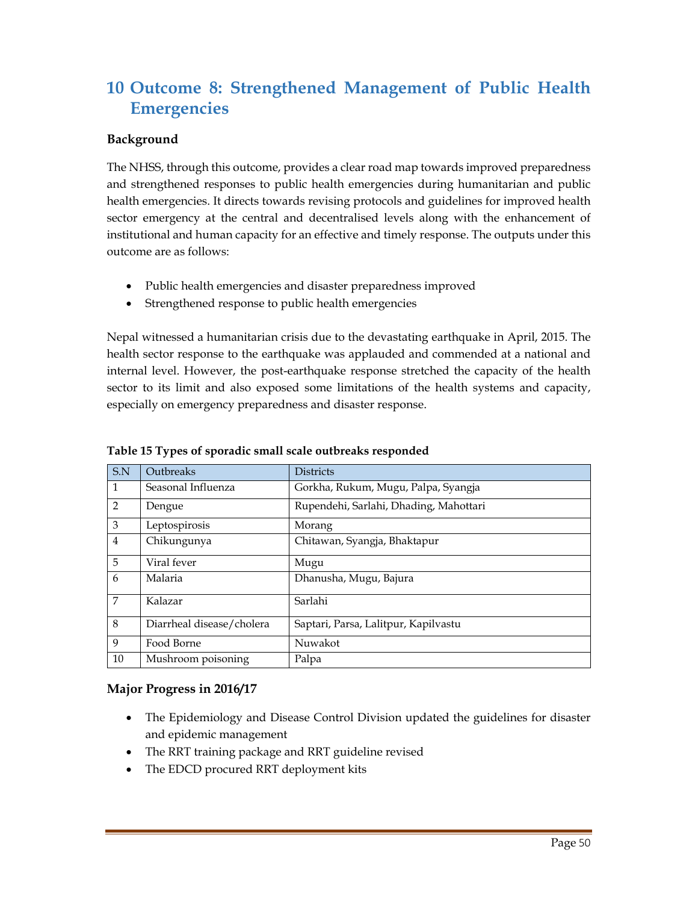# 10 Outcome 8: Strengthened Management of Public Health Emergencies

**Background**

The NHSS, through this outcome, provides a clear road map towards improved preparedness and strengthened responses to public health emergencies during humanitarian and public health emergencies. It directs towards revising protocols and guidelines for improved health sector emergency at the central and decentralised levels along with the enhancement of institutional and human capacity for an effective and timely response. The outputs under this outcome are as follows:

- Public health emergencies and disaster preparedness improved
- Strengthened response to public health emergencies

Nepal witnessed a humanitarian crisis due to the devastating earthquake in April, 2015. The health sector response to the earthquake was applauded and commended at a national and internal level. However, the post-earthquake response stretched the capacity of the health sector to its limit and also exposed some limitations of the health systems and capacity, especially on emergency preparedness and disaster response.

**Table 15 Types of sporadic small scale outbreaks responded**

| S.N | Outbreaks | Districts |
|---|---|---|
| 1 | Seasonal Influenza | Gorkha, Rukum, Mugu, Palpa, Syangja |
| 2 | Dengue | Rupendehi, Sarlahi, Dhading, Mahottari |
| 3 | Leptospirosis | Morang |
| 4 | Chikungunya | Chitawan, Syangja, Bhaktapur |
| 5 | Viral fever | Mugu |
| 6 | Malaria | Dhanusha, Mugu, Bajura |
| 7 | Kalazar | Sarlahi |
| 8 | Diarrheal disease/cholera | Saptari, Parsa, Lalitpur, Kapilvastu |
| 9 | Food Borne | Nuwakot |
| 10 | Mushroom poisoning | Palpa |

**Major Progress in 2016/17**

- The Epidemiology and Disease Control Division updated the guidelines for disaster and epidemic management
- The RRT training package and RRT guideline revised
- The EDCD procured RRT deployment kits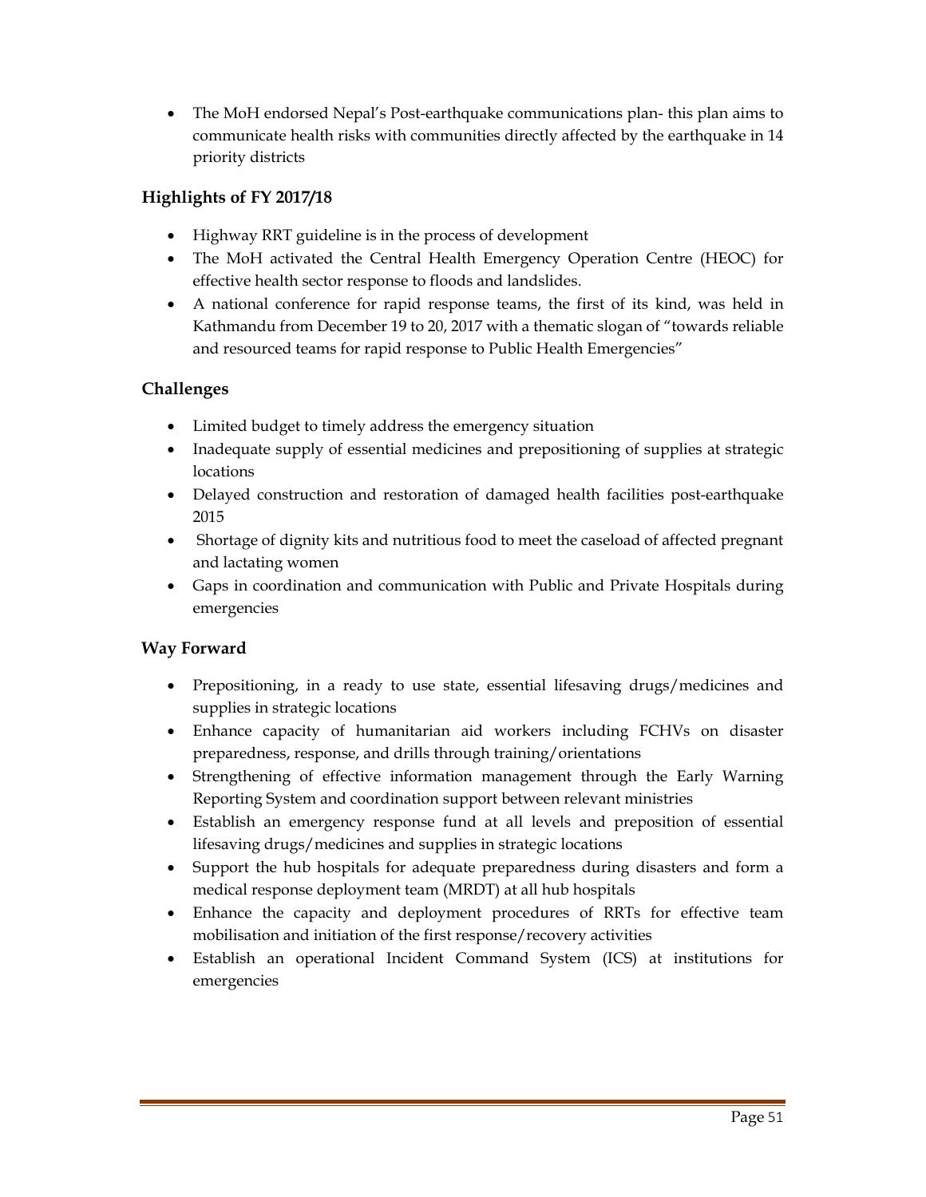- The MoH endorsed Nepal's Post-earthquake communications plan- this plan aims to communicate health risks with communities directly affected by the earthquake in 14 priority districts

### Highlights of FY 2017/18

- Highway RRT guideline is in the process of development
- The MoH activated the Central Health Emergency Operation Centre (HEOC) for effective health sector response to floods and landslides.
- A national conference for rapid response teams, the first of its kind, was held in Kathmandu from December 19 to 20, 2017 with a thematic slogan of "towards reliable and resourced teams for rapid response to Public Health Emergencies"

### Challenges

- Limited budget to timely address the emergency situation
- Inadequate supply of essential medicines and prepositioning of supplies at strategic locations
- Delayed construction and restoration of damaged health facilities post-earthquake 2015
- Shortage of dignity kits and nutritious food to meet the caseload of affected pregnant and lactating women
- Gaps in coordination and communication with Public and Private Hospitals during emergencies

### Way Forward

- Prepositioning, in a ready to use state, essential lifesaving drugs/medicines and supplies in strategic locations
- Enhance capacity of humanitarian aid workers including FCHVs on disaster preparedness, response, and drills through training/orientations
- Strengthening of effective information management through the Early Warning Reporting System and coordination support between relevant ministries
- Establish an emergency response fund at all levels and preposition of essential lifesaving drugs/medicines and supplies in strategic locations
- Support the hub hospitals for adequate preparedness during disasters and form a medical response deployment team (MRDT) at all hub hospitals
- Enhance the capacity and deployment procedures of RRTs for effective team mobilisation and initiation of the first response/recovery activities
- Establish an operational Incident Command System (ICS) at institutions for emergencies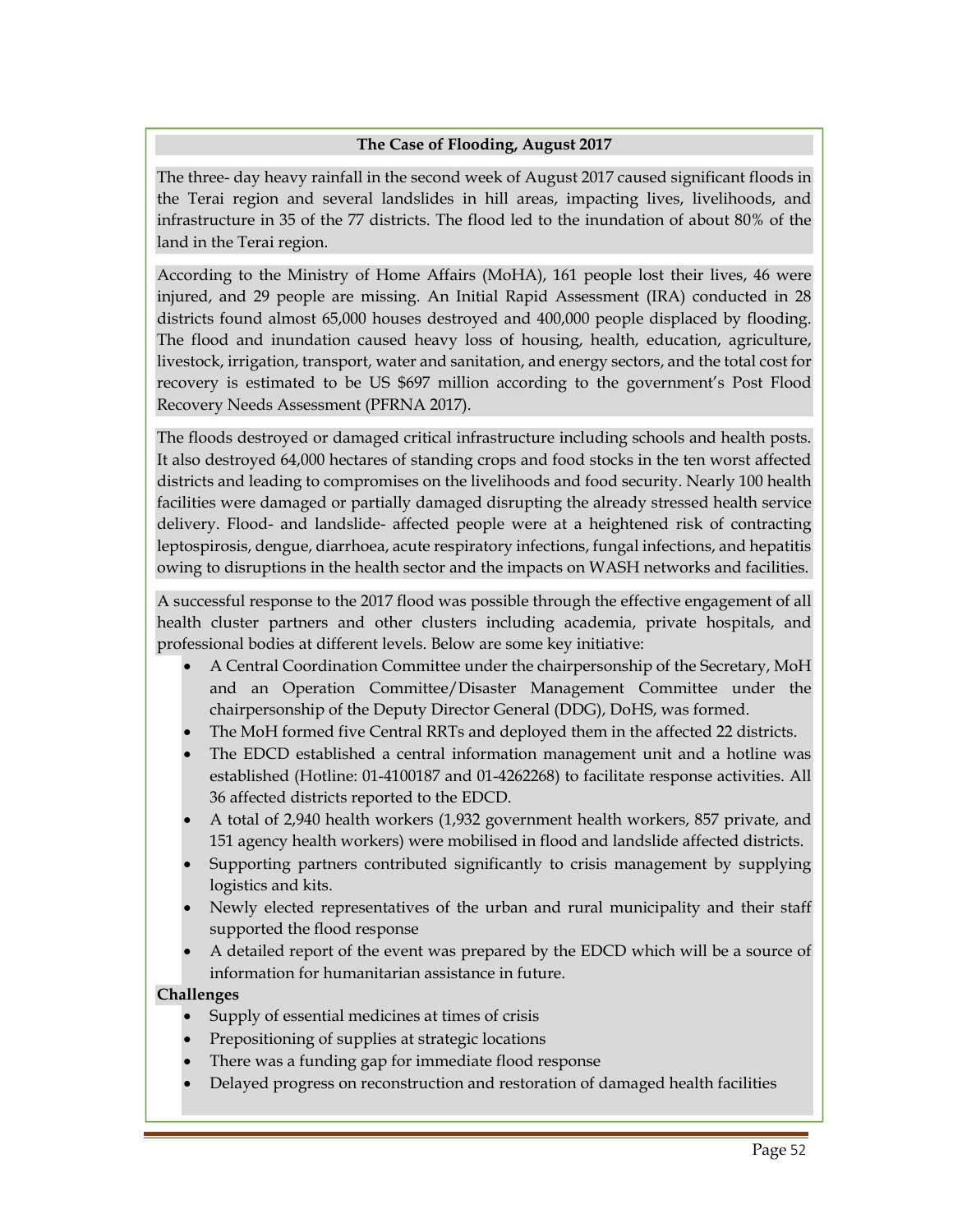### The Case of Flooding, August 2017

The three- day heavy rainfall in the second week of August 2017 caused significant floods in the Terai region and several landslides in hill areas, impacting lives, livelihoods, and infrastructure in 35 of the 77 districts. The flood led to the inundation of about 80% of the land in the Terai region.

According to the Ministry of Home Affairs (MoHA), 161 people lost their lives, 46 were injured, and 29 people are missing. An Initial Rapid Assessment (IRA) conducted in 28 districts found almost 65,000 houses destroyed and 400,000 people displaced by flooding. The flood and inundation caused heavy loss of housing, health, education, agriculture, livestock, irrigation, transport, water and sanitation, and energy sectors, and the total cost for recovery is estimated to be US $697 million according to the government's Post Flood Recovery Needs Assessment (PFRNA 2017).

The floods destroyed or damaged critical infrastructure including schools and health posts. It also destroyed 64,000 hectares of standing crops and food stocks in the ten worst affected districts and leading to compromises on the livelihoods and food security. Nearly 100 health facilities were damaged or partially damaged disrupting the already stressed health service delivery. Flood- and landslide- affected people were at a heightened risk of contracting leptospirosis, dengue, diarrhoea, acute respiratory infections, fungal infections, and hepatitis owing to disruptions in the health sector and the impacts on WASH networks and facilities.

A successful response to the 2017 flood was possible through the effective engagement of all health cluster partners and other clusters including academia, private hospitals, and professional bodies at different levels. Below are some key initiative:

- A Central Coordination Committee under the chairpersonship of the Secretary, MoH and an Operation Committee/Disaster Management Committee under the chairpersonship of the Deputy Director General (DDG), DoHS, was formed.
- The MoH formed five Central RRTs and deployed them in the affected 22 districts.
- The EDCD established a central information management unit and a hotline was established (Hotline: 01-4100187 and 01-4262268) to facilitate response activities. All 36 affected districts reported to the EDCD.
- A total of 2,940 health workers (1,932 government health workers, 857 private, and 151 agency health workers) were mobilised in flood and landslide affected districts.
- Supporting partners contributed significantly to crisis management by supplying logistics and kits.
- Newly elected representatives of the urban and rural municipality and their staff supported the flood response
- A detailed report of the event was prepared by the EDCD which will be a source of information for humanitarian assistance in future.

**Challenges**

- Supply of essential medicines at times of crisis
- Prepositioning of supplies at strategic locations
- There was a funding gap for immediate flood response
- Delayed progress on reconstruction and restoration of damaged health facilities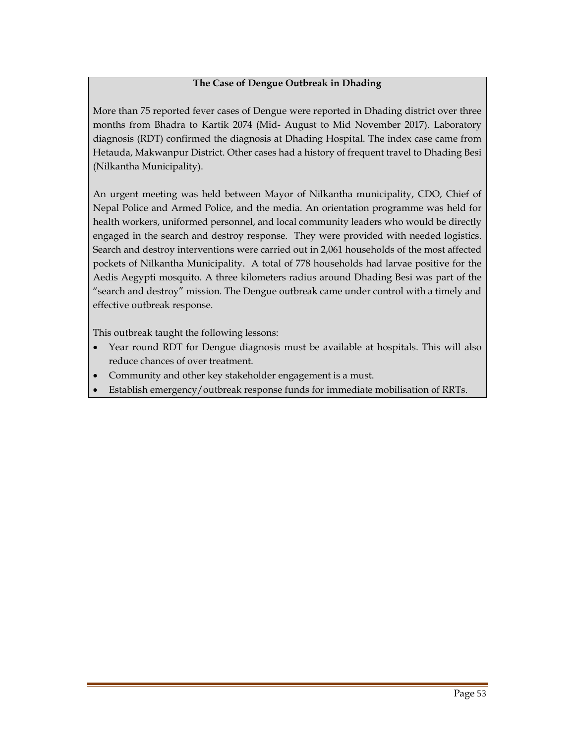**The Case of Dengue Outbreak in Dhading**

More than 75 reported fever cases of Dengue were reported in Dhading district over three months from Bhadra to Kartik 2074 (Mid- August to Mid November 2017). Laboratory diagnosis (RDT) confirmed the diagnosis at Dhading Hospital. The index case came from Hetauda, Makwanpur District. Other cases had a history of frequent travel to Dhading Besi (Nilkantha Municipality).

An urgent meeting was held between Mayor of Nilkantha municipality, CDO, Chief of Nepal Police and Armed Police, and the media. An orientation programme was held for health workers, uniformed personnel, and local community leaders who would be directly engaged in the search and destroy response. They were provided with needed logistics. Search and destroy interventions were carried out in 2,061 households of the most affected pockets of Nilkantha Municipality. A total of 778 households had larvae positive for the Aedis Aegypti mosquito. A three kilometers radius around Dhading Besi was part of the "search and destroy" mission. The Dengue outbreak came under control with a timely and effective outbreak response.

This outbreak taught the following lessons:

- Year round RDT for Dengue diagnosis must be available at hospitals. This will also reduce chances of over treatment.
- Community and other key stakeholder engagement is a must.
- Establish emergency/outbreak response funds for immediate mobilisation of RRTs.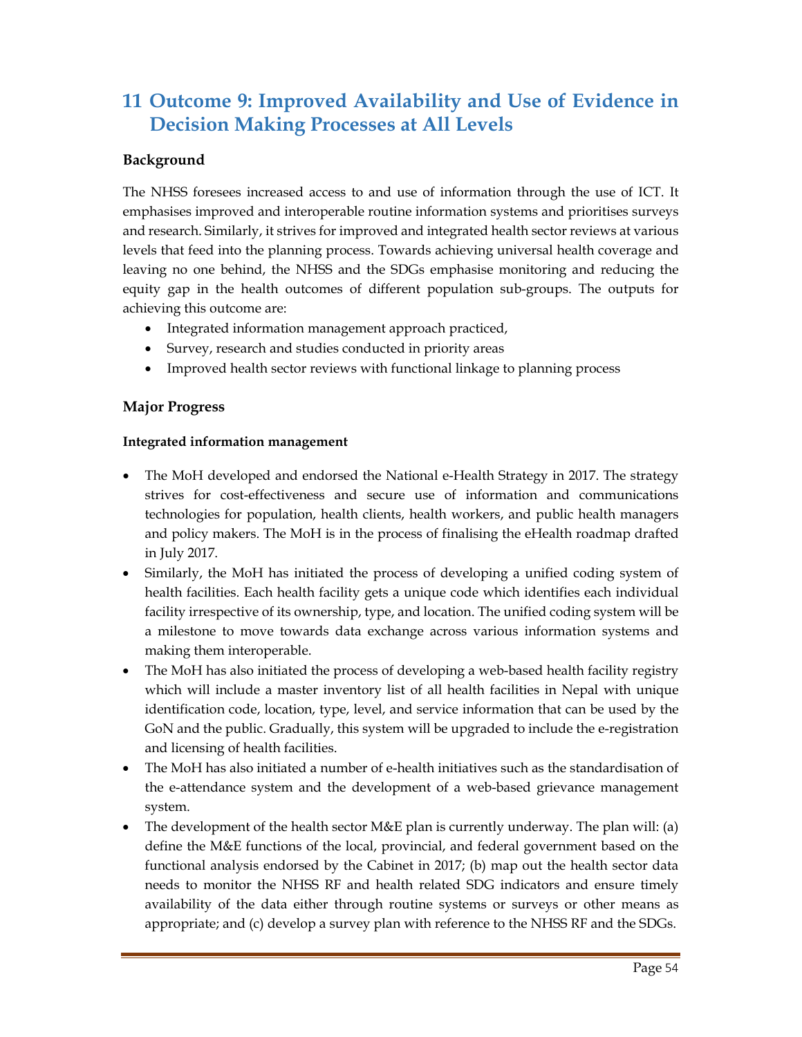# 11 Outcome 9: Improved Availability and Use of Evidence in Decision Making Processes at All Levels

## Background

The NHSS foresees increased access to and use of information through the use of ICT. It emphasises improved and interoperable routine information systems and prioritises surveys and research. Similarly, it strives for improved and integrated health sector reviews at various levels that feed into the planning process. Towards achieving universal health coverage and leaving no one behind, the NHSS and the SDGs emphasise monitoring and reducing the equity gap in the health outcomes of different population sub-groups. The outputs for achieving this outcome are:

- Integrated information management approach practiced,
- Survey, research and studies conducted in priority areas
- Improved health sector reviews with functional linkage to planning process

## Major Progress

### Integrated information management

- The MoH developed and endorsed the National e-Health Strategy in 2017. The strategy strives for cost-effectiveness and secure use of information and communications technologies for population, health clients, health workers, and public health managers and policy makers. The MoH is in the process of finalising the eHealth roadmap drafted in July 2017.
- Similarly, the MoH has initiated the process of developing a unified coding system of health facilities. Each health facility gets a unique code which identifies each individual facility irrespective of its ownership, type, and location. The unified coding system will be a milestone to move towards data exchange across various information systems and making them interoperable.
- The MoH has also initiated the process of developing a web-based health facility registry which will include a master inventory list of all health facilities in Nepal with unique identification code, location, type, level, and service information that can be used by the GoN and the public. Gradually, this system will be upgraded to include the e-registration and licensing of health facilities.
- The MoH has also initiated a number of e-health initiatives such as the standardisation of the e-attendance system and the development of a web-based grievance management system.
- The development of the health sector M&E plan is currently underway. The plan will: (a) define the M&E functions of the local, provincial, and federal government based on the functional analysis endorsed by the Cabinet in 2017; (b) map out the health sector data needs to monitor the NHSS RF and health related SDG indicators and ensure timely availability of the data either through routine systems or surveys or other means as appropriate; and (c) develop a survey plan with reference to the NHSS RF and the SDGs.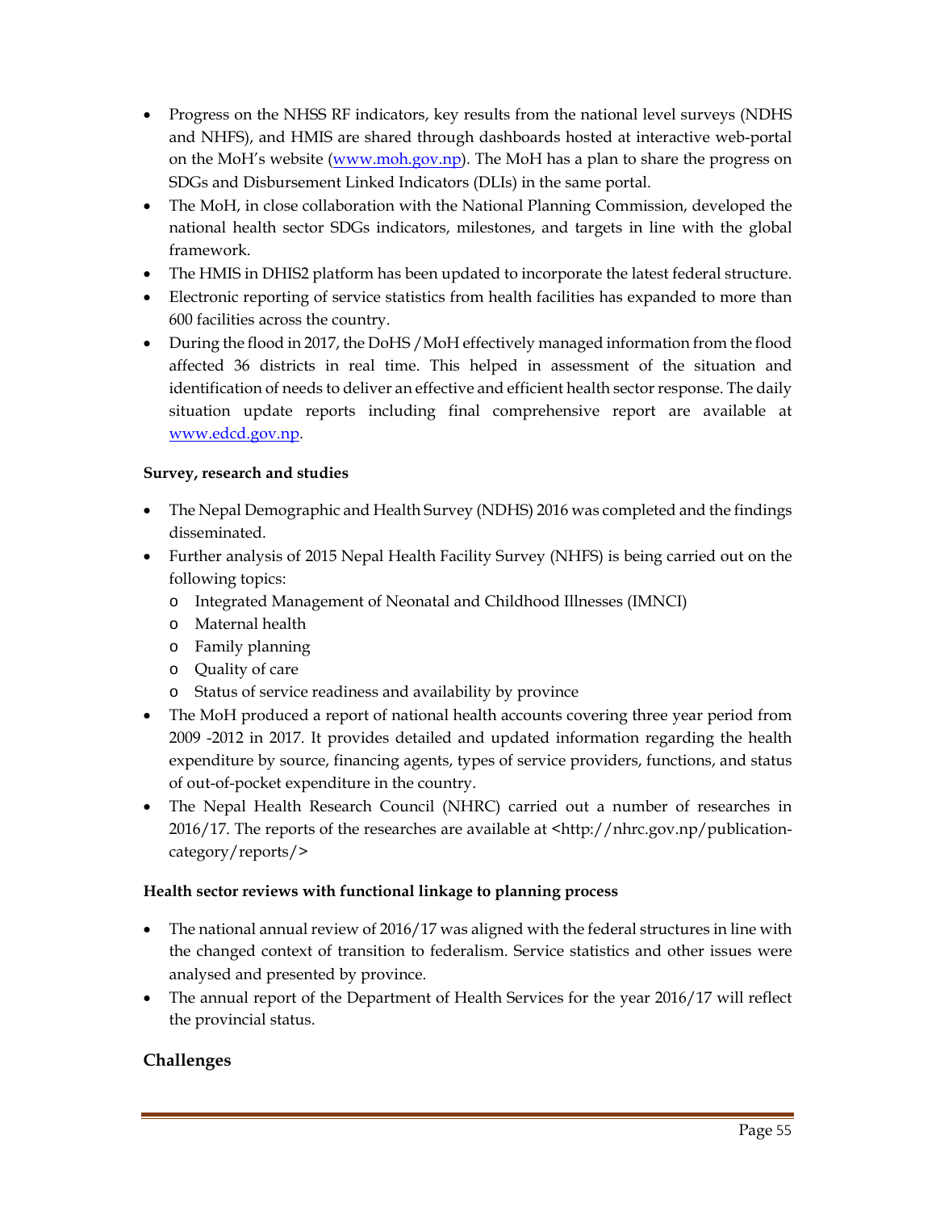- Progress on the NHSS RF indicators, key results from the national level surveys (NDHS and NHFS), and HMIS are shared through dashboards hosted at interactive web-portal on the MoH's website (www.moh.gov.np). The MoH has a plan to share the progress on SDGs and Disbursement Linked Indicators (DLIs) in the same portal.
- The MoH, in close collaboration with the National Planning Commission, developed the national health sector SDGs indicators, milestones, and targets in line with the global framework.
- The HMIS in DHIS2 platform has been updated to incorporate the latest federal structure.
- Electronic reporting of service statistics from health facilities has expanded to more than 600 facilities across the country.
- During the flood in 2017, the DoHS /MoH effectively managed information from the flood affected 36 districts in real time. This helped in assessment of the situation and identification of needs to deliver an effective and efficient health sector response. The daily situation update reports including final comprehensive report are available at www.edcd.gov.np.

**Survey, research and studies**

- The Nepal Demographic and Health Survey (NDHS) 2016 was completed and the findings disseminated.
- Further analysis of 2015 Nepal Health Facility Survey (NHFS) is being carried out on the following topics:
  - Integrated Management of Neonatal and Childhood Illnesses (IMNCI)
  - Maternal health
  - Family planning
  - Quality of care
  - Status of service readiness and availability by province
- The MoH produced a report of national health accounts covering three year period from 2009 -2012 in 2017. It provides detailed and updated information regarding the health expenditure by source, financing agents, types of service providers, functions, and status of out-of-pocket expenditure in the country.
- The Nepal Health Research Council (NHRC) carried out a number of researches in 2016/17. The reports of the researches are available at <http://nhrc.gov.np/publication-category/reports/>

**Health sector reviews with functional linkage to planning process**

- The national annual review of 2016/17 was aligned with the federal structures in line with the changed context of transition to federalism. Service statistics and other issues were analysed and presented by province.
- The annual report of the Department of Health Services for the year 2016/17 will reflect the provincial status.

## Challenges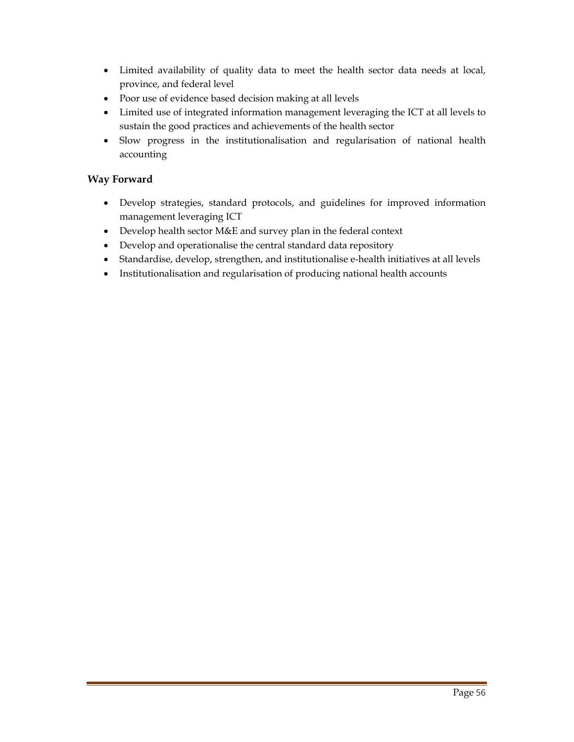- Limited availability of quality data to meet the health sector data needs at local, province, and federal level
- Poor use of evidence based decision making at all levels
- Limited use of integrated information management leveraging the ICT at all levels to sustain the good practices and achievements of the health sector
- Slow progress in the institutionalisation and regularisation of national health accounting

**Way Forward**

- Develop strategies, standard protocols, and guidelines for improved information management leveraging ICT
- Develop health sector M&E and survey plan in the federal context
- Develop and operationalise the central standard data repository
- Standardise, develop, strengthen, and institutionalise e-health initiatives at all levels
- Institutionalisation and regularisation of producing national health accounts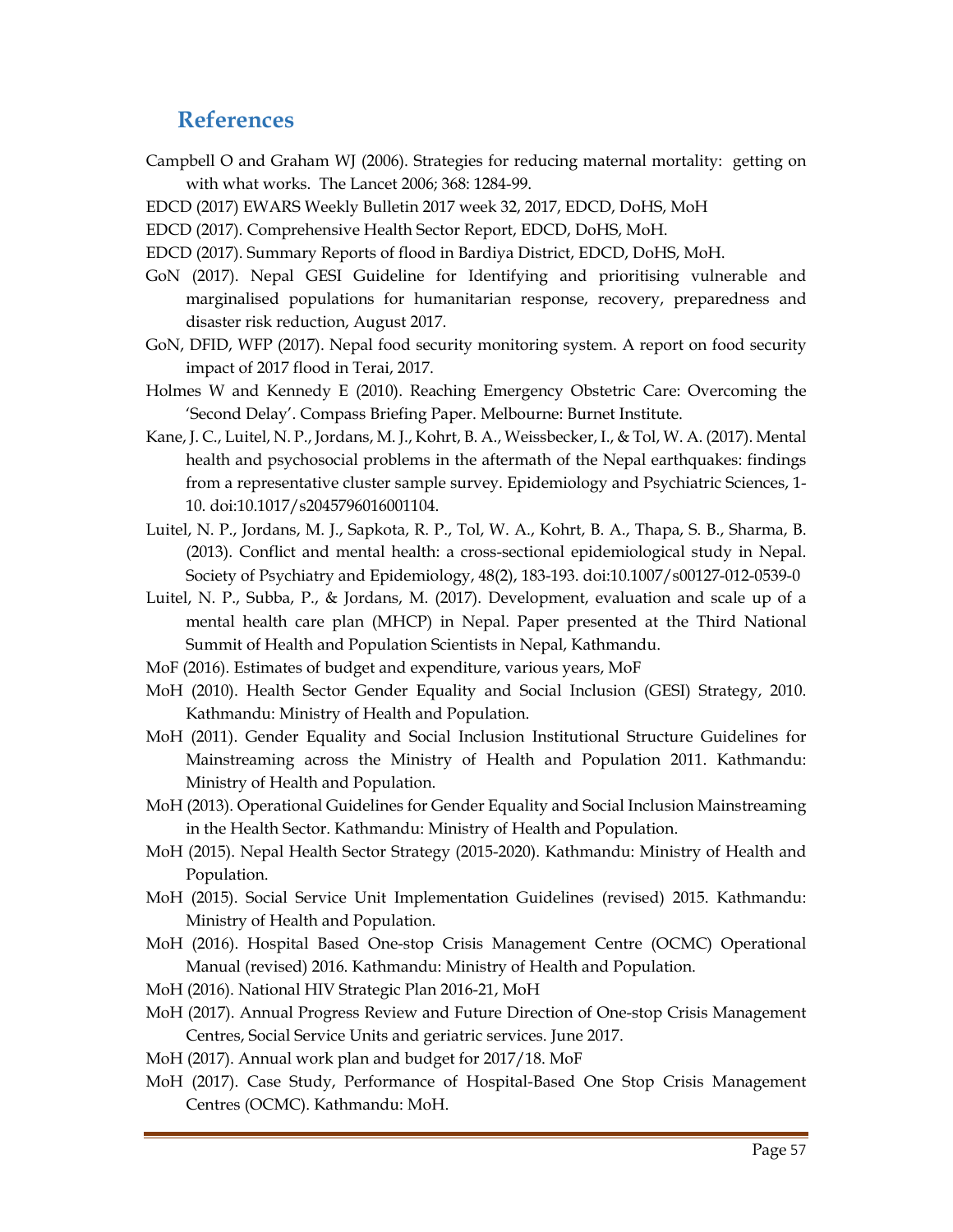## References

Campbell O and Graham WJ (2006). Strategies for reducing maternal mortality: getting on with what works. The Lancet 2006; 368: 1284-99.

EDCD (2017) EWARS Weekly Bulletin 2017 week 32, 2017, EDCD, DoHS, MoH

EDCD (2017). Comprehensive Health Sector Report, EDCD, DoHS, MoH.

EDCD (2017). Summary Reports of flood in Bardiya District, EDCD, DoHS, MoH.

GoN (2017). Nepal GESI Guideline for Identifying and prioritising vulnerable and marginalised populations for humanitarian response, recovery, preparedness and disaster risk reduction, August 2017.

GoN, DFID, WFP (2017). Nepal food security monitoring system. A report on food security impact of 2017 flood in Terai, 2017.

Holmes W and Kennedy E (2010). Reaching Emergency Obstetric Care: Overcoming the 'Second Delay'. Compass Briefing Paper. Melbourne: Burnet Institute.

Kane, J. C., Luitel, N. P., Jordans, M. J., Kohrt, B. A., Weissbecker, I., & Tol, W. A. (2017). Mental health and psychosocial problems in the aftermath of the Nepal earthquakes: findings from a representative cluster sample survey. Epidemiology and Psychiatric Sciences, 1-10. doi:10.1017/s2045796016001104.

Luitel, N. P., Jordans, M. J., Sapkota, R. P., Tol, W. A., Kohrt, B. A., Thapa, S. B., Sharma, B. (2013). Conflict and mental health: a cross-sectional epidemiological study in Nepal. Society of Psychiatry and Epidemiology, 48(2), 183-193. doi:10.1007/s00127-012-0539-0

Luitel, N. P., Subba, P., & Jordans, M. (2017). Development, evaluation and scale up of a mental health care plan (MHCP) in Nepal. Paper presented at the Third National Summit of Health and Population Scientists in Nepal, Kathmandu.

MoF (2016). Estimates of budget and expenditure, various years, MoF

MoH (2010). Health Sector Gender Equality and Social Inclusion (GESI) Strategy, 2010. Kathmandu: Ministry of Health and Population.

MoH (2011). Gender Equality and Social Inclusion Institutional Structure Guidelines for Mainstreaming across the Ministry of Health and Population 2011. Kathmandu: Ministry of Health and Population.

MoH (2013). Operational Guidelines for Gender Equality and Social Inclusion Mainstreaming in the Health Sector. Kathmandu: Ministry of Health and Population.

MoH (2015). Nepal Health Sector Strategy (2015-2020). Kathmandu: Ministry of Health and Population.

MoH (2015). Social Service Unit Implementation Guidelines (revised) 2015. Kathmandu: Ministry of Health and Population.

MoH (2016). Hospital Based One-stop Crisis Management Centre (OCMC) Operational Manual (revised) 2016. Kathmandu: Ministry of Health and Population.

MoH (2016). National HIV Strategic Plan 2016-21, MoH

MoH (2017). Annual Progress Review and Future Direction of One-stop Crisis Management Centres, Social Service Units and geriatric services. June 2017.

MoH (2017). Annual work plan and budget for 2017/18. MoF

MoH (2017). Case Study, Performance of Hospital-Based One Stop Crisis Management Centres (OCMC). Kathmandu: MoH.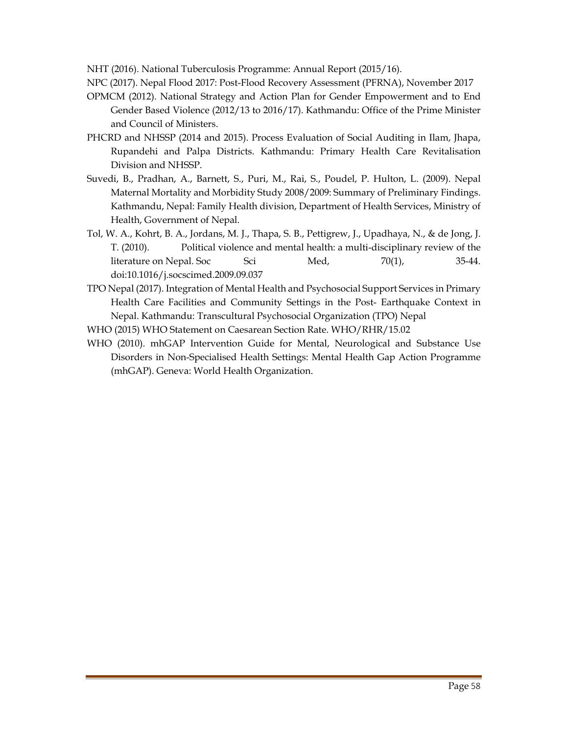NHT (2016). National Tuberculosis Programme: Annual Report (2015/16).

NPC (2017). Nepal Flood 2017: Post-Flood Recovery Assessment (PFRNA), November 2017

OPMCM (2012). National Strategy and Action Plan for Gender Empowerment and to End Gender Based Violence (2012/13 to 2016/17). Kathmandu: Office of the Prime Minister and Council of Ministers.

PHCRD and NHSSP (2014 and 2015). Process Evaluation of Social Auditing in Ilam, Jhapa, Rupandehi and Palpa Districts. Kathmandu: Primary Health Care Revitalisation Division and NHSSP.

Suvedi, B., Pradhan, A., Barnett, S., Puri, M., Rai, S., Poudel, P. Hulton, L. (2009). Nepal Maternal Mortality and Morbidity Study 2008/2009: Summary of Preliminary Findings. Kathmandu, Nepal: Family Health division, Department of Health Services, Ministry of Health, Government of Nepal.

Tol, W. A., Kohrt, B. A., Jordans, M. J., Thapa, S. B., Pettigrew, J., Upadhaya, N., & de Jong, J. T. (2010). Political violence and mental health: a multi-disciplinary review of the literature on Nepal. Soc Sci Med, 70(1), 35-44. doi:10.1016/j.socscimed.2009.09.037

TPO Nepal (2017). Integration of Mental Health and Psychosocial Support Services in Primary Health Care Facilities and Community Settings in the Post- Earthquake Context in Nepal. Kathmandu: Transcultural Psychosocial Organization (TPO) Nepal

WHO (2015) WHO Statement on Caesarean Section Rate. WHO/RHR/15.02

WHO (2010). mhGAP Intervention Guide for Mental, Neurological and Substance Use Disorders in Non-Specialised Health Settings: Mental Health Gap Action Programme (mhGAP). Geneva: World Health Organization.